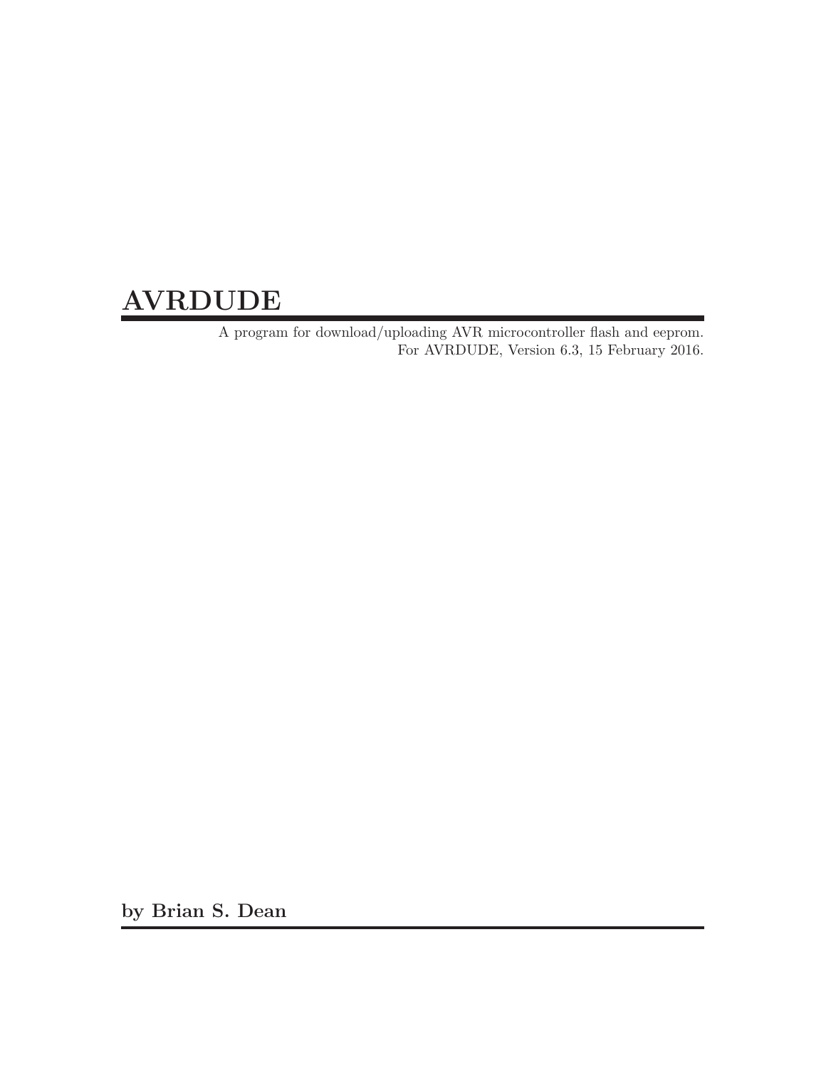# AVRDUDE

A program for download/uploading AVR microcontroller flash and eeprom.
For AVRDUDE, Version 6.3, 15 February 2016.

**by Brian S. Dean**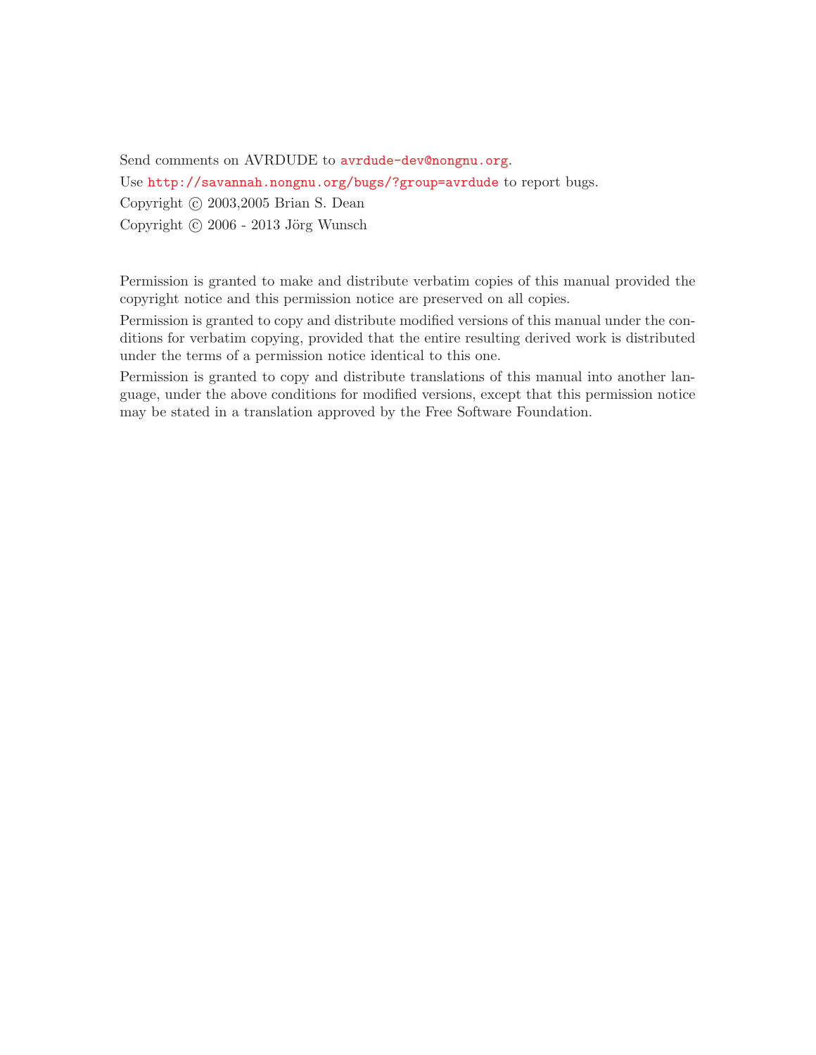Send comments on AVRDUDE to avrdude-dev@nongnu.org.

Use http://savannah.nongnu.org/bugs/?group=avrdude to report bugs.

Copyright © 2003,2005 Brian S. Dean

Copyright © 2006 - 2013 Jörg Wunsch

Permission is granted to make and distribute verbatim copies of this manual provided the copyright notice and this permission notice are preserved on all copies.

Permission is granted to copy and distribute modified versions of this manual under the conditions for verbatim copying, provided that the entire resulting derived work is distributed under the terms of a permission notice identical to this one.

Permission is granted to copy and distribute translations of this manual into another language, under the above conditions for modified versions, except that this permission notice may be stated in a translation approved by the Free Software Foundation.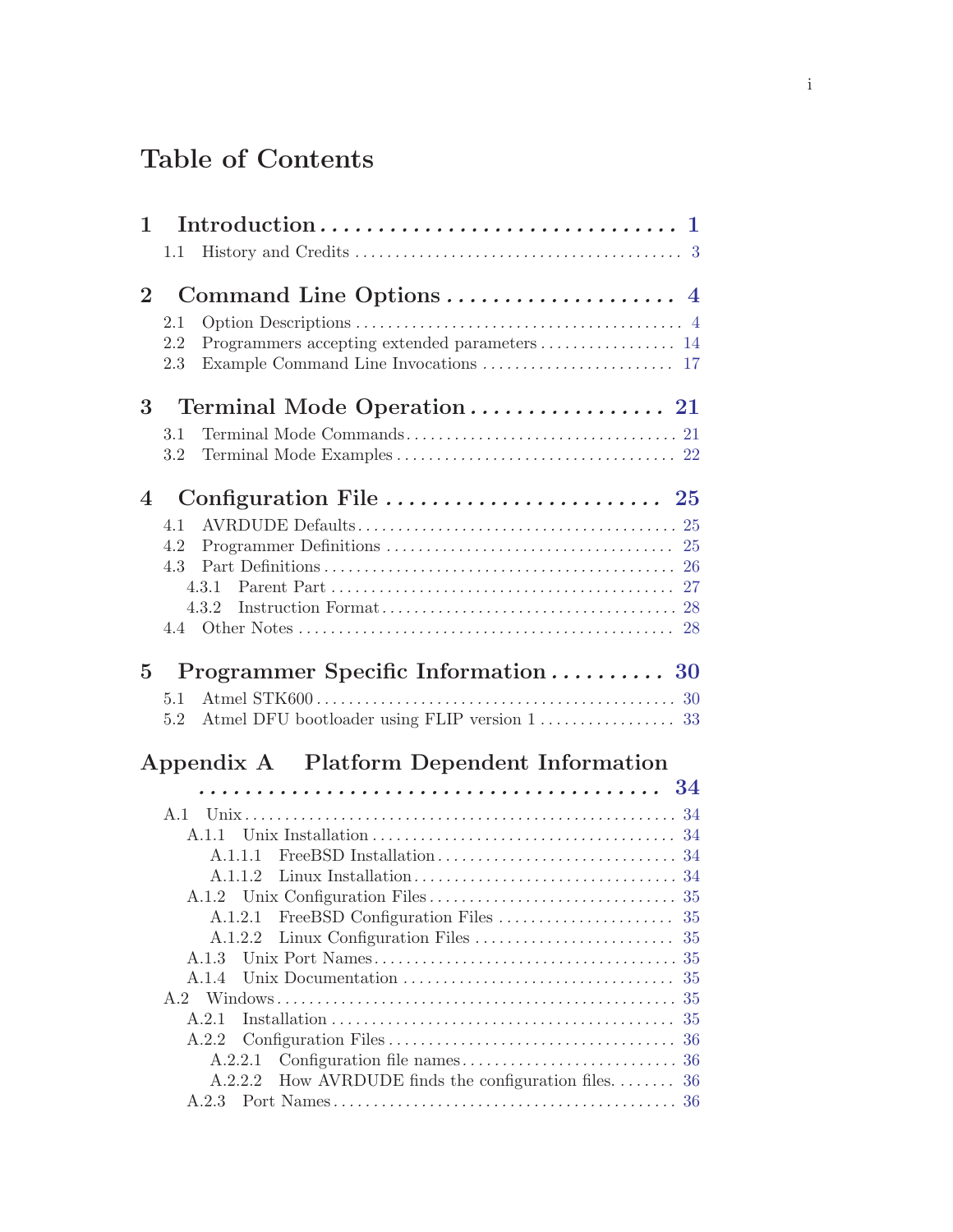# Table of Contents

**1 Introduction** .................................. **1**

- 1.1 History and Credits .................................. 3

**2 Command Line Options** .................................. **4**

- 2.1 Option Descriptions .................................. 4
- 2.2 Programmers accepting extended parameters .................................. 14
- 2.3 Example Command Line Invocations .................................. 17

**3 Terminal Mode Operation** .................................. **21**

- 3.1 Terminal Mode Commands .................................. 21
- 3.2 Terminal Mode Examples .................................. 22

**4 Configuration File** .................................. **25**

- 4.1 AVRDUDE Defaults .................................. 25
- 4.2 Programmer Definitions .................................. 25
- 4.3 Part Definitions .................................. 26
  - 4.3.1 Parent Part .................................. 27
  - 4.3.2 Instruction Format .................................. 28
- 4.4 Other Notes .................................. 28

**5 Programmer Specific Information** .................................. **30**

- 5.1 Atmel STK600 .................................. 30
- 5.2 Atmel DFU bootloader using FLIP version 1 .................................. 33

**Appendix A Platform Dependent Information** .................................. **34**

- A.1 Unix .................................. 34
  - A.1.1 Unix Installation .................................. 34
    - A.1.1.1 FreeBSD Installation .................................. 34
    - A.1.1.2 Linux Installation .................................. 34
  - A.1.2 Unix Configuration Files .................................. 35
    - A.1.2.1 FreeBSD Configuration Files .................................. 35
    - A.1.2.2 Linux Configuration Files .................................. 35
  - A.1.3 Unix Port Names .................................. 35
  - A.1.4 Unix Documentation .................................. 35
- A.2 Windows .................................. 35
  - A.2.1 Installation .................................. 35
  - A.2.2 Configuration Files .................................. 36
    - A.2.2.1 Configuration file names .................................. 36
    - A.2.2.2 How AVRDUDE finds the configuration files. .................................. 36
  - A.2.3 Port Names .................................. 36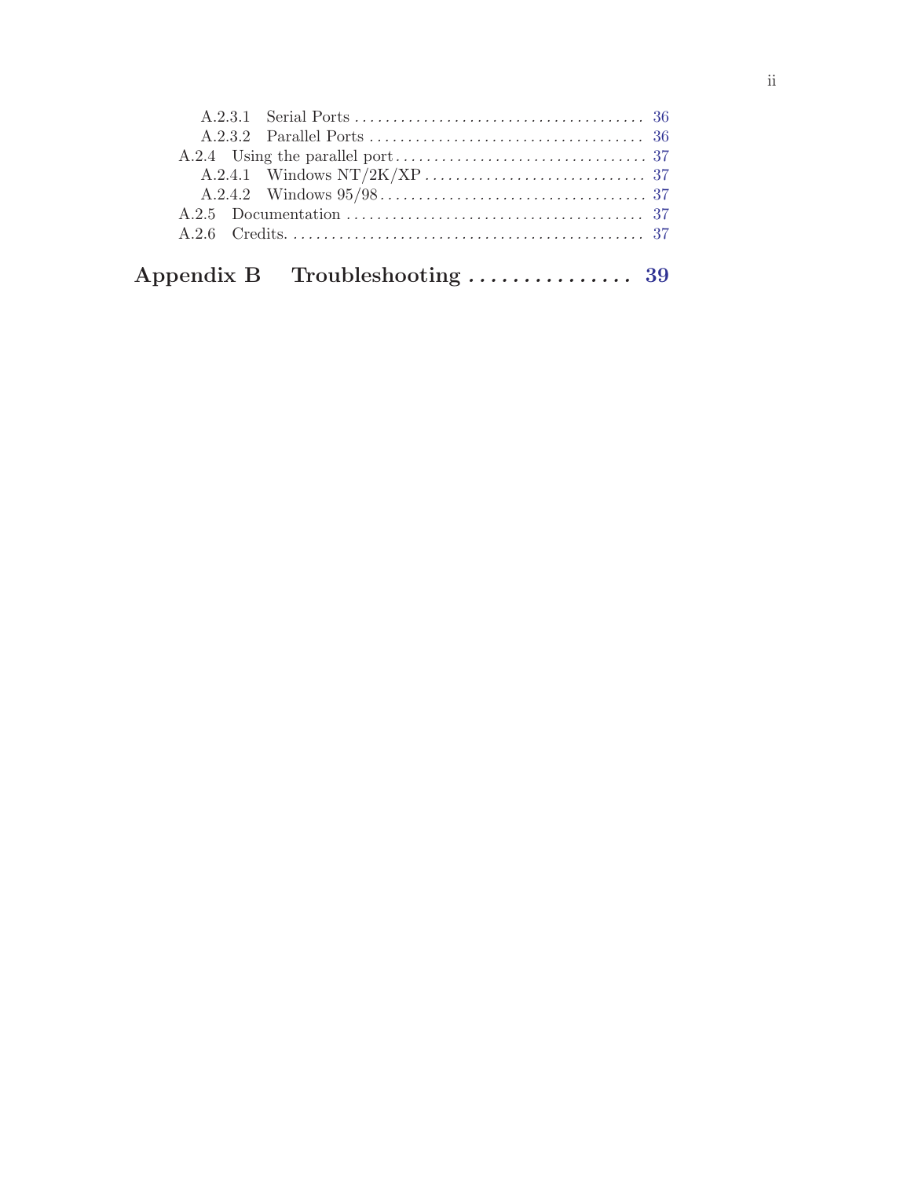- A.2.3.1 Serial Ports . . . . . . . . . . . . . . . . . . . . . . . . . . . . . . . . . . . . . . 36
- A.2.3.2 Parallel Ports . . . . . . . . . . . . . . . . . . . . . . . . . . . . . . . . . . . . 36
- A.2.4 Using the parallel port . . . . . . . . . . . . . . . . . . . . . . . . . . . . . . . . . 37
  - A.2.4.1 Windows NT/2K/XP . . . . . . . . . . . . . . . . . . . . . . . . . . . . . 37
  - A.2.4.2 Windows 95/98 . . . . . . . . . . . . . . . . . . . . . . . . . . . . . . . . . . . 37
- A.2.5 Documentation . . . . . . . . . . . . . . . . . . . . . . . . . . . . . . . . . . . . . . . 37
- A.2.6 Credits. . . . . . . . . . . . . . . . . . . . . . . . . . . . . . . . . . . . . . . . . . . . . . . 37

**Appendix B Troubleshooting . . . . . . . . . . . . . . . 39**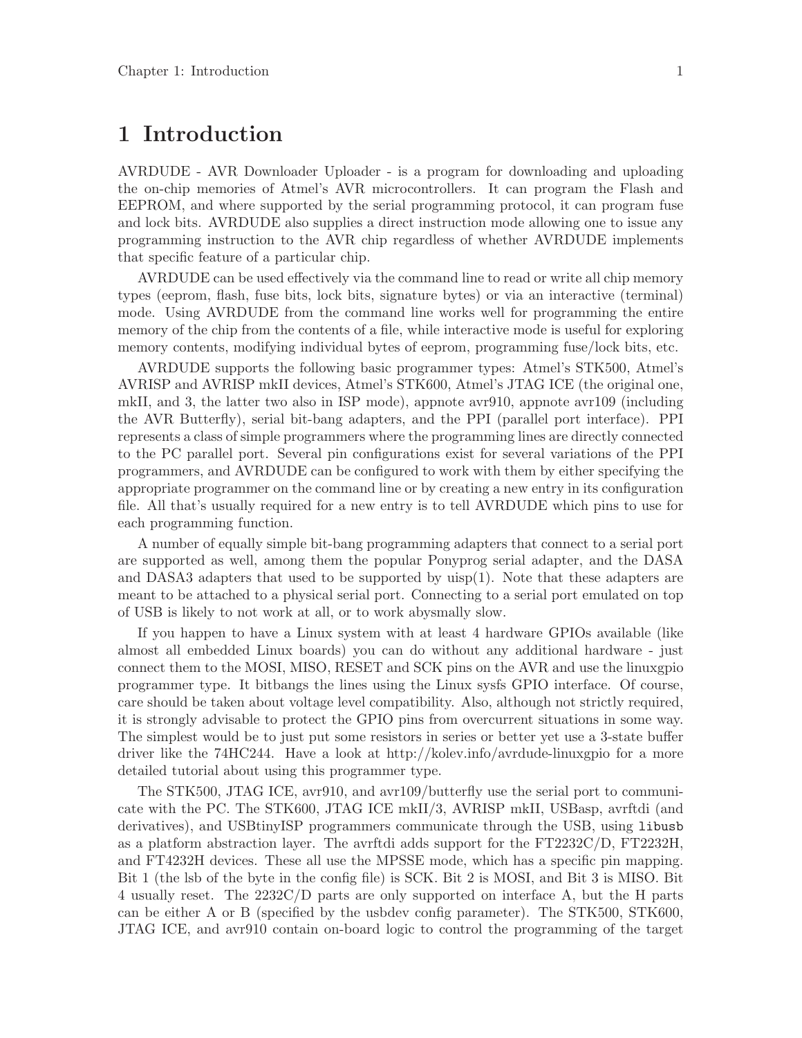# 1 Introduction

AVRDUDE - AVR Downloader Uploader - is a program for downloading and uploading the on-chip memories of Atmel's AVR microcontrollers. It can program the Flash and EEPROM, and where supported by the serial programming protocol, it can program fuse and lock bits. AVRDUDE also supplies a direct instruction mode allowing one to issue any programming instruction to the AVR chip regardless of whether AVRDUDE implements that specific feature of a particular chip.

AVRDUDE can be used effectively via the command line to read or write all chip memory types (eeprom, flash, fuse bits, lock bits, signature bytes) or via an interactive (terminal) mode. Using AVRDUDE from the command line works well for programming the entire memory of the chip from the contents of a file, while interactive mode is useful for exploring memory contents, modifying individual bytes of eeprom, programming fuse/lock bits, etc.

AVRDUDE supports the following basic programmer types: Atmel's STK500, Atmel's AVRISP and AVRISP mkII devices, Atmel's STK600, Atmel's JTAG ICE (the original one, mkII, and 3, the latter two also in ISP mode), appnote avr910, appnote avr109 (including the AVR Butterfly), serial bit-bang adapters, and the PPI (parallel port interface). PPI represents a class of simple programmers where the programming lines are directly connected to the PC parallel port. Several pin configurations exist for several variations of the PPI programmers, and AVRDUDE can be configured to work with them by either specifying the appropriate programmer on the command line or by creating a new entry in its configuration file. All that's usually required for a new entry is to tell AVRDUDE which pins to use for each programming function.

A number of equally simple bit-bang programming adapters that connect to a serial port are supported as well, among them the popular Ponyprog serial adapter, and the DASA and DASA3 adapters that used to be supported by uisp(1). Note that these adapters are meant to be attached to a physical serial port. Connecting to a serial port emulated on top of USB is likely to not work at all, or to work abysmally slow.

If you happen to have a Linux system with at least 4 hardware GPIOs available (like almost all embedded Linux boards) you can do without any additional hardware - just connect them to the MOSI, MISO, RESET and SCK pins on the AVR and use the linuxgpio programmer type. It bitbangs the lines using the Linux sysfs GPIO interface. Of course, care should be taken about voltage level compatibility. Also, although not strictly required, it is strongly advisable to protect the GPIO pins from overcurrent situations in some way. The simplest would be to just put some resistors in series or better yet use a 3-state buffer driver like the 74HC244. Have a look at http://kolev.info/avrdude-linuxgpio for a more detailed tutorial about using this programmer type.

The STK500, JTAG ICE, avr910, and avr109/butterfly use the serial port to communicate with the PC. The STK600, JTAG ICE mkII/3, AVRISP mkII, USBasp, avrftdi (and derivatives), and USBtinyISP programmers communicate through the USB, using `libusb` as a platform abstraction layer. The avrftdi adds support for the FT2232C/D, FT2232H, and FT4232H devices. These all use the MPSSE mode, which has a specific pin mapping. Bit 1 (the lsb of the byte in the config file) is SCK. Bit 2 is MOSI, and Bit 3 is MISO. Bit 4 usually reset. The 2232C/D parts are only supported on interface A, but the H parts can be either A or B (specified by the usbdev config parameter). The STK500, STK600, JTAG ICE, and avr910 contain on-board logic to control the programming of the target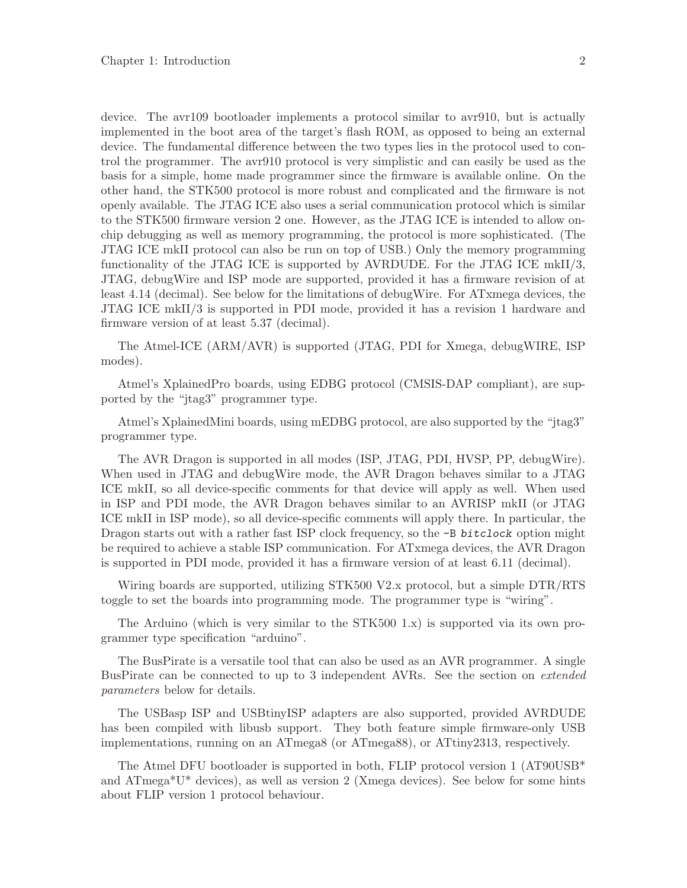device. The avr109 bootloader implements a protocol similar to avr910, but is actually implemented in the boot area of the target's flash ROM, as opposed to being an external device. The fundamental difference between the two types lies in the protocol used to control the programmer. The avr910 protocol is very simplistic and can easily be used as the basis for a simple, home made programmer since the firmware is available online. On the other hand, the STK500 protocol is more robust and complicated and the firmware is not openly available. The JTAG ICE also uses a serial communication protocol which is similar to the STK500 firmware version 2 one. However, as the JTAG ICE is intended to allow on-chip debugging as well as memory programming, the protocol is more sophisticated. (The JTAG ICE mkII protocol can also be run on top of USB.) Only the memory programming functionality of the JTAG ICE is supported by AVRDUDE. For the JTAG ICE mkII/3, JTAG, debugWire and ISP mode are supported, provided it has a firmware revision of at least 4.14 (decimal). See below for the limitations of debugWire. For ATxmega devices, the JTAG ICE mkII/3 is supported in PDI mode, provided it has a revision 1 hardware and firmware version of at least 5.37 (decimal).

The Atmel-ICE (ARM/AVR) is supported (JTAG, PDI for Xmega, debugWIRE, ISP modes).

Atmel's XplainedPro boards, using EDBG protocol (CMSIS-DAP compliant), are supported by the "jtag3" programmer type.

Atmel's XplainedMini boards, using mEDBG protocol, are also supported by the "jtag3" programmer type.

The AVR Dragon is supported in all modes (ISP, JTAG, PDI, HVSP, PP, debugWire). When used in JTAG and debugWire mode, the AVR Dragon behaves similar to a JTAG ICE mkII, so all device-specific comments for that device will apply as well. When used in ISP and PDI mode, the AVR Dragon behaves similar to an AVRISP mkII (or JTAG ICE mkII in ISP mode), so all device-specific comments will apply there. In particular, the Dragon starts out with a rather fast ISP clock frequency, so the `-B bitclock` option might be required to achieve a stable ISP communication. For ATxmega devices, the AVR Dragon is supported in PDI mode, provided it has a firmware version of at least 6.11 (decimal).

Wiring boards are supported, utilizing STK500 V2.x protocol, but a simple DTR/RTS toggle to set the boards into programming mode. The programmer type is "wiring".

The Arduino (which is very similar to the STK500 1.x) is supported via its own programmer type specification "arduino".

The BusPirate is a versatile tool that can also be used as an AVR programmer. A single BusPirate can be connected to up to 3 independent AVRs. See the section on *extended parameters* below for details.

The USBasp ISP and USBtinyISP adapters are also supported, provided AVRDUDE has been compiled with libusb support. They both feature simple firmware-only USB implementations, running on an ATmega8 (or ATmega88), or ATtiny2313, respectively.

The Atmel DFU bootloader is supported in both, FLIP protocol version 1 (AT90USB* and ATmega*U* devices), as well as version 2 (Xmega devices). See below for some hints about FLIP version 1 protocol behaviour.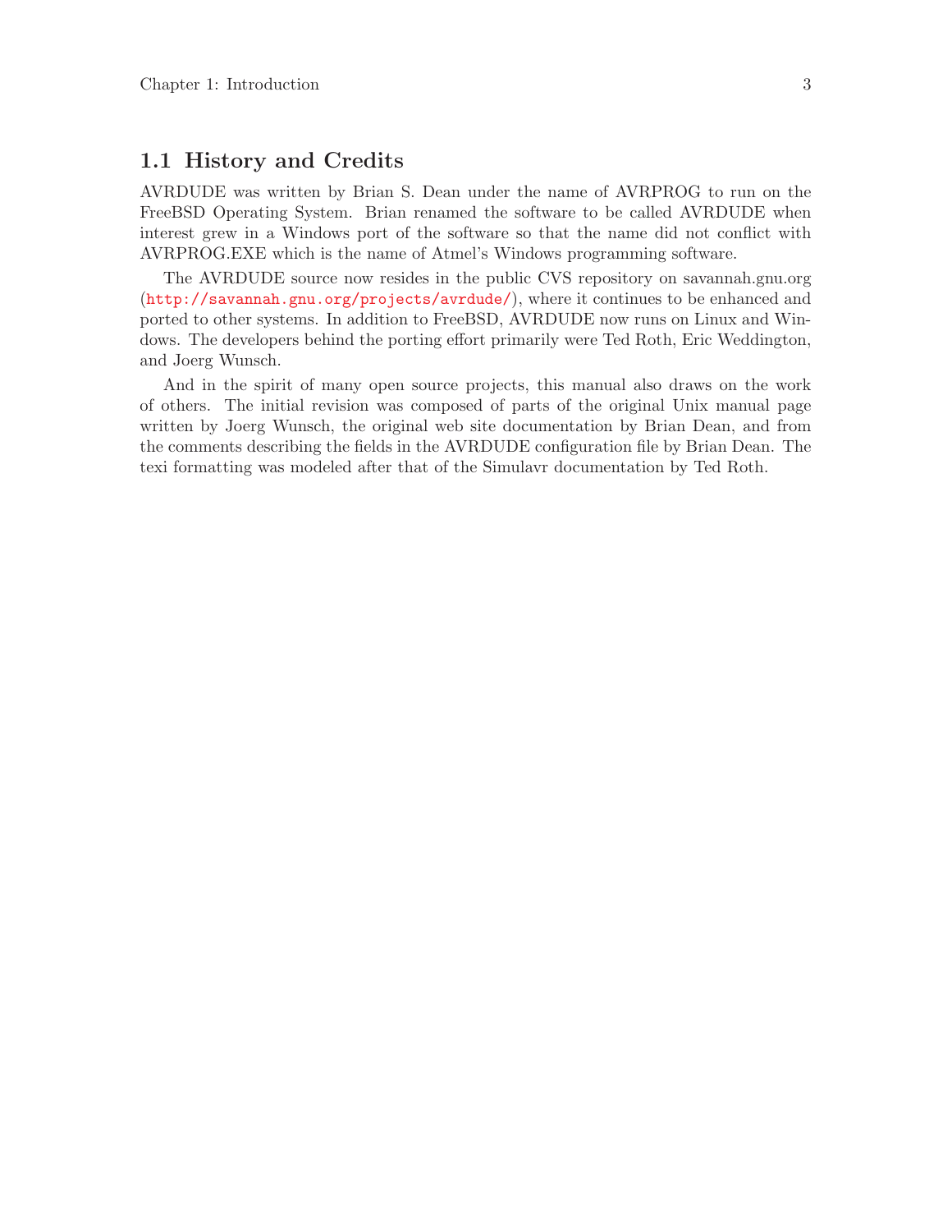## 1.1 History and Credits

AVRDUDE was written by Brian S. Dean under the name of AVRPROG to run on the FreeBSD Operating System. Brian renamed the software to be called AVRDUDE when interest grew in a Windows port of the software so that the name did not conflict with AVRPROG.EXE which is the name of Atmel's Windows programming software.

The AVRDUDE source now resides in the public CVS repository on savannah.gnu.org (http://savannah.gnu.org/projects/avrdude/), where it continues to be enhanced and ported to other systems. In addition to FreeBSD, AVRDUDE now runs on Linux and Windows. The developers behind the porting effort primarily were Ted Roth, Eric Weddington, and Joerg Wunsch.

And in the spirit of many open source projects, this manual also draws on the work of others. The initial revision was composed of parts of the original Unix manual page written by Joerg Wunsch, the original web site documentation by Brian Dean, and from the comments describing the fields in the AVRDUDE configuration file by Brian Dean. The texi formatting was modeled after that of the Simulavr documentation by Ted Roth.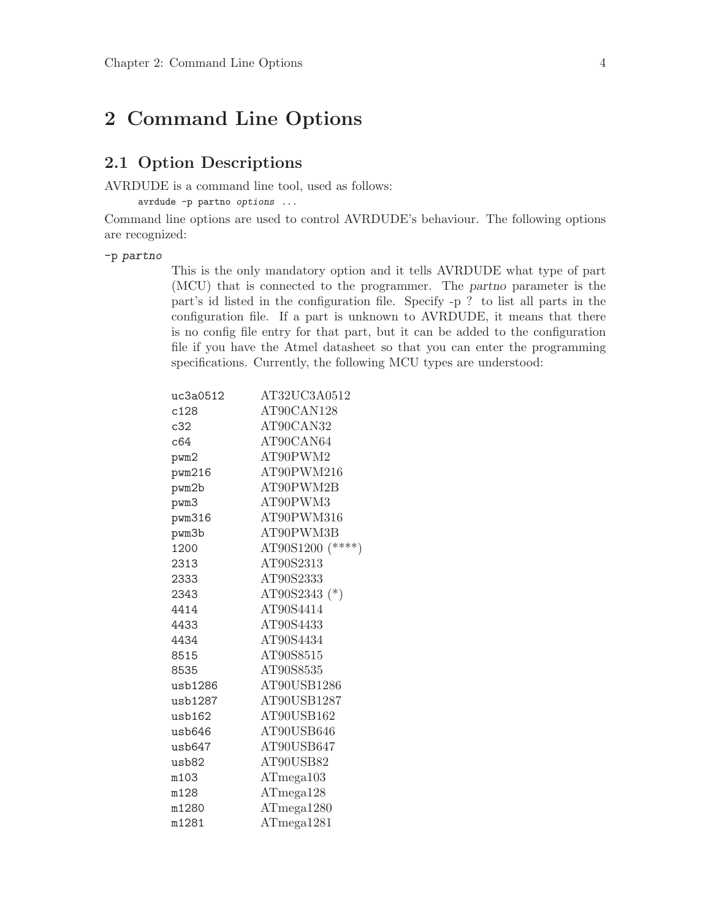# 2 Command Line Options

## 2.1 Option Descriptions

AVRDUDE is a command line tool, used as follows:

```
avrdude -p partno options ...
```

Command line options are used to control AVRDUDE's behaviour. The following options are recognized:

`-p` *partno*

This is the only mandatory option and it tells AVRDUDE what type of part (MCU) that is connected to the programmer. The *partno* parameter is the part's id listed in the configuration file. Specify -p ? to list all parts in the configuration file. If a part is unknown to AVRDUDE, it means that there is no config file entry for that part, but it can be added to the configuration file if you have the Atmel datasheet so that you can enter the programming specifications. Currently, the following MCU types are understood:

| | |
|---|---|
| uc3a0512 | AT32UC3A0512 |
| c128 | AT90CAN128 |
| c32 | AT90CAN32 |
| c64 | AT90CAN64 |
| pwm2 | AT90PWM2 |
| pwm216 | AT90PWM216 |
| pwm2b | AT90PWM2B |
| pwm3 | AT90PWM3 |
| pwm316 | AT90PWM316 |
| pwm3b | AT90PWM3B |
| 1200 | AT90S1200 (****) |
| 2313 | AT90S2313 |
| 2333 | AT90S2333 |
| 2343 | AT90S2343 (*) |
| 4414 | AT90S4414 |
| 4433 | AT90S4433 |
| 4434 | AT90S4434 |
| 8515 | AT90S8515 |
| 8535 | AT90S8535 |
| usb1286 | AT90USB1286 |
| usb1287 | AT90USB1287 |
| usb162 | AT90USB162 |
| usb646 | AT90USB646 |
| usb647 | AT90USB647 |
| usb82 | AT90USB82 |
| m103 | ATmega103 |
| m128 | ATmega128 |
| m1280 | ATmega1280 |
| m1281 | ATmega1281 |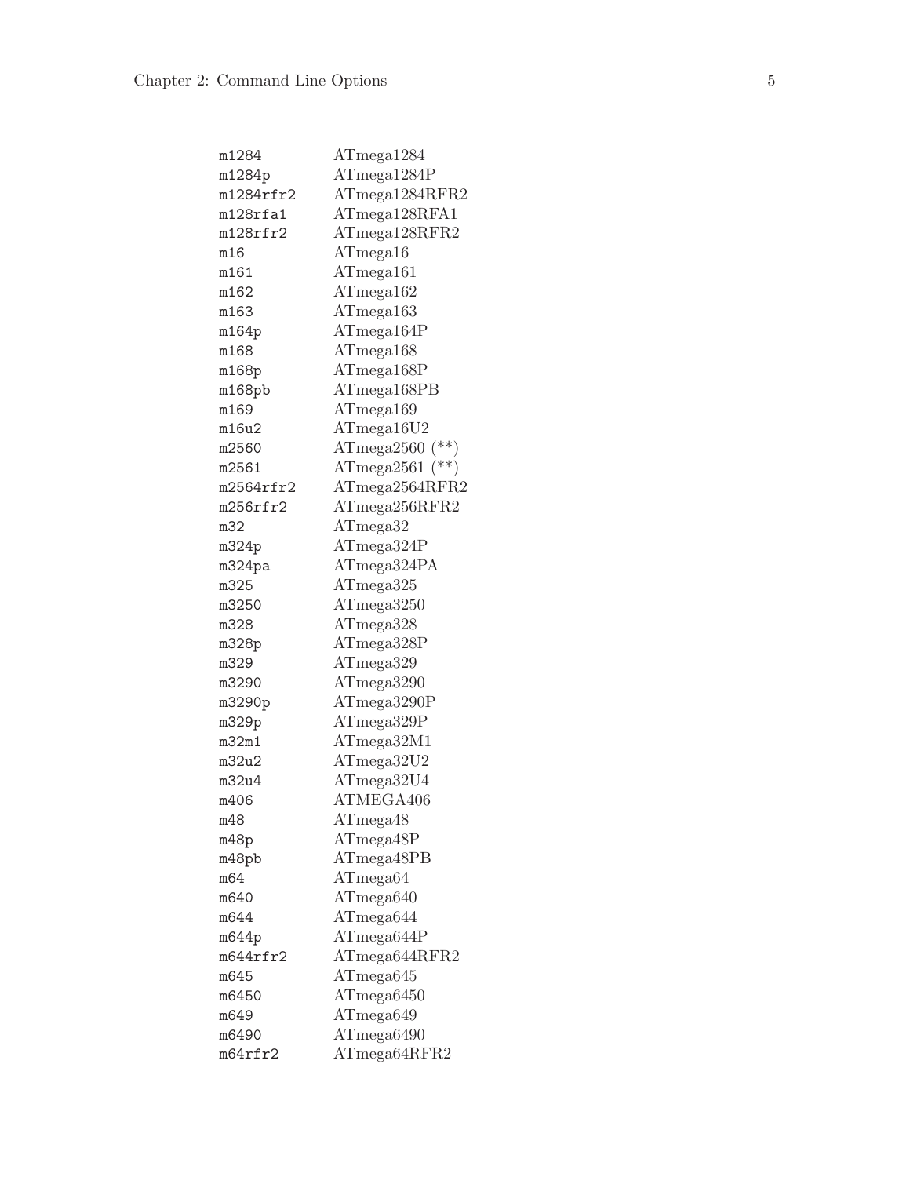| | |
|---|---|
| `m1284` | ATmega1284 |
| `m1284p` | ATmega1284P |
| `m1284rfr2` | ATmega1284RFR2 |
| `m128rfa1` | ATmega128RFA1 |
| `m128rfr2` | ATmega128RFR2 |
| `m16` | ATmega16 |
| `m161` | ATmega161 |
| `m162` | ATmega162 |
| `m163` | ATmega163 |
| `m164p` | ATmega164P |
| `m168` | ATmega168 |
| `m168p` | ATmega168P |
| `m168pb` | ATmega168PB |
| `m169` | ATmega169 |
| `m16u2` | ATmega16U2 |
| `m2560` | ATmega2560 (**) |
| `m2561` | ATmega2561 (**) |
| `m2564rfr2` | ATmega2564RFR2 |
| `m256rfr2` | ATmega256RFR2 |
| `m32` | ATmega32 |
| `m324p` | ATmega324P |
| `m324pa` | ATmega324PA |
| `m325` | ATmega325 |
| `m3250` | ATmega3250 |
| `m328` | ATmega328 |
| `m328p` | ATmega328P |
| `m329` | ATmega329 |
| `m3290` | ATmega3290 |
| `m3290p` | ATmega3290P |
| `m329p` | ATmega329P |
| `m32m1` | ATmega32M1 |
| `m32u2` | ATmega32U2 |
| `m32u4` | ATmega32U4 |
| `m406` | ATMEGA406 |
| `m48` | ATmega48 |
| `m48p` | ATmega48P |
| `m48pb` | ATmega48PB |
| `m64` | ATmega64 |
| `m640` | ATmega640 |
| `m644` | ATmega644 |
| `m644p` | ATmega644P |
| `m644rfr2` | ATmega644RFR2 |
| `m645` | ATmega645 |
| `m6450` | ATmega6450 |
| `m649` | ATmega649 |
| `m6490` | ATmega6490 |
| `m64rfr2` | ATmega64RFR2 |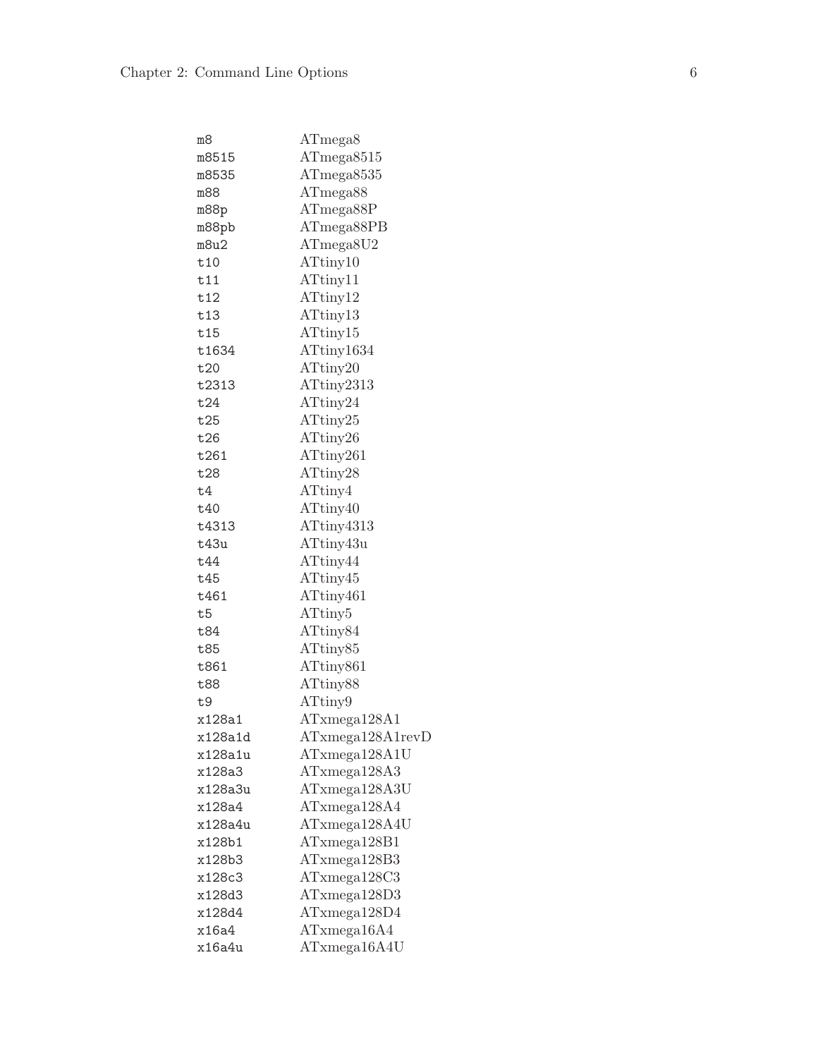| | |
|---|---|
| `m8` | ATmega8 |
| `m8515` | ATmega8515 |
| `m8535` | ATmega8535 |
| `m88` | ATmega88 |
| `m88p` | ATmega88P |
| `m88pb` | ATmega88PB |
| `m8u2` | ATmega8U2 |
| `t10` | ATtiny10 |
| `t11` | ATtiny11 |
| `t12` | ATtiny12 |
| `t13` | ATtiny13 |
| `t15` | ATtiny15 |
| `t1634` | ATtiny1634 |
| `t20` | ATtiny20 |
| `t2313` | ATtiny2313 |
| `t24` | ATtiny24 |
| `t25` | ATtiny25 |
| `t26` | ATtiny26 |
| `t261` | ATtiny261 |
| `t28` | ATtiny28 |
| `t4` | ATtiny4 |
| `t40` | ATtiny40 |
| `t4313` | ATtiny4313 |
| `t43u` | ATtiny43u |
| `t44` | ATtiny44 |
| `t45` | ATtiny45 |
| `t461` | ATtiny461 |
| `t5` | ATtiny5 |
| `t84` | ATtiny84 |
| `t85` | ATtiny85 |
| `t861` | ATtiny861 |
| `t88` | ATtiny88 |
| `t9` | ATtiny9 |
| `x128a1` | ATxmega128A1 |
| `x128a1d` | ATxmega128A1revD |
| `x128a1u` | ATxmega128A1U |
| `x128a3` | ATxmega128A3 |
| `x128a3u` | ATxmega128A3U |
| `x128a4` | ATxmega128A4 |
| `x128a4u` | ATxmega128A4U |
| `x128b1` | ATxmega128B1 |
| `x128b3` | ATxmega128B3 |
| `x128c3` | ATxmega128C3 |
| `x128d3` | ATxmega128D3 |
| `x128d4` | ATxmega128D4 |
| `x16a4` | ATxmega16A4 |
| `x16a4u` | ATxmega16A4U |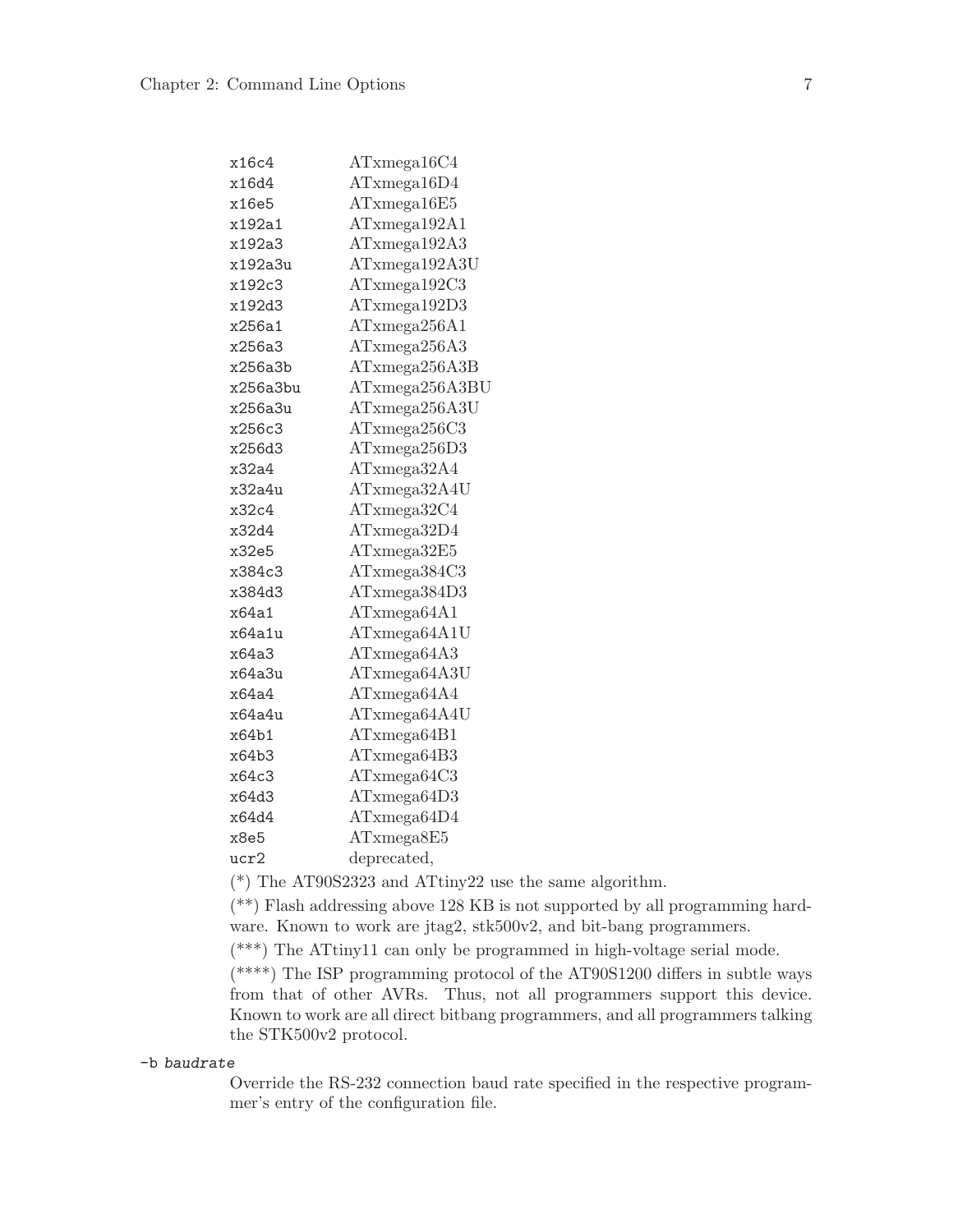| | |
|---|---|
| `x16c4` | ATxmega16C4 |
| `x16d4` | ATxmega16D4 |
| `x16e5` | ATxmega16E5 |
| `x192a1` | ATxmega192A1 |
| `x192a3` | ATxmega192A3 |
| `x192a3u` | ATxmega192A3U |
| `x192c3` | ATxmega192C3 |
| `x192d3` | ATxmega192D3 |
| `x256a1` | ATxmega256A1 |
| `x256a3` | ATxmega256A3 |
| `x256a3b` | ATxmega256A3B |
| `x256a3bu` | ATxmega256A3BU |
| `x256a3u` | ATxmega256A3U |
| `x256c3` | ATxmega256C3 |
| `x256d3` | ATxmega256D3 |
| `x32a4` | ATxmega32A4 |
| `x32a4u` | ATxmega32A4U |
| `x32c4` | ATxmega32C4 |
| `x32d4` | ATxmega32D4 |
| `x32e5` | ATxmega32E5 |
| `x384c3` | ATxmega384C3 |
| `x384d3` | ATxmega384D3 |
| `x64a1` | ATxmega64A1 |
| `x64a1u` | ATxmega64A1U |
| `x64a3` | ATxmega64A3 |
| `x64a3u` | ATxmega64A3U |
| `x64a4` | ATxmega64A4 |
| `x64a4u` | ATxmega64A4U |
| `x64b1` | ATxmega64B1 |
| `x64b3` | ATxmega64B3 |
| `x64c3` | ATxmega64C3 |
| `x64d3` | ATxmega64D3 |
| `x64d4` | ATxmega64D4 |
| `x8e5` | ATxmega8E5 |
| `ucr2` | deprecated, |

(*) The AT90S2323 and ATtiny22 use the same algorithm.

(**) Flash addressing above 128 KB is not supported by all programming hardware. Known to work are jtag2, stk500v2, and bit-bang programmers.

(***) The ATtiny11 can only be programmed in high-voltage serial mode.

(****) The ISP programming protocol of the AT90S1200 differs in subtle ways from that of other AVRs. Thus, not all programmers support this device. Known to work are all direct bitbang programmers, and all programmers talking the STK500v2 protocol.

`-b` *baudrate*

Override the RS-232 connection baud rate specified in the respective programmer's entry of the configuration file.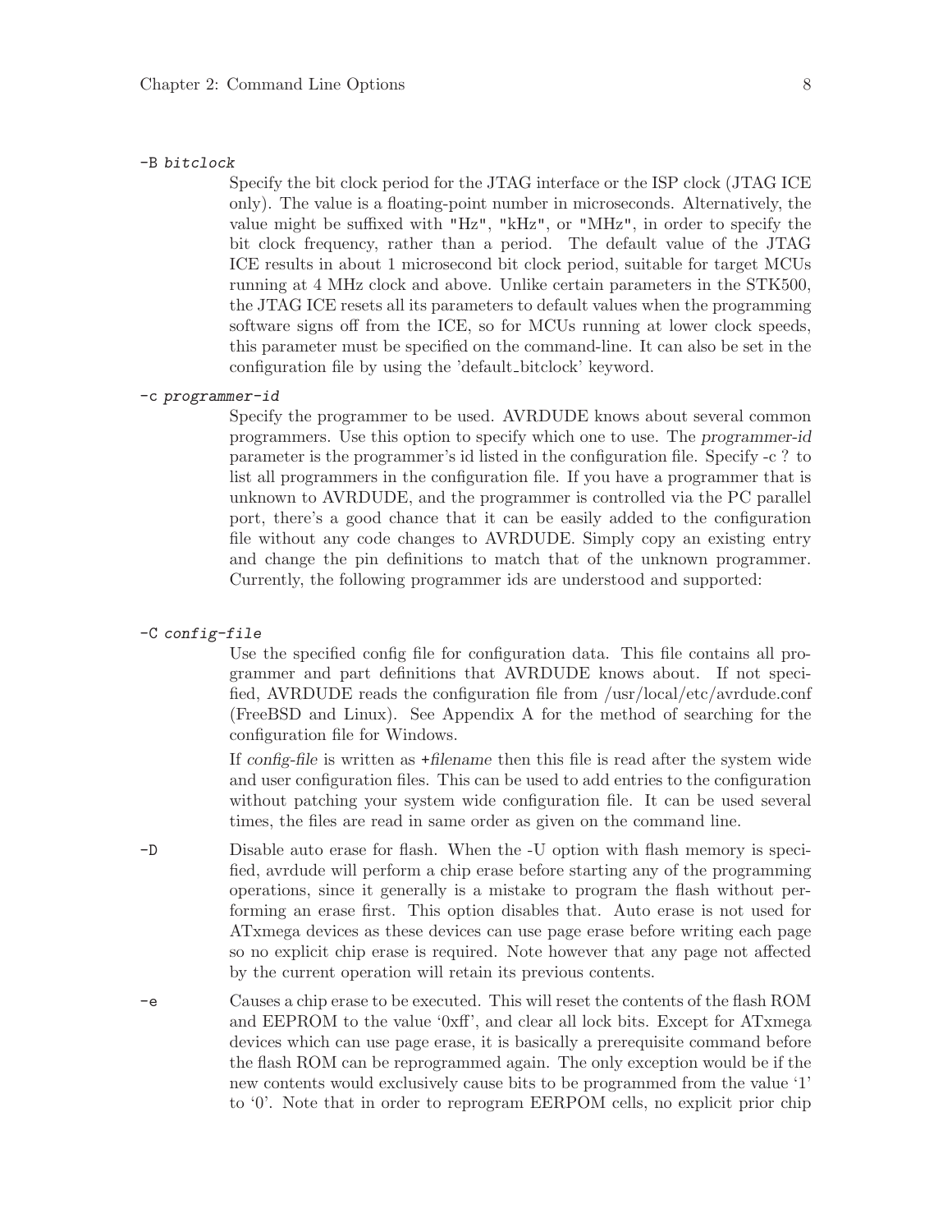`-B bitclock`

Specify the bit clock period for the JTAG interface or the ISP clock (JTAG ICE only). The value is a floating-point number in microseconds. Alternatively, the value might be suffixed with "Hz", "kHz", or "MHz", in order to specify the bit clock frequency, rather than a period. The default value of the JTAG ICE results in about 1 microsecond bit clock period, suitable for target MCUs running at 4 MHz clock and above. Unlike certain parameters in the STK500, the JTAG ICE resets all its parameters to default values when the programming software signs off from the ICE, so for MCUs running at lower clock speeds, this parameter must be specified on the command-line. It can also be set in the configuration file by using the 'default_bitclock' keyword.

`-c programmer-id`

Specify the programmer to be used. AVRDUDE knows about several common programmers. Use this option to specify which one to use. The *programmer-id* parameter is the programmer's id listed in the configuration file. Specify -c ? to list all programmers in the configuration file. If you have a programmer that is unknown to AVRDUDE, and the programmer is controlled via the PC parallel port, there's a good chance that it can be easily added to the configuration file without any code changes to AVRDUDE. Simply copy an existing entry and change the pin definitions to match that of the unknown programmer. Currently, the following programmer ids are understood and supported:

`-C config-file`

Use the specified config file for configuration data. This file contains all programmer and part definitions that AVRDUDE knows about. If not specified, AVRDUDE reads the configuration file from /usr/local/etc/avrdude.conf (FreeBSD and Linux). See Appendix A for the method of searching for the configuration file for Windows.

If *config-file* is written as *+filename* then this file is read after the system wide and user configuration files. This can be used to add entries to the configuration without patching your system wide configuration file. It can be used several times, the files are read in same order as given on the command line.

`-D`

Disable auto erase for flash. When the -U option with flash memory is specified, avrdude will perform a chip erase before starting any of the programming operations, since it generally is a mistake to program the flash without performing an erase first. This option disables that. Auto erase is not used for ATxmega devices as these devices can use page erase before writing each page so no explicit chip erase is required. Note however that any page not affected by the current operation will retain its previous contents.

`-e`

Causes a chip erase to be executed. This will reset the contents of the flash ROM and EEPROM to the value '0xff', and clear all lock bits. Except for ATxmega devices which can use page erase, it is basically a prerequisite command before the flash ROM can be reprogrammed again. The only exception would be if the new contents would exclusively cause bits to be programmed from the value '1' to '0'. Note that in order to reprogram EERPOM cells, no explicit prior chip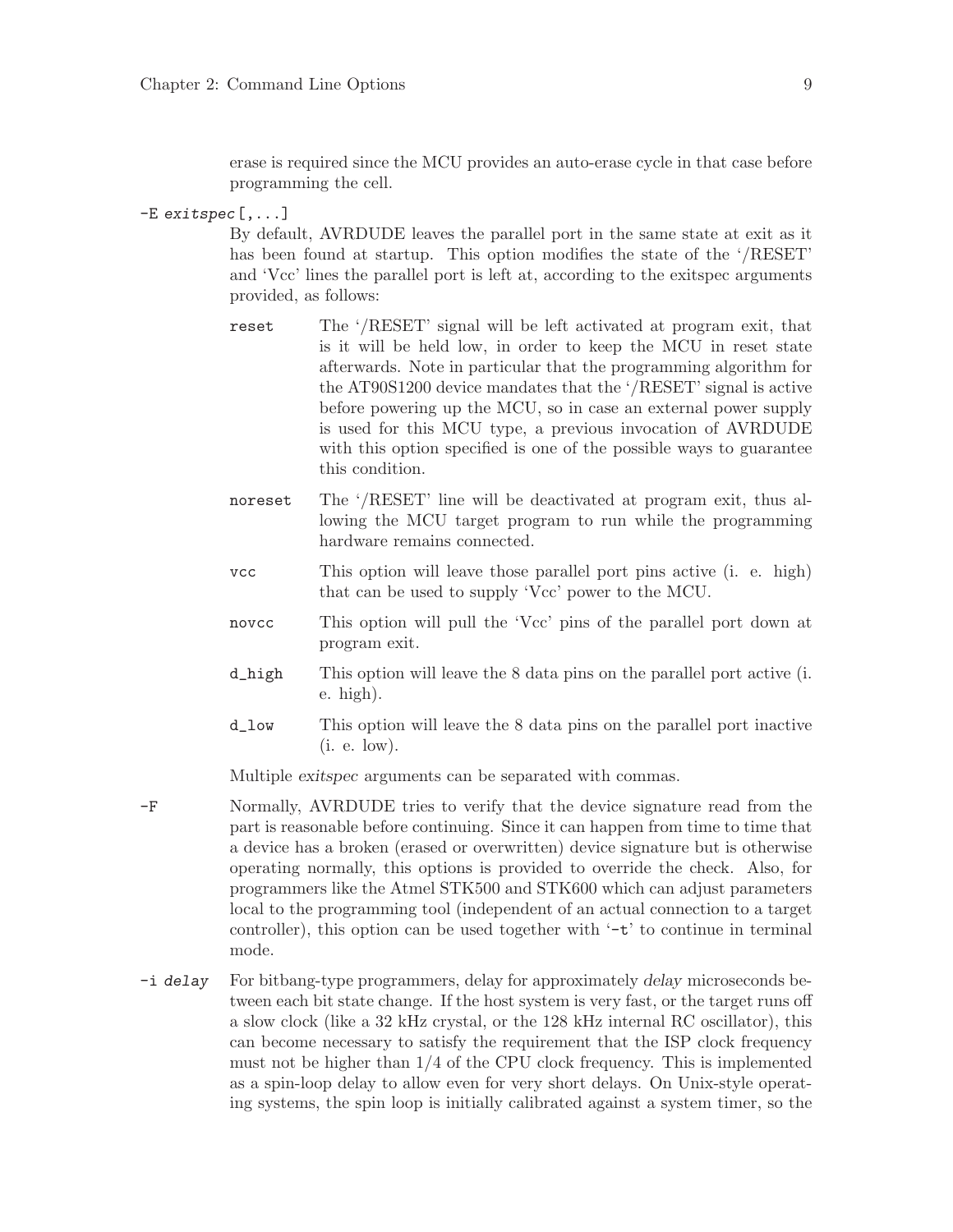erase is required since the MCU provides an auto-erase cycle in that case before programming the cell.

`-E exitspec[,...]`
: By default, AVRDUDE leaves the parallel port in the same state at exit as it has been found at startup. This option modifies the state of the '/RESET' and 'Vcc' lines the parallel port is left at, according to the exitspec arguments provided, as follows:

  `reset`
  : The '/RESET' signal will be left activated at program exit, that is it will be held low, in order to keep the MCU in reset state afterwards. Note in particular that the programming algorithm for the AT90S1200 device mandates that the '/RESET' signal is active before powering up the MCU, so in case an external power supply is used for this MCU type, a previous invocation of AVRDUDE with this option specified is one of the possible ways to guarantee this condition.

  `noreset`
  : The '/RESET' line will be deactivated at program exit, thus allowing the MCU target program to run while the programming hardware remains connected.

  `vcc`
  : This option will leave those parallel port pins active (i. e. high) that can be used to supply 'Vcc' power to the MCU.

  `novcc`
  : This option will pull the 'Vcc' pins of the parallel port down at program exit.

  `d_high`
  : This option will leave the 8 data pins on the parallel port active (i. e. high).

  `d_low`
  : This option will leave the 8 data pins on the parallel port inactive (i. e. low).

  Multiple *exitspec* arguments can be separated with commas.

`-F`
: Normally, AVRDUDE tries to verify that the device signature read from the part is reasonable before continuing. Since it can happen from time to time that a device has a broken (erased or overwritten) device signature but is otherwise operating normally, this options is provided to override the check. Also, for programmers like the Atmel STK500 and STK600 which can adjust parameters local to the programming tool (independent of an actual connection to a target controller), this option can be used together with '`-t`' to continue in terminal mode.

`-i delay`
: For bitbang-type programmers, delay for approximately *delay* microseconds between each bit state change. If the host system is very fast, or the target runs off a slow clock (like a 32 kHz crystal, or the 128 kHz internal RC oscillator), this can become necessary to satisfy the requirement that the ISP clock frequency must not be higher than 1/4 of the CPU clock frequency. This is implemented as a spin-loop delay to allow even for very short delays. On Unix-style operating systems, the spin loop is initially calibrated against a system timer, so the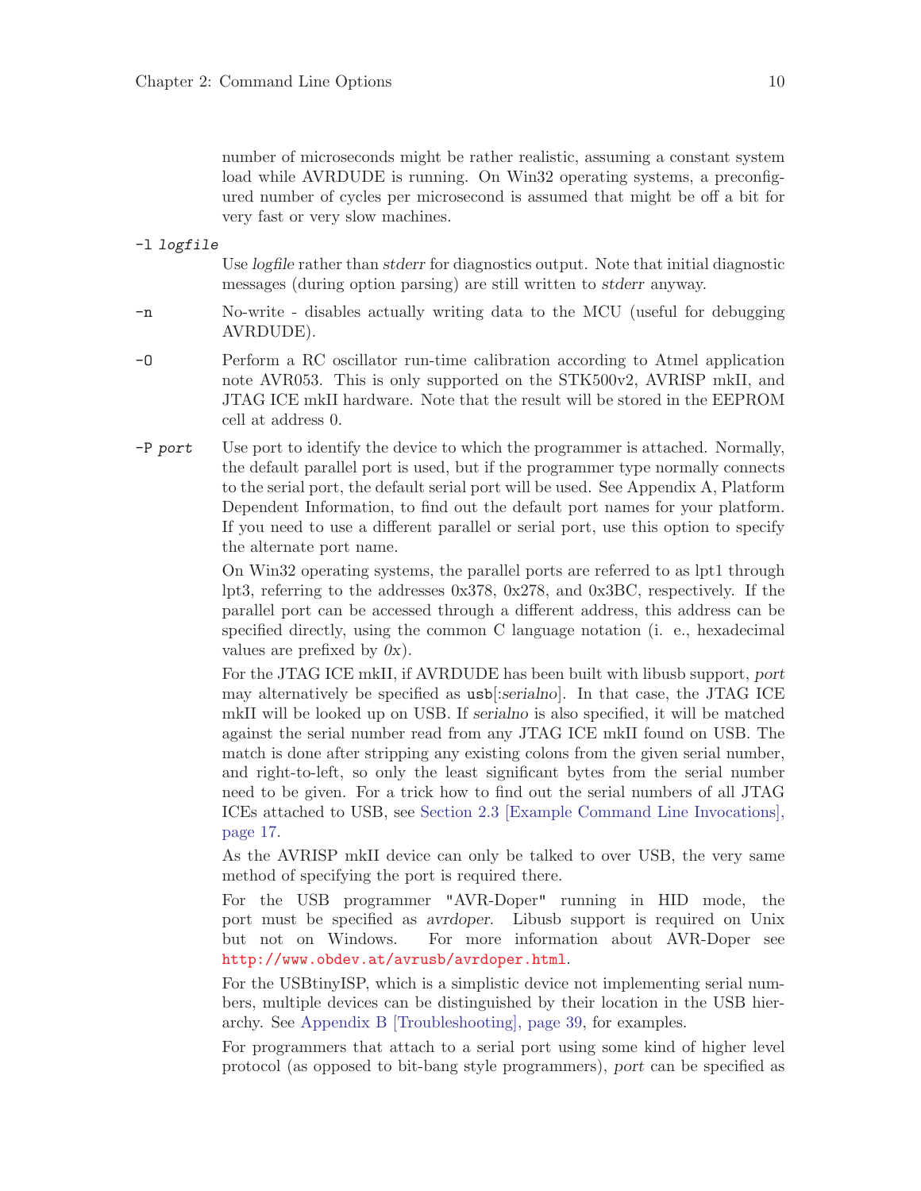number of microseconds might be rather realistic, assuming a constant system load while AVRDUDE is running. On Win32 operating systems, a preconfigured number of cycles per microsecond is assumed that might be off a bit for very fast or very slow machines.

`-l` *logfile*

Use *logfile* rather than *stderr* for diagnostics output. Note that initial diagnostic messages (during option parsing) are still written to *stderr* anyway.

`-n`

No-write - disables actually writing data to the MCU (useful for debugging AVRDUDE).

`-O`

Perform a RC oscillator run-time calibration according to Atmel application note AVR053. This is only supported on the STK500v2, AVRISP mkII, and JTAG ICE mkII hardware. Note that the result will be stored in the EEPROM cell at address 0.

`-P` *port*

Use port to identify the device to which the programmer is attached. Normally, the default parallel port is used, but if the programmer type normally connects to the serial port, the default serial port will be used. See Appendix A, Platform Dependent Information, to find out the default port names for your platform. If you need to use a different parallel or serial port, use this option to specify the alternate port name.

On Win32 operating systems, the parallel ports are referred to as lpt1 through lpt3, referring to the addresses 0x378, 0x278, and 0x3BC, respectively. If the parallel port can be accessed through a different address, this address can be specified directly, using the common C language notation (i. e., hexadecimal values are prefixed by *0x*).

For the JTAG ICE mkII, if AVRDUDE has been built with libusb support, *port* may alternatively be specified as `usb`[:*serialno*]. In that case, the JTAG ICE mkII will be looked up on USB. If *serialno* is also specified, it will be matched against the serial number read from any JTAG ICE mkII found on USB. The match is done after stripping any existing colons from the given serial number, and right-to-left, so only the least significant bytes from the serial number need to be given. For a trick how to find out the serial numbers of all JTAG ICEs attached to USB, see Section 2.3 [Example Command Line Invocations], page 17.

As the AVRISP mkII device can only be talked to over USB, the very same method of specifying the port is required there.

For the USB programmer "AVR-Doper" running in HID mode, the port must be specified as *avrdoper*. Libusb support is required on Unix but not on Windows. For more information about AVR-Doper see http://www.obdev.at/avrusb/avrdoper.html.

For the USBtinyISP, which is a simplistic device not implementing serial numbers, multiple devices can be distinguished by their location in the USB hierarchy. See Appendix B [Troubleshooting], page 39, for examples.

For programmers that attach to a serial port using some kind of higher level protocol (as opposed to bit-bang style programmers), *port* can be specified as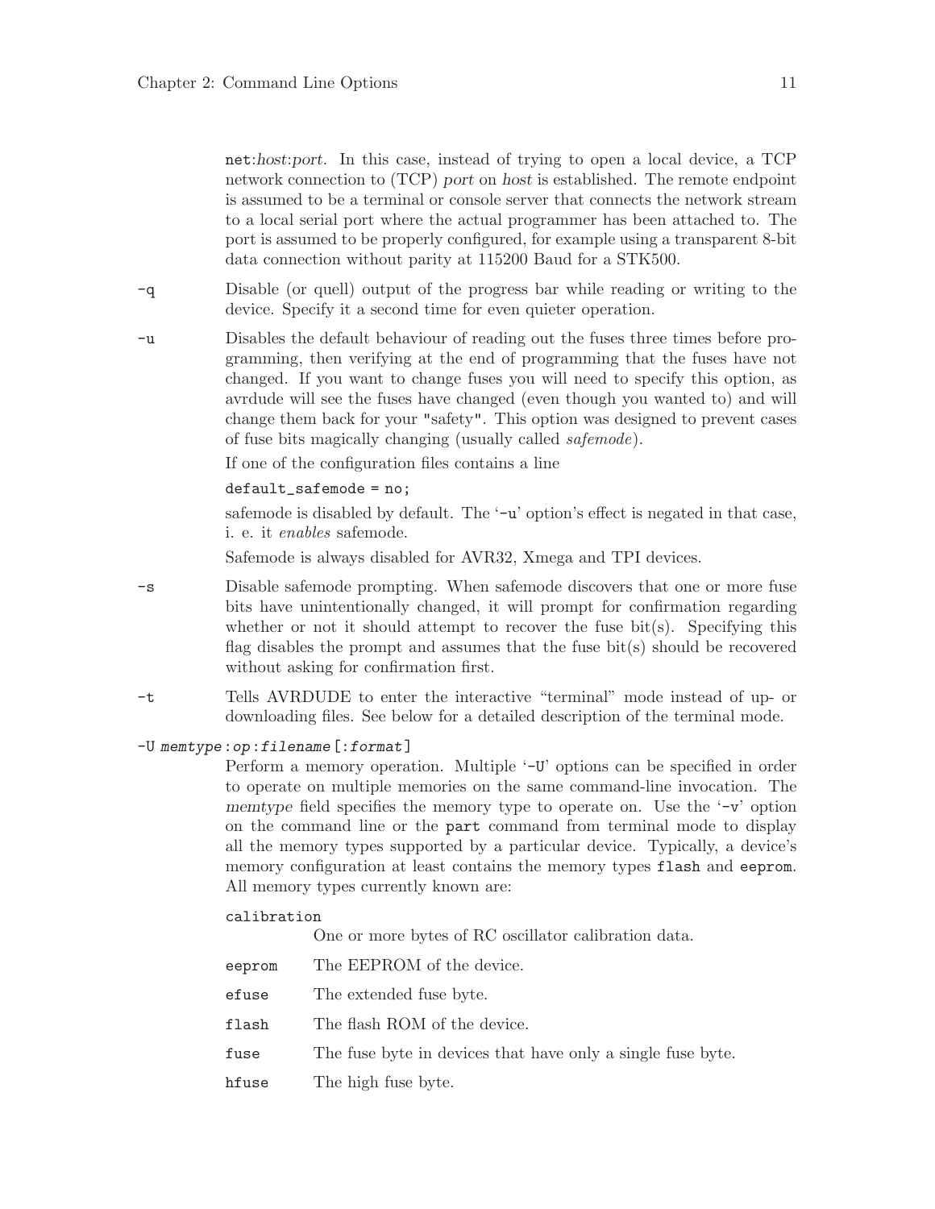`net`:*host*:*port*. In this case, instead of trying to open a local device, a TCP network connection to (TCP) *port* on *host* is established. The remote endpoint is assumed to be a terminal or console server that connects the network stream to a local serial port where the actual programmer has been attached to. The port is assumed to be properly configured, for example using a transparent 8-bit data connection without parity at 115200 Baud for a STK500.

`-q`
: Disable (or quell) output of the progress bar while reading or writing to the device. Specify it a second time for even quieter operation.

`-u`
: Disables the default behaviour of reading out the fuses three times before programming, then verifying at the end of programming that the fuses have not changed. If you want to change fuses you will need to specify this option, as avrdude will see the fuses have changed (even though you wanted to) and will change them back for your "safety". This option was designed to prevent cases of fuse bits magically changing (usually called *safemode*).

  If one of the configuration files contains a line

  `default_safemode = no;`

  safemode is disabled by default. The '`-u`' option's effect is negated in that case, i. e. it *enables* safemode.

  Safemode is always disabled for AVR32, Xmega and TPI devices.

`-s`
: Disable safemode prompting. When safemode discovers that one or more fuse bits have unintentionally changed, it will prompt for confirmation regarding whether or not it should attempt to recover the fuse bit(s). Specifying this flag disables the prompt and assumes that the fuse bit(s) should be recovered without asking for confirmation first.

`-t`
: Tells AVRDUDE to enter the interactive "terminal" mode instead of up- or downloading files. See below for a detailed description of the terminal mode.

`-U` *`memtype`*`:`*`op`*`:`*`filename`*`[:`*`format`*`]`
: Perform a memory operation. Multiple '`-U`' options can be specified in order to operate on multiple memories on the same command-line invocation. The *memtype* field specifies the memory type to operate on. Use the '`-v`' option on the command line or the `part` command from terminal mode to display all the memory types supported by a particular device. Typically, a device's memory configuration at least contains the memory types `flash` and `eeprom`. All memory types currently known are:

  `calibration`
  : One or more bytes of RC oscillator calibration data.

  `eeprom`
  : The EEPROM of the device.

  `efuse`
  : The extended fuse byte.

  `flash`
  : The flash ROM of the device.

  `fuse`
  : The fuse byte in devices that have only a single fuse byte.

  `hfuse`
  : The high fuse byte.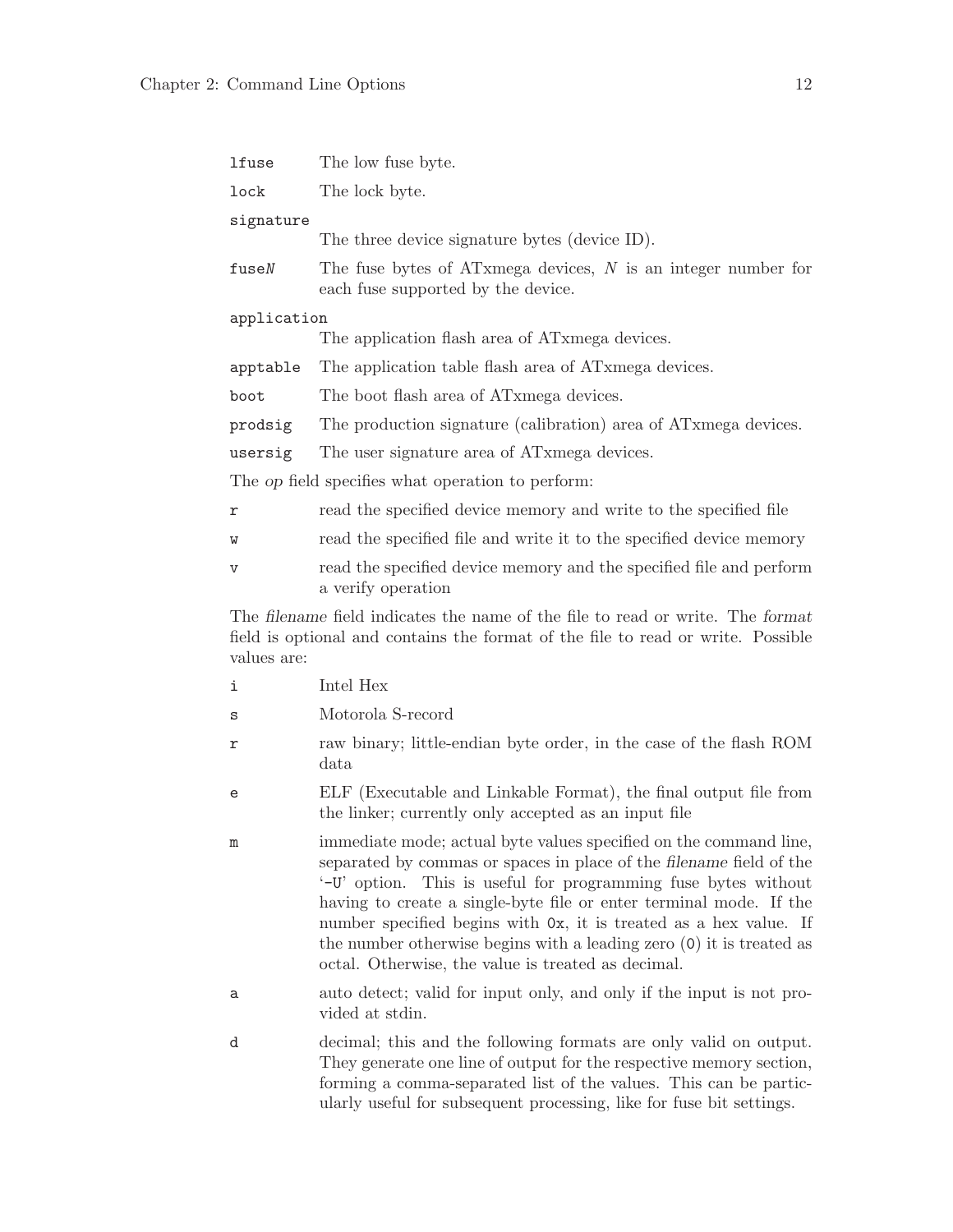`lfuse` The low fuse byte.

`lock` The lock byte.

`signature`
The three device signature bytes (device ID).

`fuseN` The fuse bytes of ATxmega devices, *N* is an integer number for each fuse supported by the device.

`application`
The application flash area of ATxmega devices.

`apptable` The application table flash area of ATxmega devices.

`boot` The boot flash area of ATxmega devices.

`prodsig` The production signature (calibration) area of ATxmega devices.

`usersig` The user signature area of ATxmega devices.

The *op* field specifies what operation to perform:

`r` read the specified device memory and write to the specified file

`w` read the specified file and write it to the specified device memory

`v` read the specified device memory and the specified file and perform a verify operation

The *filename* field indicates the name of the file to read or write. The *format* field is optional and contains the format of the file to read or write. Possible values are:

`i` Intel Hex

`s` Motorola S-record

`r` raw binary; little-endian byte order, in the case of the flash ROM data

`e` ELF (Executable and Linkable Format), the final output file from the linker; currently only accepted as an input file

`m` immediate mode; actual byte values specified on the command line, separated by commas or spaces in place of the *filename* field of the '`-U`' option. This is useful for programming fuse bytes without having to create a single-byte file or enter terminal mode. If the number specified begins with `0x`, it is treated as a hex value. If the number otherwise begins with a leading zero (`0`) it is treated as octal. Otherwise, the value is treated as decimal.

`a` auto detect; valid for input only, and only if the input is not provided at stdin.

`d` decimal; this and the following formats are only valid on output. They generate one line of output for the respective memory section, forming a comma-separated list of the values. This can be particularly useful for subsequent processing, like for fuse bit settings.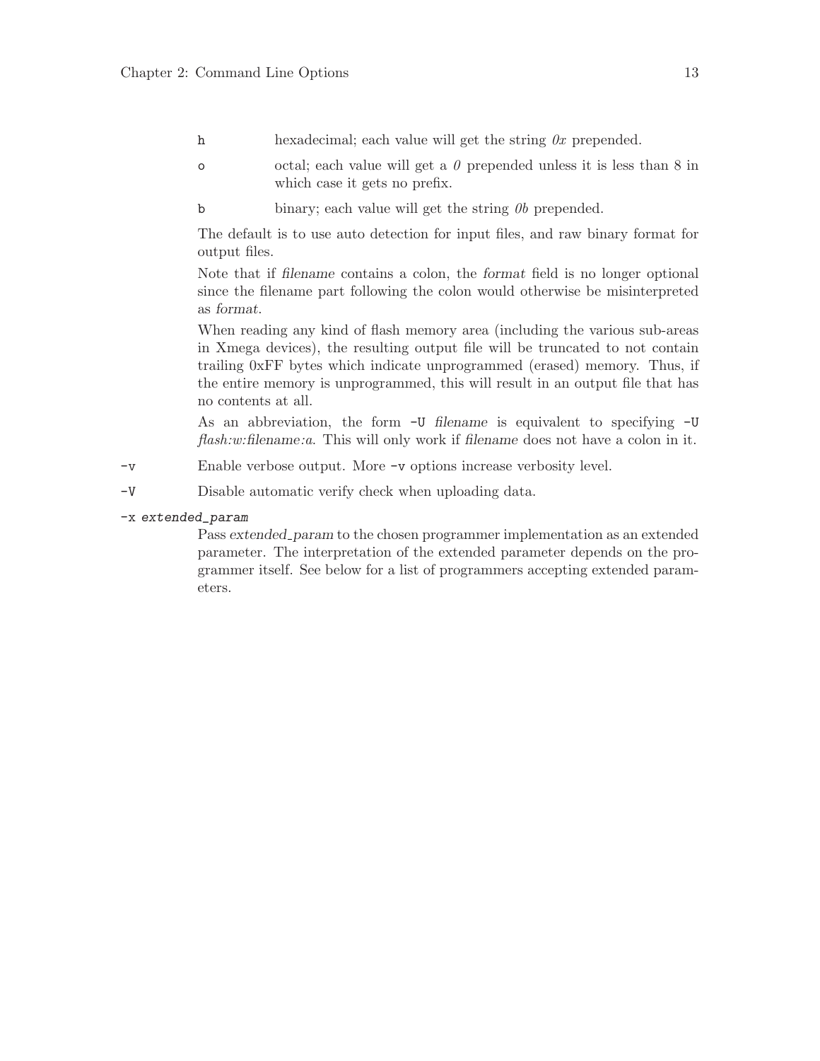- `h` hexadecimal; each value will get the string *0x* prepended.
- `o` octal; each value will get a *0* prepended unless it is less than 8 in which case it gets no prefix.
- `b` binary; each value will get the string *0b* prepended.

The default is to use auto detection for input files, and raw binary format for output files.

Note that if *filename* contains a colon, the *format* field is no longer optional since the filename part following the colon would otherwise be misinterpreted as *format*.

When reading any kind of flash memory area (including the various sub-areas in Xmega devices), the resulting output file will be truncated to not contain trailing 0xFF bytes which indicate unprogrammed (erased) memory. Thus, if the entire memory is unprogrammed, this will result in an output file that has no contents at all.

As an abbreviation, the form `-U` *filename* is equivalent to specifying `-U` *flash:w:filename:a*. This will only work if *filename* does not have a colon in it.

`-v`
: Enable verbose output. More `-v` options increase verbosity level.

`-V`
: Disable automatic verify check when uploading data.

`-x` *extended_param*
: Pass *extended_param* to the chosen programmer implementation as an extended parameter. The interpretation of the extended parameter depends on the programmer itself. See below for a list of programmers accepting extended parameters.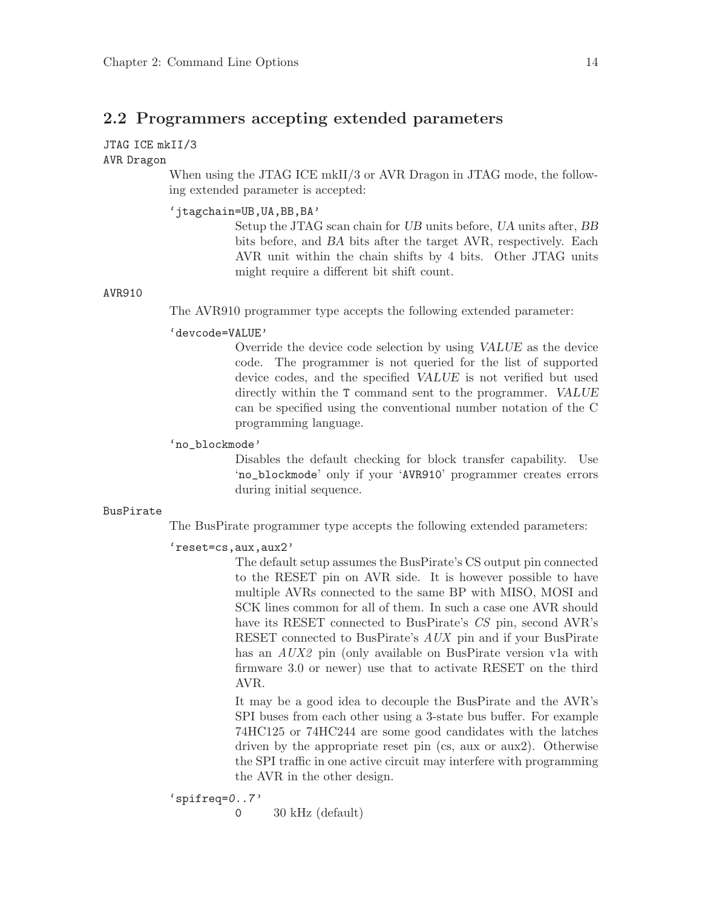## 2.2 Programmers accepting extended parameters

`JTAG ICE mkII/3`
`AVR Dragon`

When using the JTAG ICE mkII/3 or AVR Dragon in JTAG mode, the following extended parameter is accepted:

'`jtagchain=UB,UA,BB,BA`'

Setup the JTAG scan chain for *UB* units before, *UA* units after, *BB* bits before, and *BA* bits after the target AVR, respectively. Each AVR unit within the chain shifts by 4 bits. Other JTAG units might require a different bit shift count.

`AVR910`

The AVR910 programmer type accepts the following extended parameter:

'`devcode=VALUE`'

Override the device code selection by using *VALUE* as the device code. The programmer is not queried for the list of supported device codes, and the specified *VALUE* is not verified but used directly within the `T` command sent to the programmer. *VALUE* can be specified using the conventional number notation of the C programming language.

'`no_blockmode`'

Disables the default checking for block transfer capability. Use '`no_blockmode`' only if your '`AVR910`' programmer creates errors during initial sequence.

`BusPirate`

The BusPirate programmer type accepts the following extended parameters:

'`reset=cs,aux,aux2`'

The default setup assumes the BusPirate's CS output pin connected to the RESET pin on AVR side. It is however possible to have multiple AVRs connected to the same BP with MISO, MOSI and SCK lines common for all of them. In such a case one AVR should have its RESET connected to BusPirate's *CS* pin, second AVR's RESET connected to BusPirate's *AUX* pin and if your BusPirate has an *AUX2* pin (only available on BusPirate version v1a with firmware 3.0 or newer) use that to activate RESET on the third AVR.

It may be a good idea to decouple the BusPirate and the AVR's SPI buses from each other using a 3-state bus buffer. For example 74HC125 or 74HC244 are some good candidates with the latches driven by the appropriate reset pin (cs, aux or aux2). Otherwise the SPI traffic in one active circuit may interfere with programming the AVR in the other design.

'`spifreq=`*0..7*'

`0`    30 kHz (default)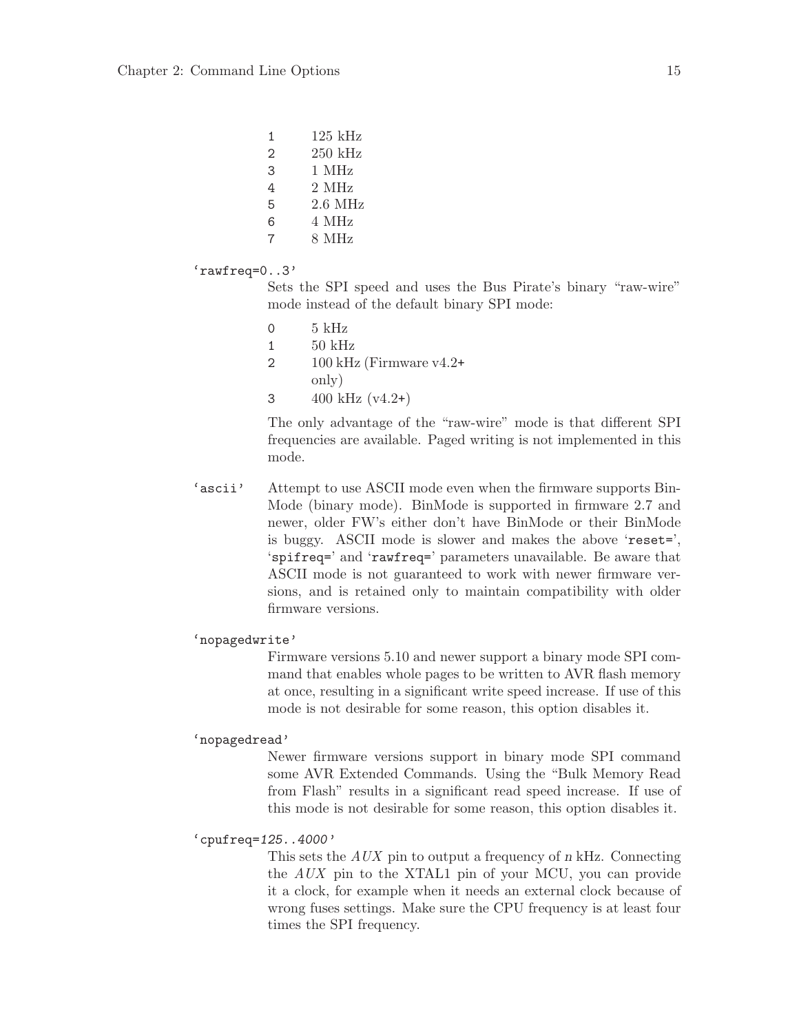| | |
|---|---|
| 1 | 125 kHz |
| 2 | 250 kHz |
| 3 | 1 MHz |
| 4 | 2 MHz |
| 5 | 2.6 MHz |
| 6 | 4 MHz |
| 7 | 8 MHz |

`rawfreq=0..3`

Sets the SPI speed and uses the Bus Pirate's binary "raw-wire" mode instead of the default binary SPI mode:

| | |
|---|---|
| 0 | 5 kHz |
| 1 | 50 kHz |
| 2 | 100 kHz (Firmware v4.2+ only) |
| 3 | 400 kHz (v4.2+) |

The only advantage of the "raw-wire" mode is that different SPI frequencies are available. Paged writing is not implemented in this mode.

`ascii`

Attempt to use ASCII mode even when the firmware supports BinMode (binary mode). BinMode is supported in firmware 2.7 and newer, older FW's either don't have BinMode or their BinMode is buggy. ASCII mode is slower and makes the above `reset=`, `spifreq=` and `rawfreq=` parameters unavailable. Be aware that ASCII mode is not guaranteed to work with newer firmware versions, and is retained only to maintain compatibility with older firmware versions.

`nopagedwrite`

Firmware versions 5.10 and newer support a binary mode SPI command that enables whole pages to be written to AVR flash memory at once, resulting in a significant write speed increase. If use of this mode is not desirable for some reason, this option disables it.

`nopagedread`

Newer firmware versions support in binary mode SPI command some AVR Extended Commands. Using the "Bulk Memory Read from Flash" results in a significant read speed increase. If use of this mode is not desirable for some reason, this option disables it.

`cpufreq=`*`125..4000`*

This sets the *AUX* pin to output a frequency of *n* kHz. Connecting the *AUX* pin to the XTAL1 pin of your MCU, you can provide it a clock, for example when it needs an external clock because of wrong fuses settings. Make sure the CPU frequency is at least four times the SPI frequency.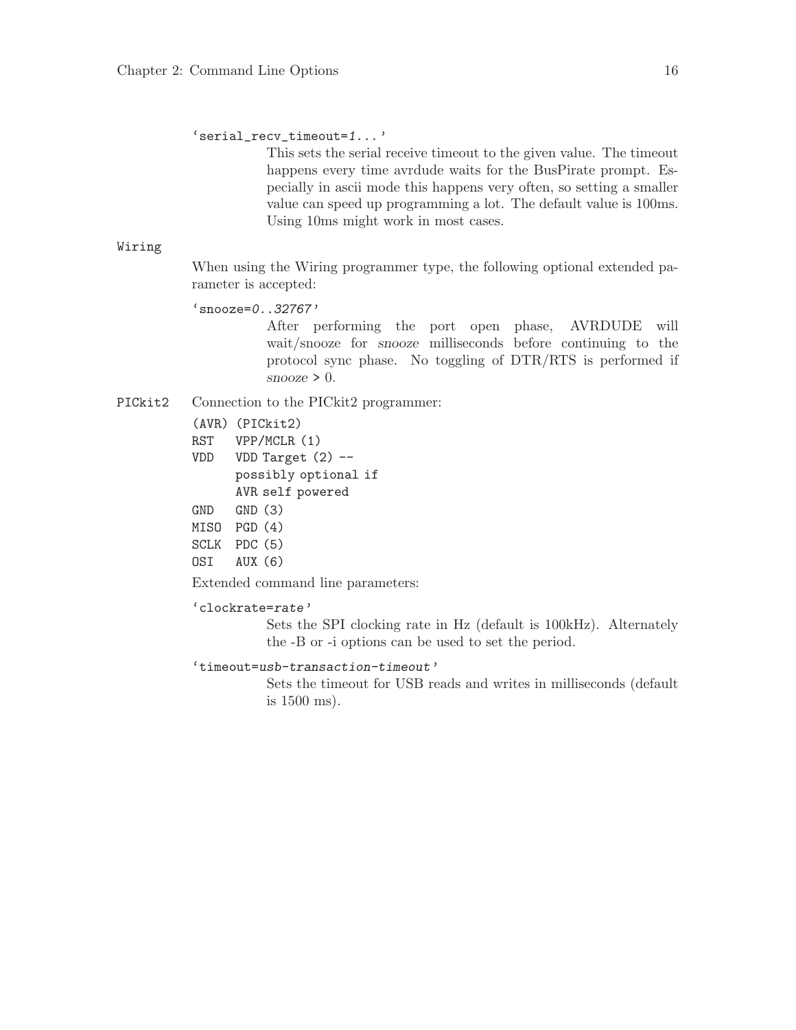'serial_recv_timeout=*1...*'

This sets the serial receive timeout to the given value. The timeout happens every time avrdude waits for the BusPirate prompt. Especially in ascii mode this happens very often, so setting a smaller value can speed up programming a lot. The default value is 100ms. Using 10ms might work in most cases.

`Wiring`

When using the Wiring programmer type, the following optional extended parameter is accepted:

'snooze=*0..32767*'

After performing the port open phase, AVRDUDE will wait/snooze for *snooze* milliseconds before continuing to the protocol sync phase. No toggling of DTR/RTS is performed if *snooze* > 0.

`PICkit2` Connection to the PICkit2 programmer:

```
(AVR) (PICkit2)
RST   VPP/MCLR (1)
VDD   VDD Target (2) --
      possibly optional if
      AVR self powered
GND   GND (3)
MISO  PGD (4)
SCLK  PDC (5)
OSI   AUX (6)
```

Extended command line parameters:

'clockrate=*rate*'

Sets the SPI clocking rate in Hz (default is 100kHz). Alternately the -B or -i options can be used to set the period.

'timeout=*usb-transaction-timeout*'

Sets the timeout for USB reads and writes in milliseconds (default is 1500 ms).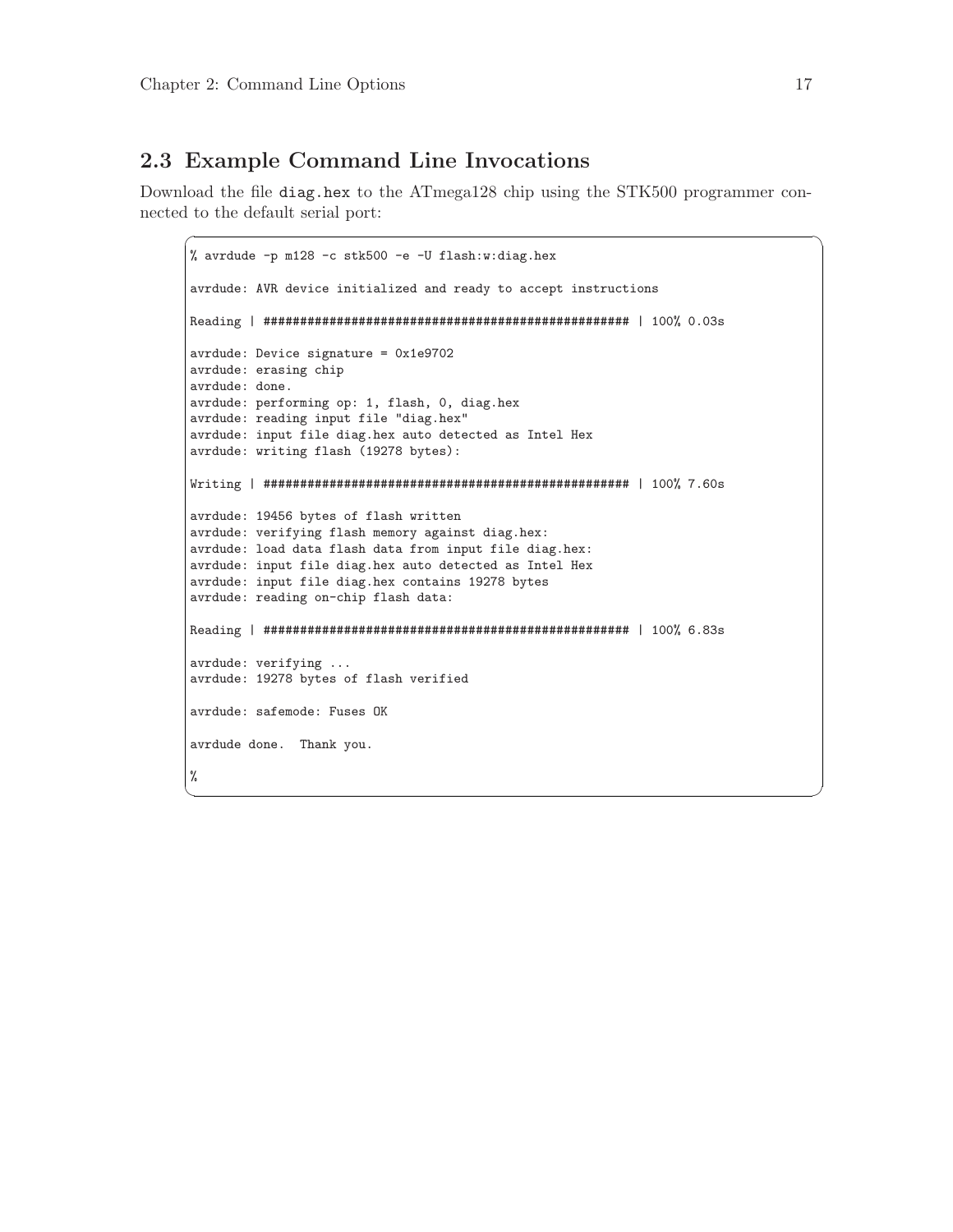## 2.3 Example Command Line Invocations

Download the file `diag.hex` to the ATmega128 chip using the STK500 programmer connected to the default serial port:

```
% avrdude -p m128 -c stk500 -e -U flash:w:diag.hex

avrdude: AVR device initialized and ready to accept instructions

Reading | ################################################## | 100% 0.03s

avrdude: Device signature = 0x1e9702
avrdude: erasing chip
avrdude: done.
avrdude: performing op: 1, flash, 0, diag.hex
avrdude: reading input file "diag.hex"
avrdude: input file diag.hex auto detected as Intel Hex
avrdude: writing flash (19278 bytes):

Writing | ################################################## | 100% 7.60s

avrdude: 19456 bytes of flash written
avrdude: verifying flash memory against diag.hex:
avrdude: load data flash data from input file diag.hex:
avrdude: input file diag.hex auto detected as Intel Hex
avrdude: input file diag.hex contains 19278 bytes
avrdude: reading on-chip flash data:

Reading | ################################################## | 100% 6.83s

avrdude: verifying ...
avrdude: 19278 bytes of flash verified

avrdude: safemode: Fuses OK

avrdude done.  Thank you.

%
```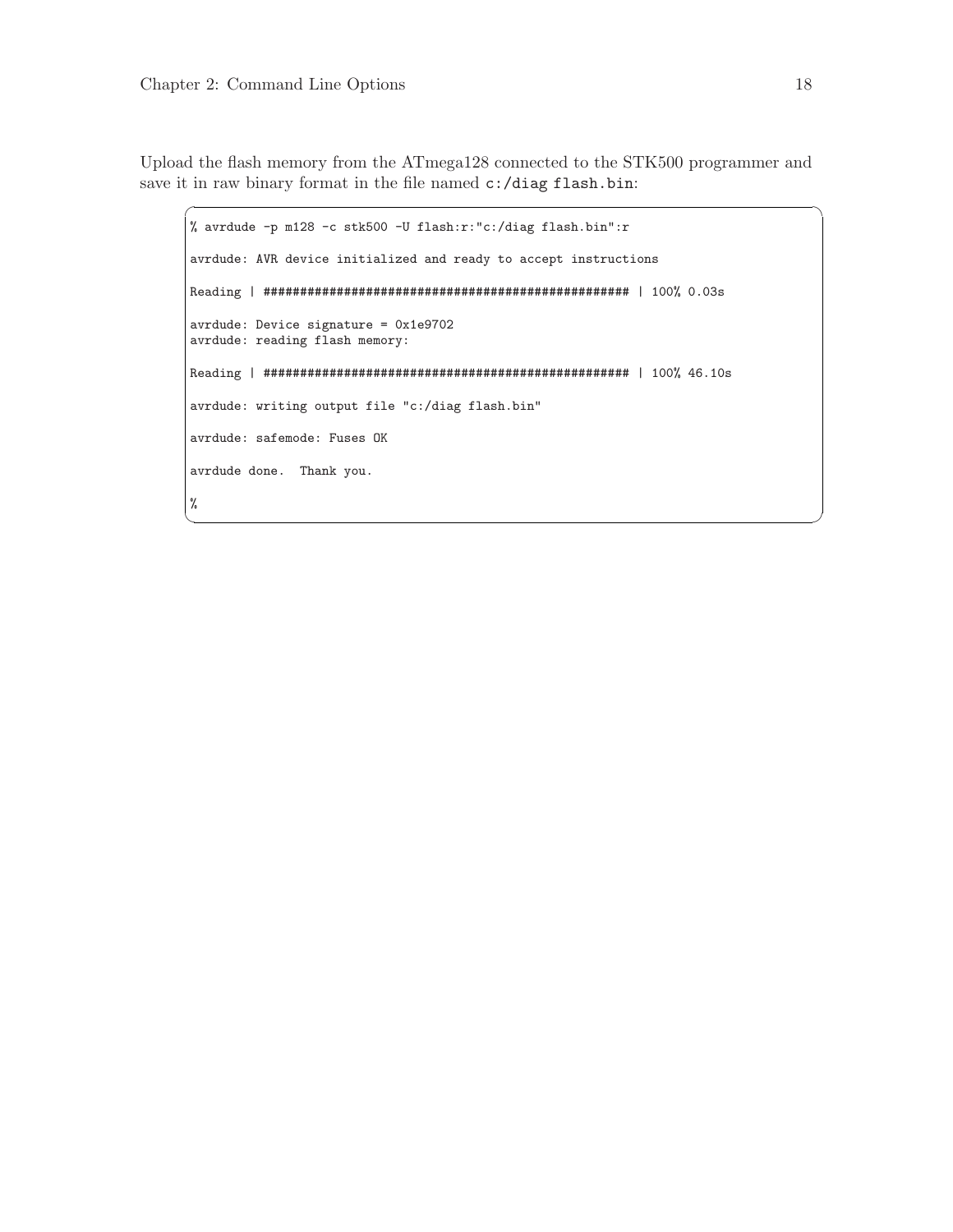Upload the flash memory from the ATmega128 connected to the STK500 programmer and save it in raw binary format in the file named `c:/diag flash.bin`:

```
% avrdude -p m128 -c stk500 -U flash:r:"c:/diag flash.bin":r

avrdude: AVR device initialized and ready to accept instructions

Reading | ################################################## | 100% 0.03s

avrdude: Device signature = 0x1e9702
avrdude: reading flash memory:

Reading | ################################################## | 100% 46.10s

avrdude: writing output file "c:/diag flash.bin"

avrdude: safemode: Fuses OK

avrdude done.  Thank you.

%
```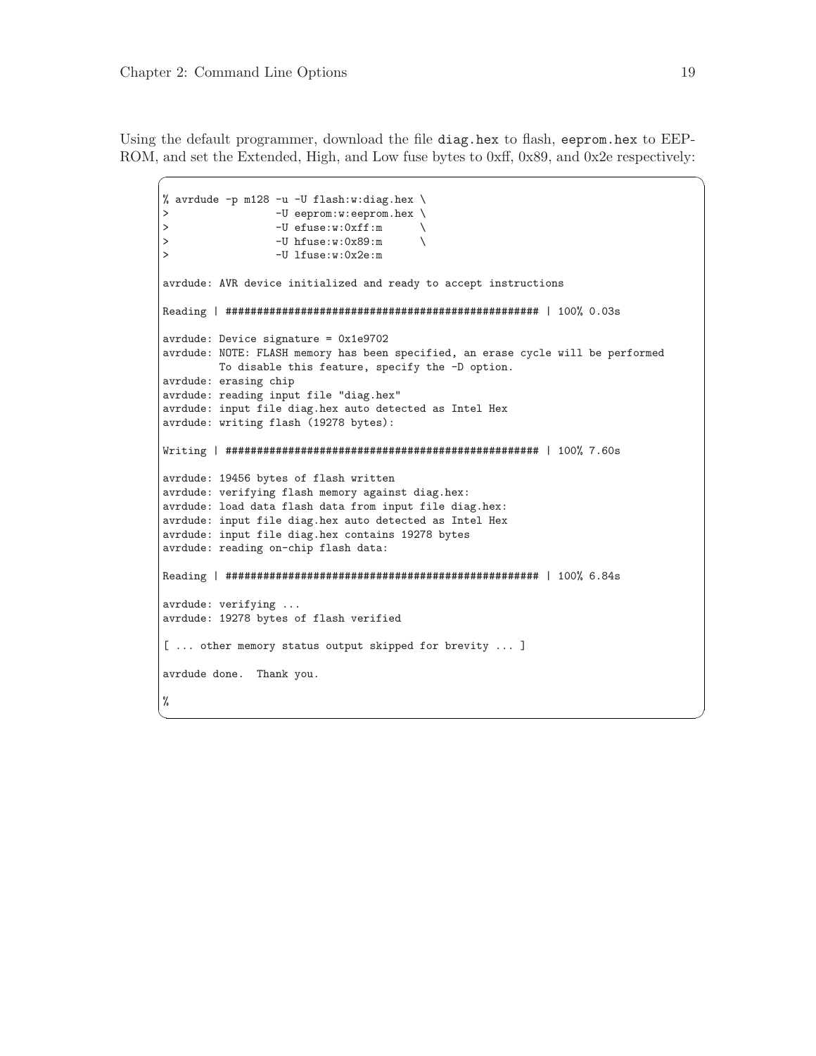Using the default programmer, download the file `diag.hex` to flash, `eeprom.hex` to EEPROM, and set the Extended, High, and Low fuse bytes to 0xff, 0x89, and 0x2e respectively:

```
% avrdude -p m128 -u -U flash:w:diag.hex \
>                -U eeprom:w:eeprom.hex \
>                -U efuse:w:0xff:m      \
>                -U hfuse:w:0x89:m      \
>                -U lfuse:w:0x2e:m

avrdude: AVR device initialized and ready to accept instructions

Reading | ################################################## | 100% 0.03s

avrdude: Device signature = 0x1e9702
avrdude: NOTE: FLASH memory has been specified, an erase cycle will be performed
         To disable this feature, specify the -D option.
avrdude: erasing chip
avrdude: reading input file "diag.hex"
avrdude: input file diag.hex auto detected as Intel Hex
avrdude: writing flash (19278 bytes):

Writing | ################################################## | 100% 7.60s

avrdude: 19456 bytes of flash written
avrdude: verifying flash memory against diag.hex:
avrdude: load data flash data from input file diag.hex:
avrdude: input file diag.hex auto detected as Intel Hex
avrdude: input file diag.hex contains 19278 bytes
avrdude: reading on-chip flash data:

Reading | ################################################## | 100% 6.84s

avrdude: verifying ...
avrdude: 19278 bytes of flash verified

[ ... other memory status output skipped for brevity ... ]

avrdude done.  Thank you.

%
```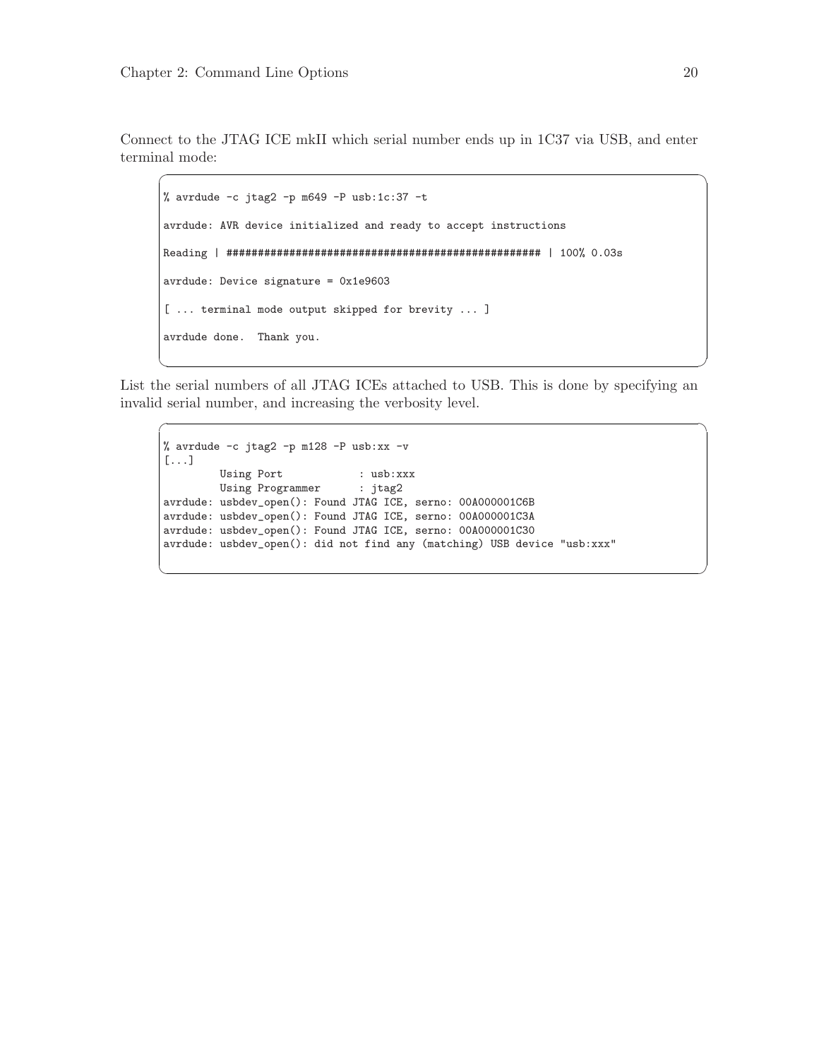Connect to the JTAG ICE mkII which serial number ends up in 1C37 via USB, and enter terminal mode:

```
% avrdude -c jtag2 -p m649 -P usb:1c:37 -t

avrdude: AVR device initialized and ready to accept instructions

Reading | ################################################## | 100% 0.03s

avrdude: Device signature = 0x1e9603

[ ... terminal mode output skipped for brevity ... ]

avrdude done.  Thank you.
```

List the serial numbers of all JTAG ICEs attached to USB. This is done by specifying an invalid serial number, and increasing the verbosity level.

```
% avrdude -c jtag2 -p m128 -P usb:xx -v
[...]
        Using Port            : usb:xxx
        Using Programmer      : jtag2
avrdude: usbdev_open(): Found JTAG ICE, serno: 00A000001C6B
avrdude: usbdev_open(): Found JTAG ICE, serno: 00A000001C3A
avrdude: usbdev_open(): Found JTAG ICE, serno: 00A000001C30
avrdude: usbdev_open(): did not find any (matching) USB device "usb:xxx"
```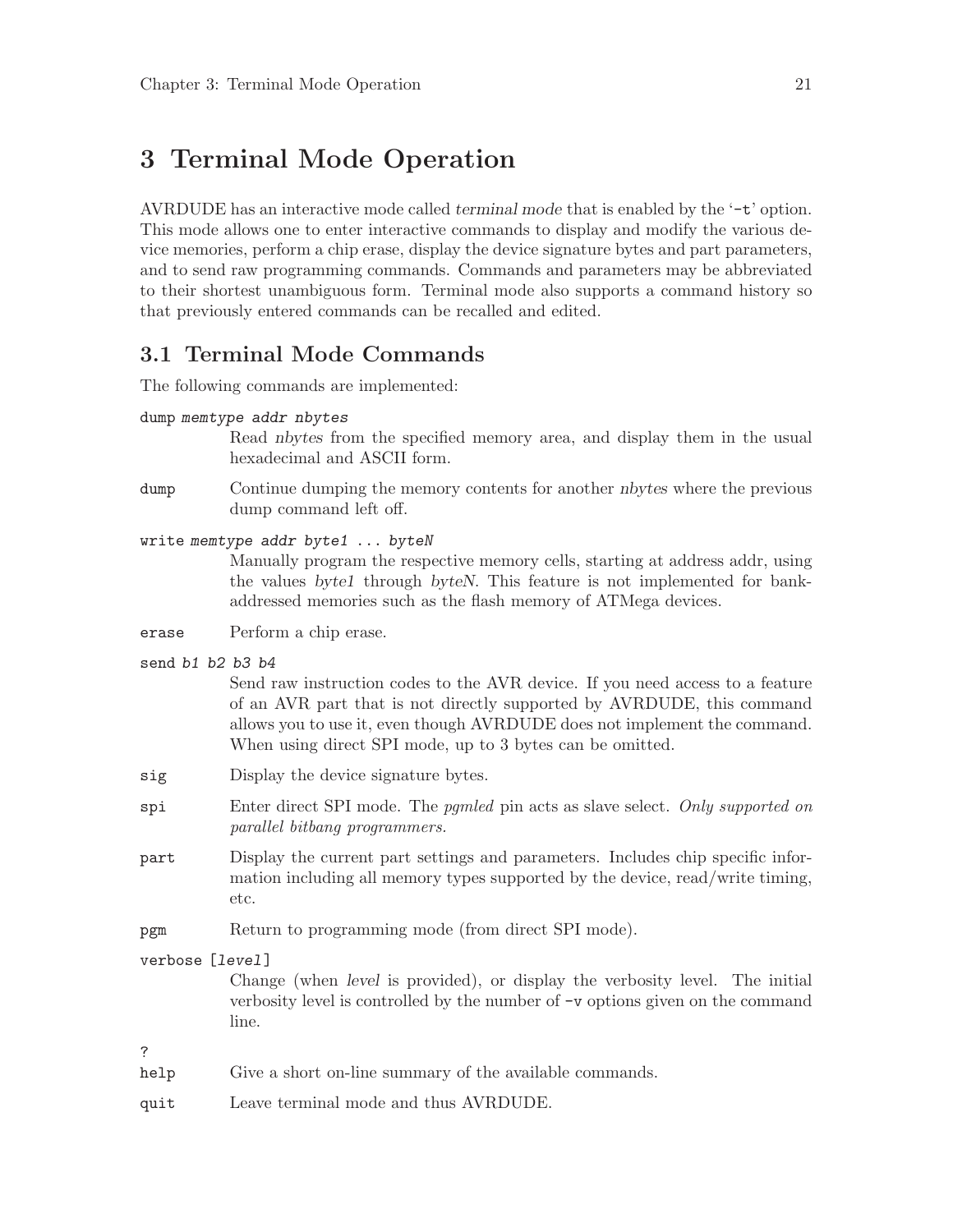# 3 Terminal Mode Operation

AVRDUDE has an interactive mode called *terminal mode* that is enabled by the '`-t`' option. This mode allows one to enter interactive commands to display and modify the various device memories, perform a chip erase, display the device signature bytes and part parameters, and to send raw programming commands. Commands and parameters may be abbreviated to their shortest unambiguous form. Terminal mode also supports a command history so that previously entered commands can be recalled and edited.

## 3.1 Terminal Mode Commands

The following commands are implemented:

`dump` *`memtype addr nbytes`*
: Read *nbytes* from the specified memory area, and display them in the usual hexadecimal and ASCII form.

`dump`
: Continue dumping the memory contents for another *nbytes* where the previous dump command left off.

`write` *`memtype addr byte1 ... byteN`*
: Manually program the respective memory cells, starting at address addr, using the values *byte1* through *byteN*. This feature is not implemented for bank-addressed memories such as the flash memory of ATMega devices.

`erase`
: Perform a chip erase.

`send` *`b1 b2 b3 b4`*
: Send raw instruction codes to the AVR device. If you need access to a feature of an AVR part that is not directly supported by AVRDUDE, this command allows you to use it, even though AVRDUDE does not implement the command. When using direct SPI mode, up to 3 bytes can be omitted.

`sig`
: Display the device signature bytes.

`spi`
: Enter direct SPI mode. The *pgmled* pin acts as slave select. *Only supported on parallel bitbang programmers.*

`part`
: Display the current part settings and parameters. Includes chip specific information including all memory types supported by the device, read/write timing, etc.

`pgm`
: Return to programming mode (from direct SPI mode).

`verbose [`*`level`*`]`
: Change (when *level* is provided), or display the verbosity level. The initial verbosity level is controlled by the number of `-v` options given on the command line.

`?`
`help`
: Give a short on-line summary of the available commands.

`quit`
: Leave terminal mode and thus AVRDUDE.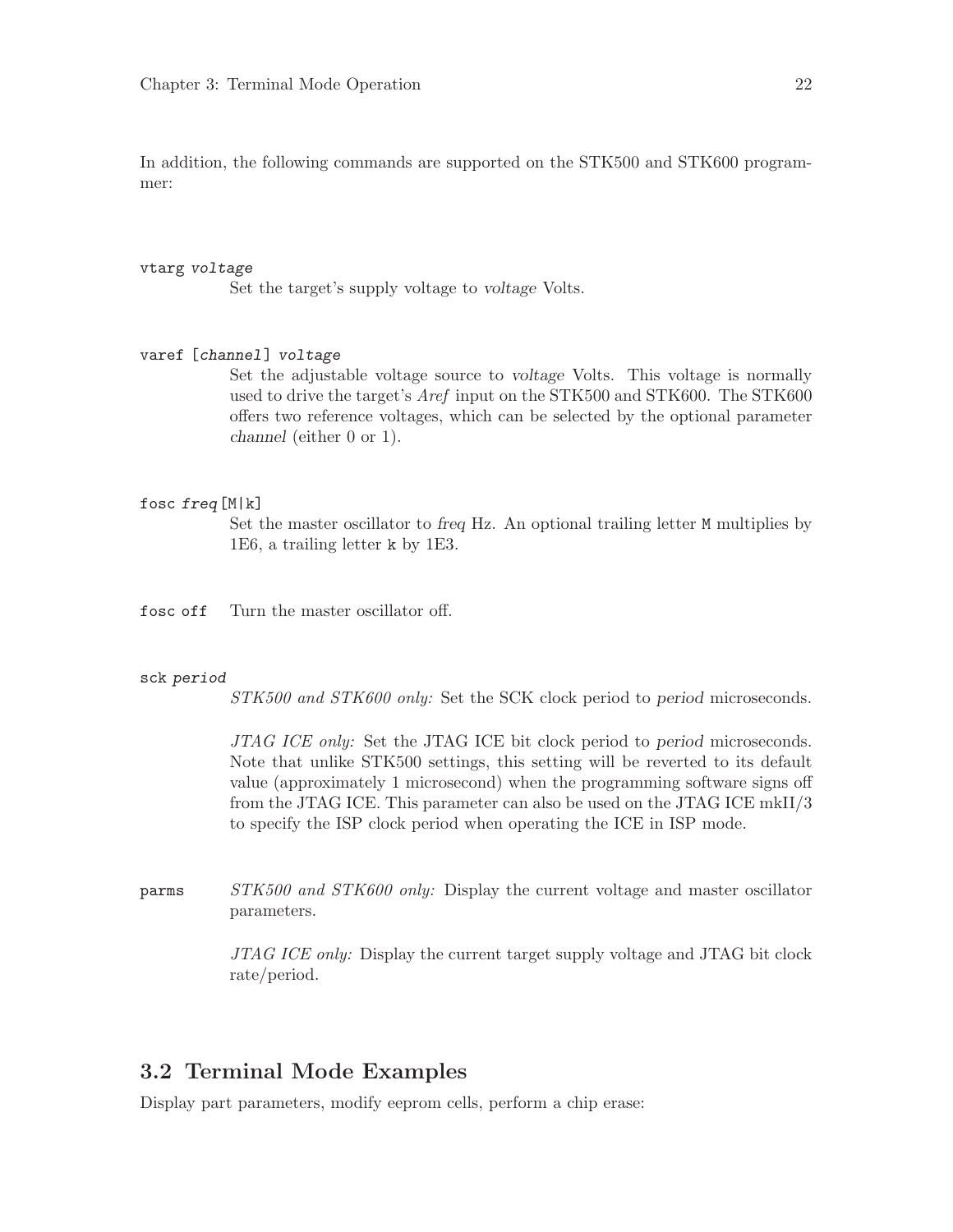In addition, the following commands are supported on the STK500 and STK600 programmer:

`vtarg` *voltage*
: Set the target's supply voltage to *voltage* Volts.

`varef [`*channel*`]` *voltage*
: Set the adjustable voltage source to *voltage* Volts. This voltage is normally used to drive the target's *Aref* input on the STK500 and STK600. The STK600 offers two reference voltages, which can be selected by the optional parameter *channel* (either 0 or 1).

`fosc` *freq*`[M|k]`
: Set the master oscillator to *freq* Hz. An optional trailing letter `M` multiplies by 1E6, a trailing letter `k` by 1E3.

`fosc off`
: Turn the master oscillator off.

`sck` *period*
: *STK500 and STK600 only:* Set the SCK clock period to *period* microseconds.

  *JTAG ICE only:* Set the JTAG ICE bit clock period to *period* microseconds. Note that unlike STK500 settings, this setting will be reverted to its default value (approximately 1 microsecond) when the programming software signs off from the JTAG ICE. This parameter can also be used on the JTAG ICE mkII/3 to specify the ISP clock period when operating the ICE in ISP mode.

`parms`
: *STK500 and STK600 only:* Display the current voltage and master oscillator parameters.

  *JTAG ICE only:* Display the current target supply voltage and JTAG bit clock rate/period.

## 3.2 Terminal Mode Examples

Display part parameters, modify eeprom cells, perform a chip erase: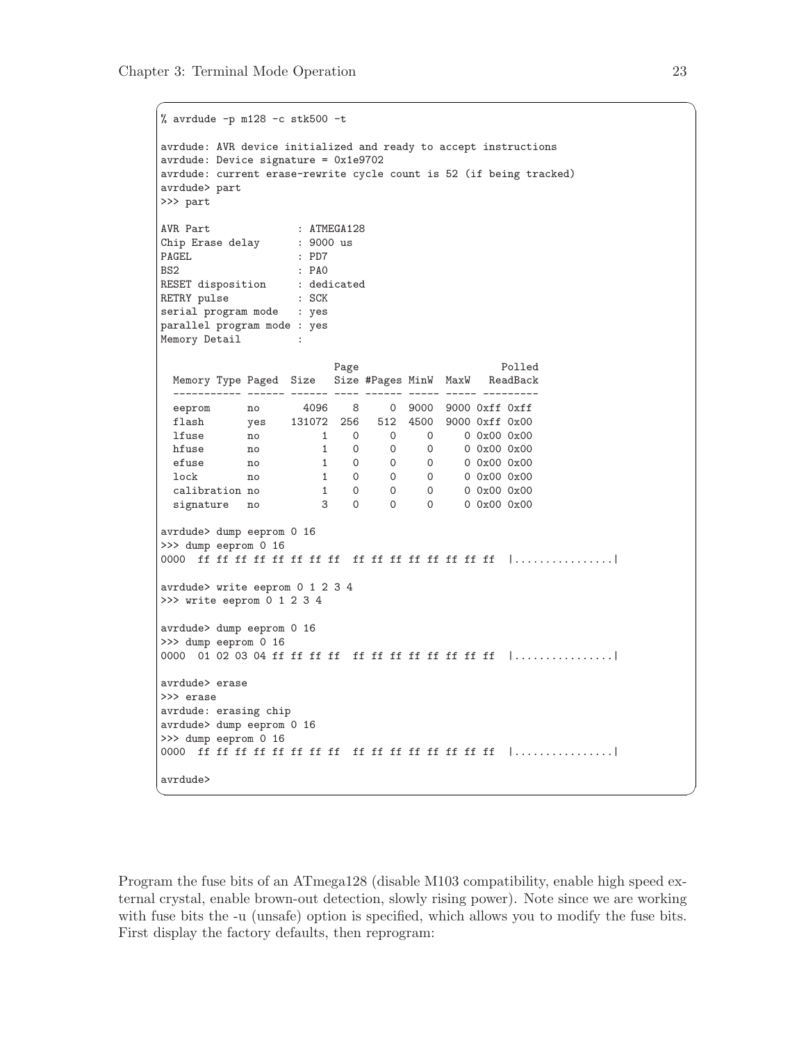```
% avrdude -p m128 -c stk500 -t

avrdude: AVR device initialized and ready to accept instructions
avrdude: Device signature = 0x1e9702
avrdude: current erase-rewrite cycle count is 52 (if being tracked)
avrdude> part
>>> part

AVR Part              : ATMEGA128
Chip Erase delay      : 9000 us
PAGEL                 : PD7
BS2                   : PA0
RESET disposition     : dedicated
RETRY pulse           : SCK
serial program mode   : yes
parallel program mode : yes
Memory Detail         :

                           Page                       Polled
  Memory Type Paged  Size   Size #Pages MinW  MaxW   ReadBack
  ----------- ------ ------ ---- ------ ----- ----- ---------
  eeprom      no       4096    8      0  9000  9000 0xff 0xff
  flash       yes    131072  256    512  4500  9000 0xff 0x00
  lfuse       no          1    0      0     0     0 0x00 0x00
  hfuse       no          1    0      0     0     0 0x00 0x00
  efuse       no          1    0      0     0     0 0x00 0x00
  lock        no          1    0      0     0     0 0x00 0x00
  calibration no          1    0      0     0     0 0x00 0x00
  signature   no          3    0      0     0     0 0x00 0x00

avrdude> dump eeprom 0 16
>>> dump eeprom 0 16
0000  ff ff ff ff ff ff ff ff  ff ff ff ff ff ff ff ff  |................|

avrdude> write eeprom 0 1 2 3 4
>>> write eeprom 0 1 2 3 4

avrdude> dump eeprom 0 16
>>> dump eeprom 0 16
0000  01 02 03 04 ff ff ff ff  ff ff ff ff ff ff ff ff  |................|

avrdude> erase
>>> erase
avrdude: erasing chip
avrdude> dump eeprom 0 16
>>> dump eeprom 0 16
0000  ff ff ff ff ff ff ff ff  ff ff ff ff ff ff ff ff  |................|

avrdude>
```

Program the fuse bits of an ATmega128 (disable M103 compatibility, enable high speed external crystal, enable brown-out detection, slowly rising power). Note since we are working with fuse bits the -u (unsafe) option is specified, which allows you to modify the fuse bits. First display the factory defaults, then reprogram: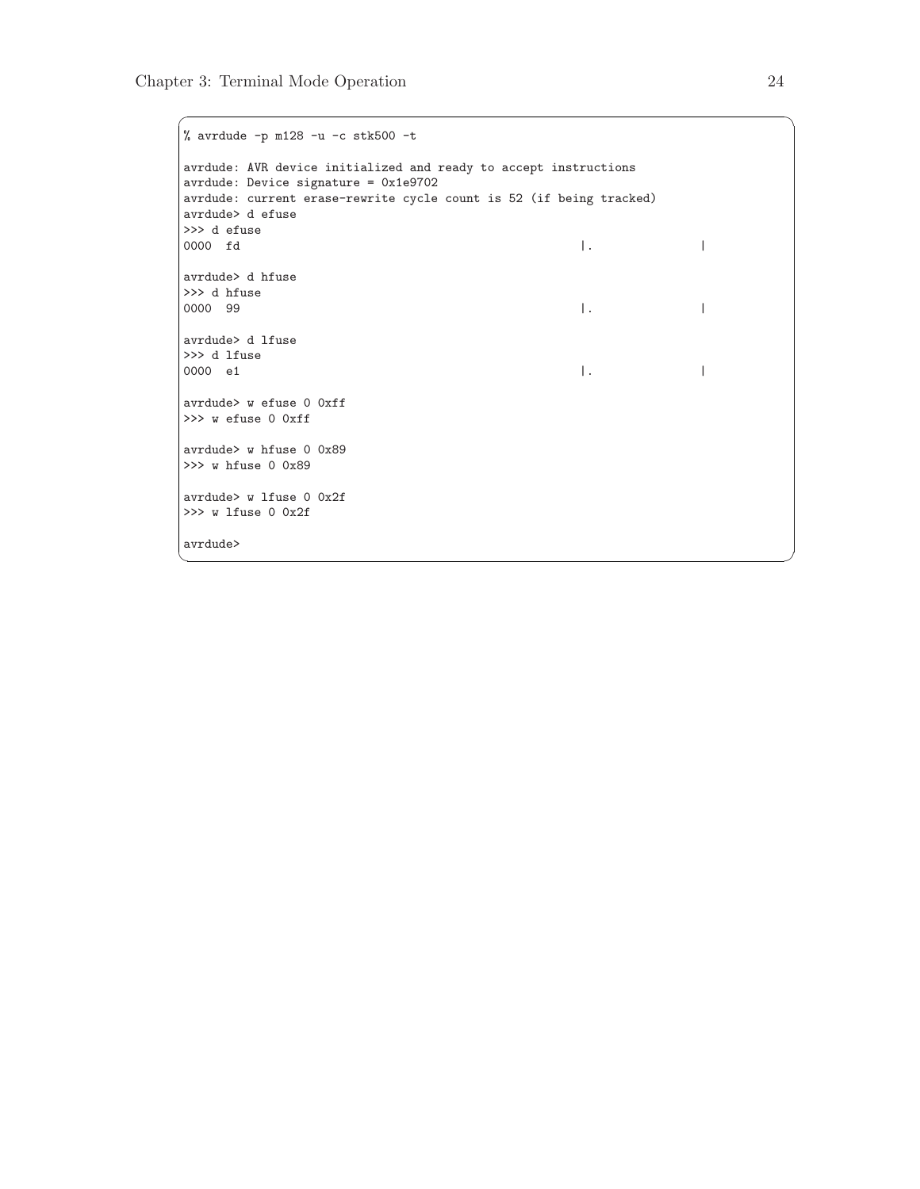```
% avrdude -p m128 -u -c stk500 -t

avrdude: AVR device initialized and ready to accept instructions
avrdude: Device signature = 0x1e9702
avrdude: current erase-rewrite cycle count is 52 (if being tracked)
avrdude> d efuse
>>> d efuse
0000  fd                                                |.               |

avrdude> d hfuse
>>> d hfuse
0000  99                                                |.               |

avrdude> d lfuse
>>> d lfuse
0000  e1                                                |.               |

avrdude> w efuse 0 0xff
>>> w efuse 0 0xff

avrdude> w hfuse 0 0x89
>>> w hfuse 0 0x89

avrdude> w lfuse 0 0x2f
>>> w lfuse 0 0x2f

avrdude>
```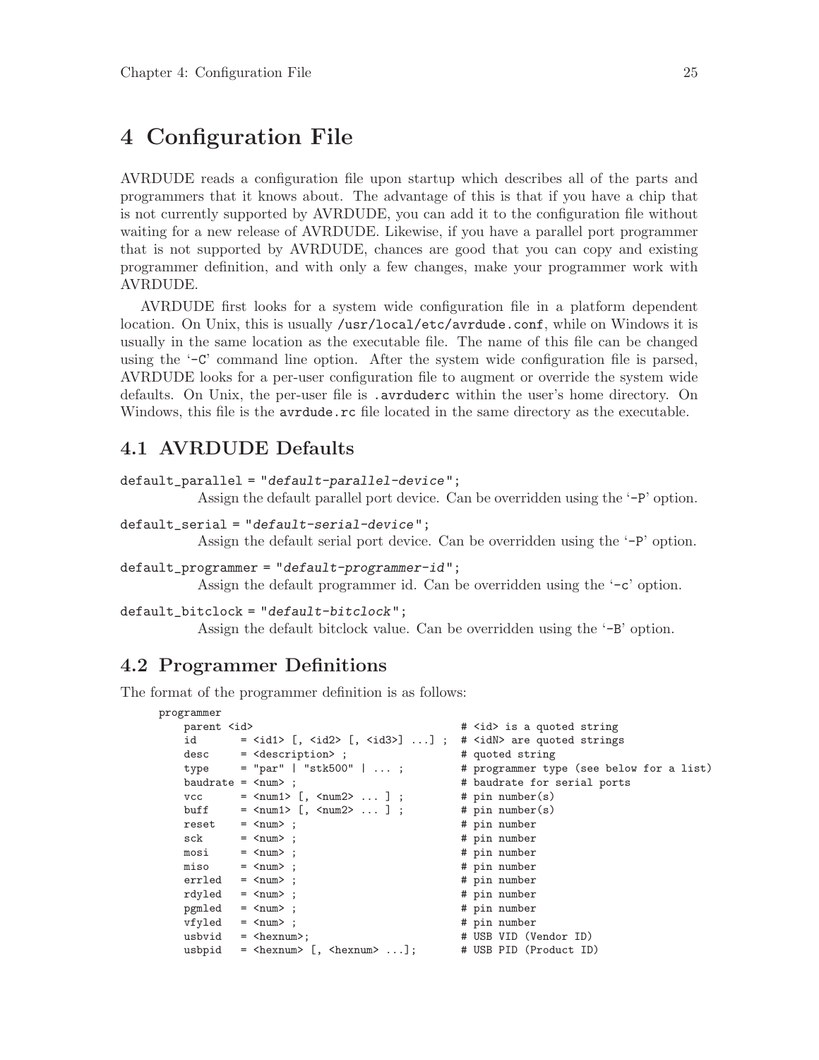# 4 Configuration File

AVRDUDE reads a configuration file upon startup which describes all of the parts and programmers that it knows about. The advantage of this is that if you have a chip that is not currently supported by AVRDUDE, you can add it to the configuration file without waiting for a new release of AVRDUDE. Likewise, if you have a parallel port programmer that is not supported by AVRDUDE, chances are good that you can copy and existing programmer definition, and with only a few changes, make your programmer work with AVRDUDE.

AVRDUDE first looks for a system wide configuration file in a platform dependent location. On Unix, this is usually `/usr/local/etc/avrdude.conf`, while on Windows it is usually in the same location as the executable file. The name of this file can be changed using the '`-C`' command line option. After the system wide configuration file is parsed, AVRDUDE looks for a per-user configuration file to augment or override the system wide defaults. On Unix, the per-user file is `.avrduderc` within the user's home directory. On Windows, this file is the `avrdude.rc` file located in the same directory as the executable.

## 4.1 AVRDUDE Defaults

`default_parallel = "`*`default-parallel-device`*`";`
: Assign the default parallel port device. Can be overridden using the '`-P`' option.

`default_serial = "`*`default-serial-device`*`";`
: Assign the default serial port device. Can be overridden using the '`-P`' option.

`default_programmer = "`*`default-programmer-id`*`";`
: Assign the default programmer id. Can be overridden using the '`-c`' option.

`default_bitclock = "`*`default-bitclock`*`";`
: Assign the default bitclock value. Can be overridden using the '`-B`' option.

## 4.2 Programmer Definitions

The format of the programmer definition is as follows:

```
programmer
    parent <id>                                 # <id> is a quoted string
    id       = <id1> [, <id2> [, <id3>] ...] ;  # <idN> are quoted strings
    desc     = <description> ;                  # quoted string
    type     = "par" | "stk500" | ... ;         # programmer type (see below for a list)
    baudrate = <num> ;                          # baudrate for serial ports
    vcc      = <num1> [, <num2> ... ] ;         # pin number(s)
    buff     = <num1> [, <num2> ... ] ;         # pin number(s)
    reset    = <num> ;                          # pin number
    sck      = <num> ;                          # pin number
    mosi     = <num> ;                          # pin number
    miso     = <num> ;                          # pin number
    errled   = <num> ;                          # pin number
    rdyled   = <num> ;                          # pin number
    pgmled   = <num> ;                          # pin number
    vfyled   = <num> ;                          # pin number
    usbvid   = <hexnum>;                        # USB VID (Vendor ID)
    usbpid   = <hexnum> [, <hexnum> ...];       # USB PID (Product ID)
```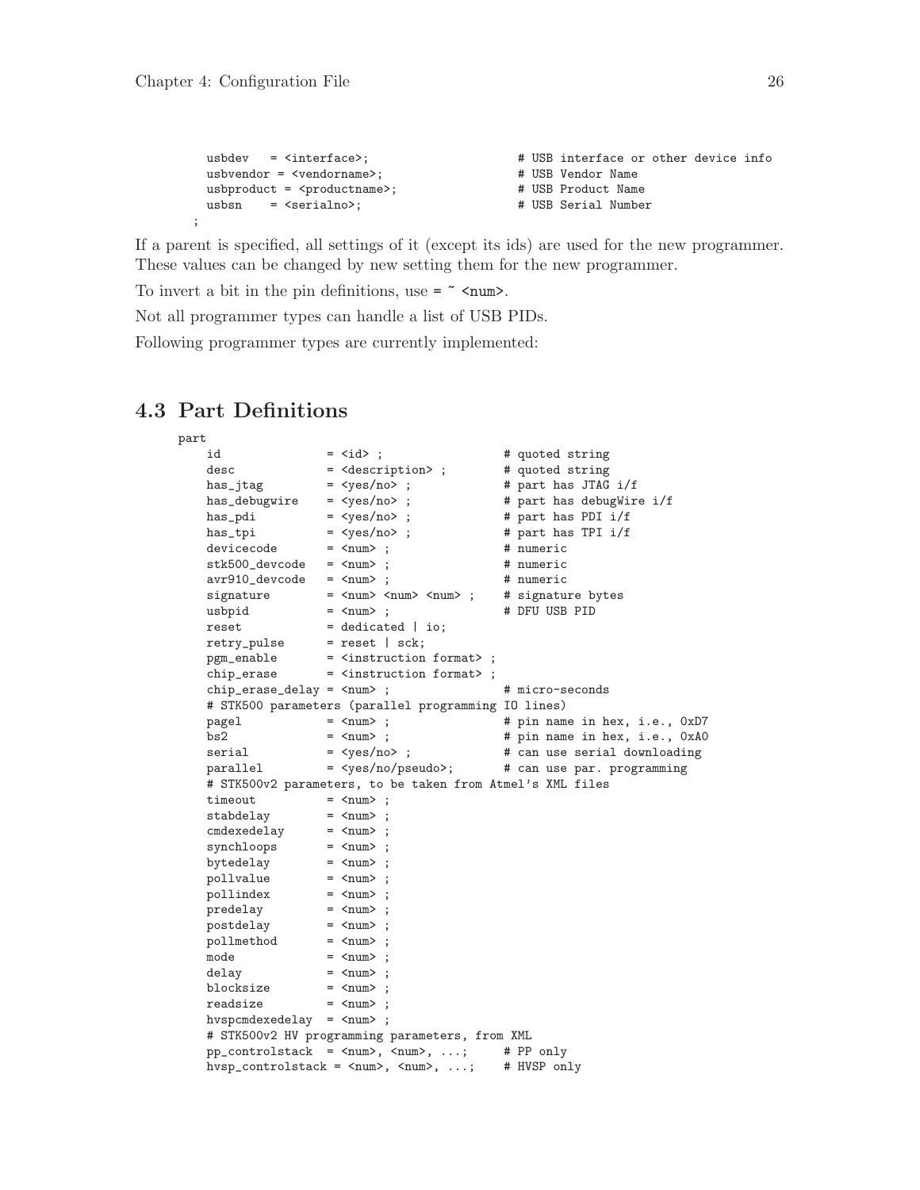```
    usbdev   = <interface>;                   # USB interface or other device info
    usbvendor = <vendorname>;                 # USB Vendor Name
    usbproduct = <productname>;               # USB Product Name
    usbsn    = <serialno>;                    # USB Serial Number
  ;
```

If a parent is specified, all settings of it (except its ids) are used for the new programmer. These values can be changed by new setting them for the new programmer.

To invert a bit in the pin definitions, use `= ~ <num>`.

Not all programmer types can handle a list of USB PIDs.

Following programmer types are currently implemented:

## 4.3 Part Definitions

```
part
    id               = <id> ;                 # quoted string
    desc             = <description> ;        # quoted string
    has_jtag         = <yes/no> ;             # part has JTAG i/f
    has_debugwire    = <yes/no> ;             # part has debugWire i/f
    has_pdi          = <yes/no> ;             # part has PDI i/f
    has_tpi          = <yes/no> ;             # part has TPI i/f
    devicecode       = <num> ;                # numeric
    stk500_devcode   = <num> ;                # numeric
    avr910_devcode   = <num> ;                # numeric
    signature        = <num> <num> <num> ;    # signature bytes
    usbpid           = <num> ;                # DFU USB PID
    reset            = dedicated | io;
    retry_pulse      = reset | sck;
    pgm_enable       = <instruction format> ;
    chip_erase       = <instruction format> ;
    chip_erase_delay = <num> ;                # micro-seconds
    # STK500 parameters (parallel programming IO lines)
    pagel            = <num> ;                # pin name in hex, i.e., 0xD7
    bs2              = <num> ;                # pin name in hex, i.e., 0xA0
    serial           = <yes/no> ;             # can use serial downloading
    parallel         = <yes/no/pseudo>;       # can use par. programming
    # STK500v2 parameters, to be taken from Atmel's XML files
    timeout          = <num> ;
    stabdelay        = <num> ;
    cmdexedelay      = <num> ;
    synchloops       = <num> ;
    bytedelay        = <num> ;
    pollvalue        = <num> ;
    pollindex        = <num> ;
    predelay         = <num> ;
    postdelay        = <num> ;
    pollmethod       = <num> ;
    mode             = <num> ;
    delay            = <num> ;
    blocksize        = <num> ;
    readsize         = <num> ;
    hvspcmdexedelay  = <num> ;
    # STK500v2 HV programming parameters, from XML
    pp_controlstack  = <num>, <num>, ...;     # PP only
    hvsp_controlstack = <num>, <num>, ...;    # HVSP only
```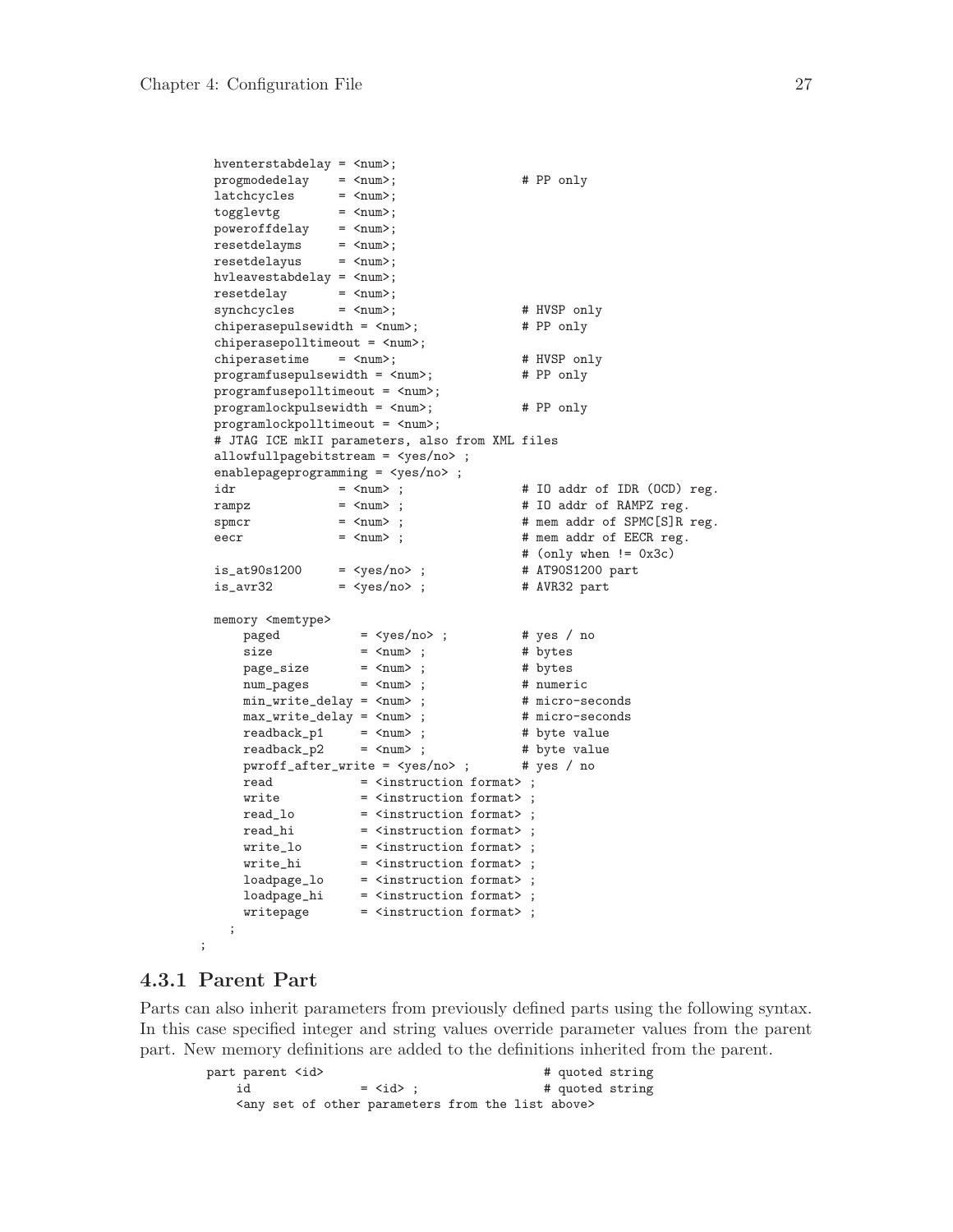```
    hventerstabdelay = <num>;
    progmodedelay    = <num>;                 # PP only
    latchcycles      = <num>;
    togglevtg        = <num>;
    poweroffdelay    = <num>;
    resetdelayms     = <num>;
    resetdelayus     = <num>;
    hvleavestabdelay = <num>;
    resetdelay       = <num>;
    synchcycles      = <num>;                 # HVSP only
    chiperasepulsewidth = <num>;              # PP only
    chiperasepolltimeout = <num>;
    chiperasetime    = <num>;                 # HVSP only
    programfusepulsewidth = <num>;            # PP only
    programfusepolltimeout = <num>;
    programlockpulsewidth = <num>;            # PP only
    programlockpolltimeout = <num>;
    # JTAG ICE mkII parameters, also from XML files
    allowfullpagebitstream = <yes/no> ;
    enablepageprogramming = <yes/no> ;
    idr              = <num> ;                # IO addr of IDR (OCD) reg.
    rampz            = <num> ;                # IO addr of RAMPZ reg.
    spmcr            = <num> ;                # mem addr of SPMC[S]R reg.
    eecr             = <num> ;                # mem addr of EECR reg.
                                              # (only when != 0x3c)
    is_at90s1200     = <yes/no> ;             # AT90S1200 part
    is_avr32         = <yes/no> ;             # AVR32 part

    memory <memtype>
        paged           = <yes/no> ;          # yes / no
        size            = <num> ;             # bytes
        page_size       = <num> ;             # bytes
        num_pages       = <num> ;             # numeric
        min_write_delay = <num> ;             # micro-seconds
        max_write_delay = <num> ;             # micro-seconds
        readback_p1     = <num> ;             # byte value
        readback_p2     = <num> ;             # byte value
        pwroff_after_write = <yes/no> ;       # yes / no
        read            = <instruction format> ;
        write           = <instruction format> ;
        read_lo         = <instruction format> ;
        read_hi         = <instruction format> ;
        write_lo        = <instruction format> ;
        write_hi        = <instruction format> ;
        loadpage_lo     = <instruction format> ;
        loadpage_hi     = <instruction format> ;
        writepage       = <instruction format> ;
      ;
  ;
```

### 4.3.1 Parent Part

Parts can also inherit parameters from previously defined parts using the following syntax. In this case specified integer and string values override parameter values from the parent part. New memory definitions are added to the definitions inherited from the parent.

```
part parent <id>                              # quoted string
    id              = <id> ;                  # quoted string
    <any set of other parameters from the list above>
```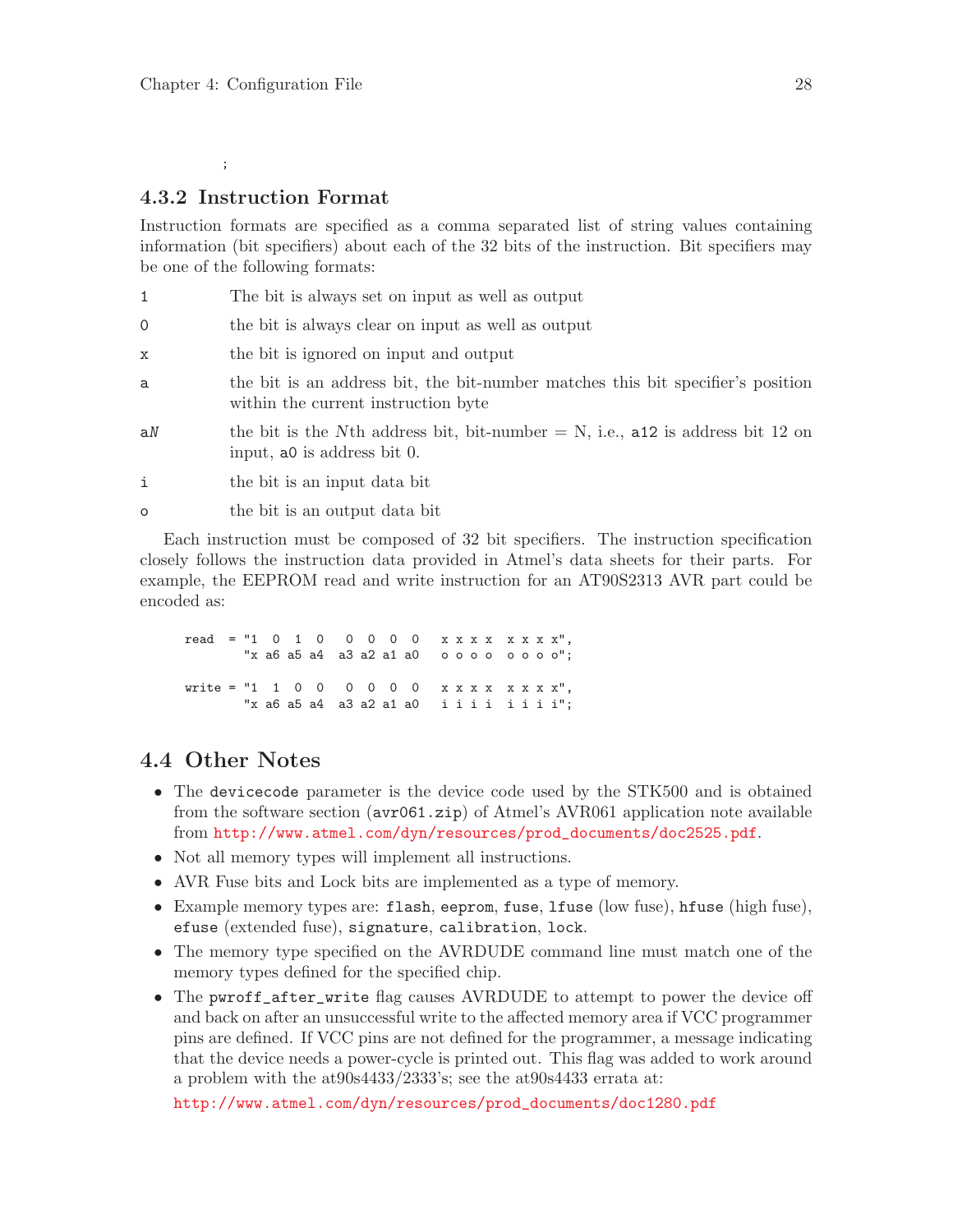;

### 4.3.2 Instruction Format

Instruction formats are specified as a comma separated list of string values containing information (bit specifiers) about each of the 32 bits of the instruction. Bit specifiers may be one of the following formats:

`1` The bit is always set on input as well as output

`0` the bit is always clear on input as well as output

`x` the bit is ignored on input and output

`a` the bit is an address bit, the bit-number matches this bit specifier's position within the current instruction byte

`aN` the bit is the *N*th address bit, bit-number = N, i.e., `a12` is address bit 12 on input, `a0` is address bit 0.

`i` the bit is an input data bit

`o` the bit is an output data bit

Each instruction must be composed of 32 bit specifiers. The instruction specification closely follows the instruction data provided in Atmel's data sheets for their parts. For example, the EEPROM read and write instruction for an AT90S2313 AVR part could be encoded as:

```
read  = "1  0  1  0   0  0  0  0   x x x x  x x x x",
        "x a6 a5 a4  a3 a2 a1 a0   o o o o  o o o o";

write = "1  1  0  0   0  0  0  0   x x x x  x x x x",
        "x a6 a5 a4  a3 a2 a1 a0   i i i i  i i i i";
```

## 4.4 Other Notes

- The `devicecode` parameter is the device code used by the STK500 and is obtained from the software section (`avr061.zip`) of Atmel's AVR061 application note available from http://www.atmel.com/dyn/resources/prod_documents/doc2525.pdf.
- Not all memory types will implement all instructions.
- AVR Fuse bits and Lock bits are implemented as a type of memory.
- Example memory types are: `flash`, `eeprom`, `fuse`, `lfuse` (low fuse), `hfuse` (high fuse), `efuse` (extended fuse), `signature`, `calibration`, `lock`.
- The memory type specified on the AVRDUDE command line must match one of the memory types defined for the specified chip.
- The `pwroff_after_write` flag causes AVRDUDE to attempt to power the device off and back on after an unsuccessful write to the affected memory area if VCC programmer pins are defined. If VCC pins are not defined for the programmer, a message indicating that the device needs a power-cycle is printed out. This flag was added to work around a problem with the at90s4433/2333's; see the at90s4433 errata at:

  http://www.atmel.com/dyn/resources/prod_documents/doc1280.pdf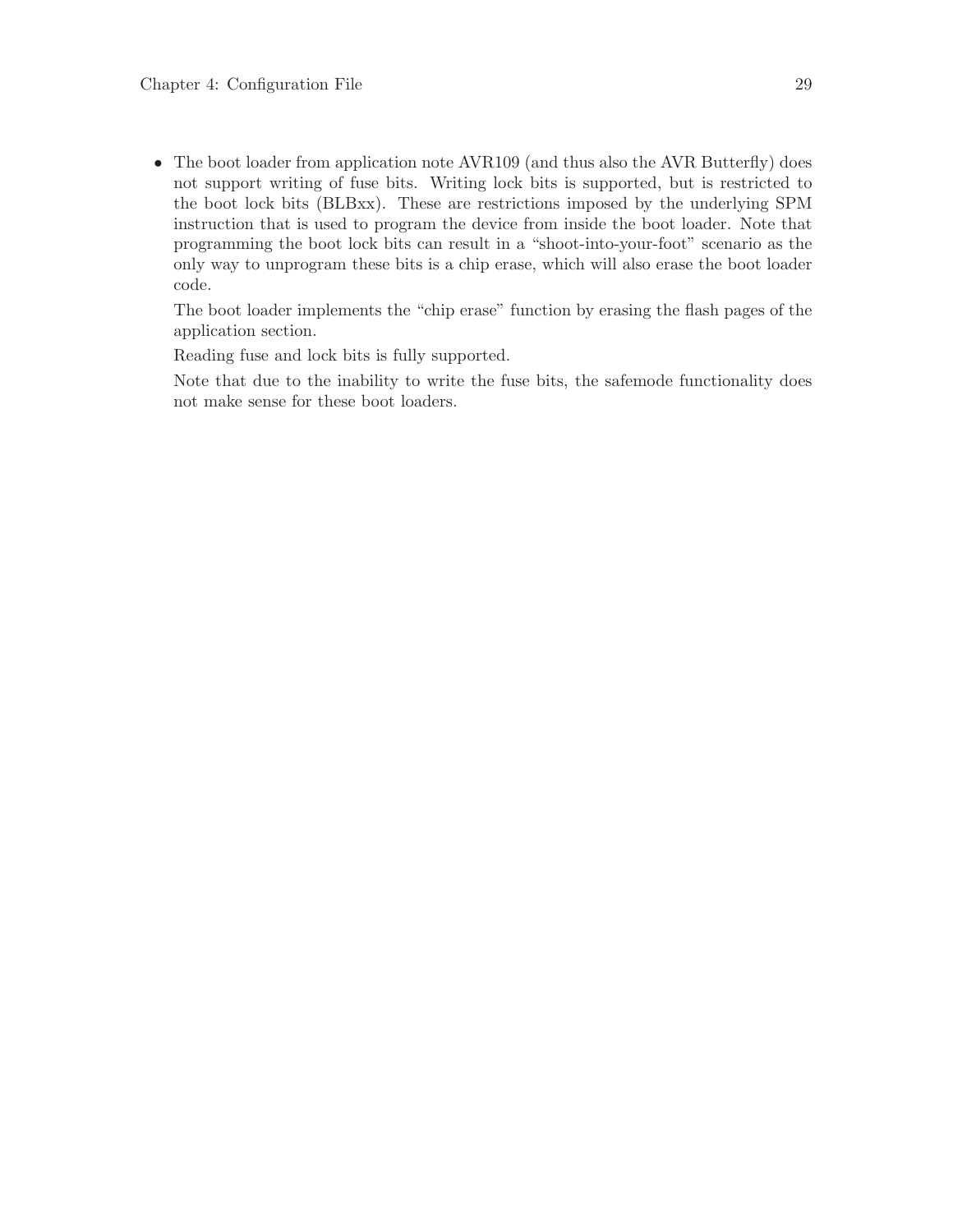- The boot loader from application note AVR109 (and thus also the AVR Butterfly) does not support writing of fuse bits. Writing lock bits is supported, but is restricted to the boot lock bits (BLBxx). These are restrictions imposed by the underlying SPM instruction that is used to program the device from inside the boot loader. Note that programming the boot lock bits can result in a "shoot-into-your-foot" scenario as the only way to unprogram these bits is a chip erase, which will also erase the boot loader code.

  The boot loader implements the "chip erase" function by erasing the flash pages of the application section.

  Reading fuse and lock bits is fully supported.

  Note that due to the inability to write the fuse bits, the safemode functionality does not make sense for these boot loaders.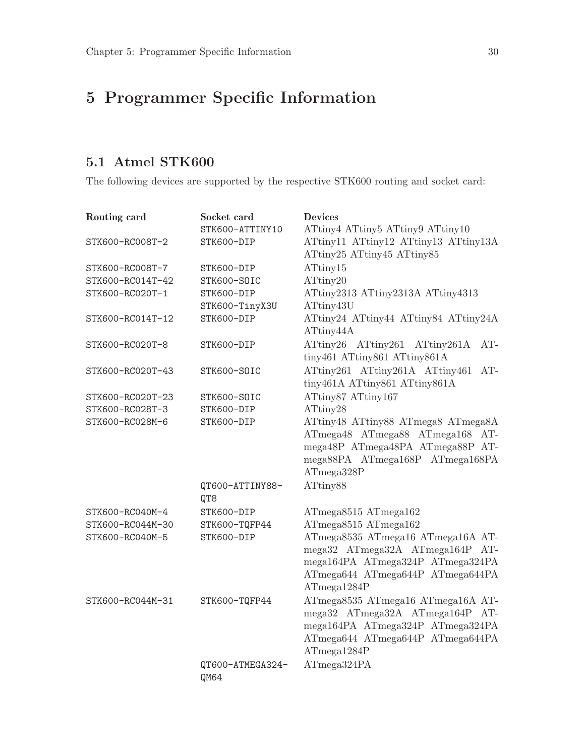# 5 Programmer Specific Information

## 5.1 Atmel STK600

The following devices are supported by the respective STK600 routing and socket card:

| Routing card | Socket card | Devices |
|---|---|---|
| | STK600-ATTINY10 | ATtiny4 ATtiny5 ATtiny9 ATtiny10 |
| STK600-RC008T-2 | STK600-DIP | ATtiny11 ATtiny12 ATtiny13 ATtiny13A ATtiny25 ATtiny45 ATtiny85 |
| STK600-RC008T-7 | STK600-DIP | ATtiny15 |
| STK600-RC014T-42 | STK600-SOIC | ATtiny20 |
| STK600-RC020T-1 | STK600-DIP | ATtiny2313 ATtiny2313A ATtiny4313 |
| | STK600-TinyX3U | ATtiny43U |
| STK600-RC014T-12 | STK600-DIP | ATtiny24 ATtiny44 ATtiny84 ATtiny24A ATtiny44A |
| STK600-RC020T-8 | STK600-DIP | ATtiny26 ATtiny261 ATtiny261A ATtiny461 ATtiny861 ATtiny861A |
| STK600-RC020T-43 | STK600-SOIC | ATtiny261 ATtiny261A ATtiny461 ATtiny461A ATtiny861 ATtiny861A |
| STK600-RC020T-23 | STK600-SOIC | ATtiny87 ATtiny167 |
| STK600-RC028T-3 | STK600-DIP | ATtiny28 |
| STK600-RC028M-6 | STK600-DIP | ATtiny48 ATtiny88 ATmega8 ATmega8A ATmega48 ATmega88 ATmega168 ATmega48P ATmega48PA ATmega88P ATmega88PA ATmega168P ATmega168PA ATmega328P |
| | QT600-ATTINY88-QT8 | ATtiny88 |
| STK600-RC040M-4 | STK600-DIP | ATmega8515 ATmega162 |
| STK600-RC044M-30 | STK600-TQFP44 | ATmega8515 ATmega162 |
| STK600-RC040M-5 | STK600-DIP | ATmega8535 ATmega16 ATmega16A ATmega32 ATmega32A ATmega164P ATmega164PA ATmega324P ATmega324PA ATmega644 ATmega644P ATmega644PA ATmega1284P |
| STK600-RC044M-31 | STK600-TQFP44 | ATmega8535 ATmega16 ATmega16A ATmega32 ATmega32A ATmega164P ATmega164PA ATmega324P ATmega324PA ATmega644 ATmega644P ATmega644PA ATmega1284P |
| | QT600-ATMEGA324-QM64 | ATmega324PA |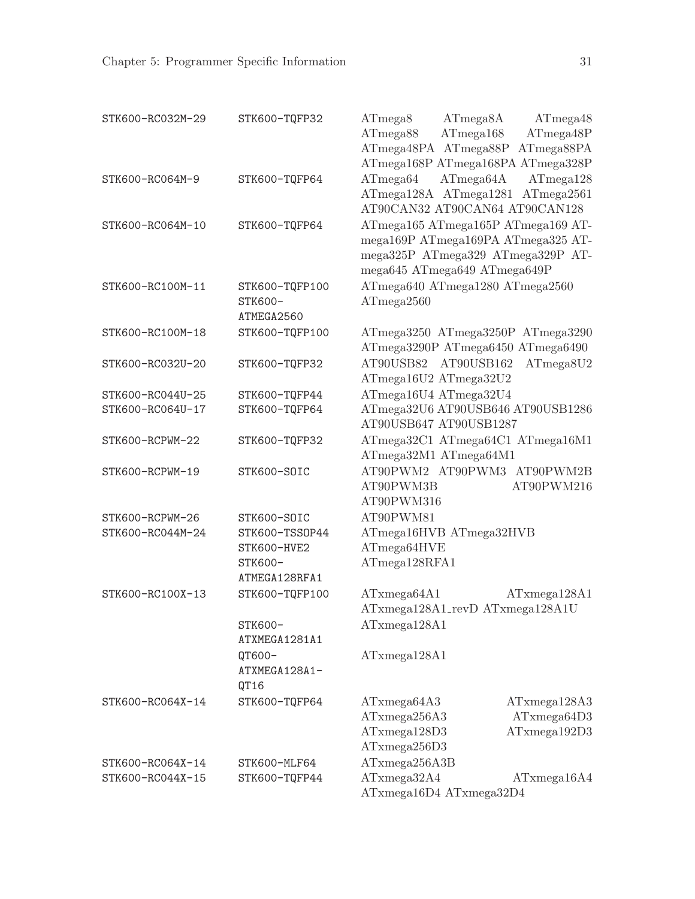| | | |
|---|---|---|
| STK600-RC032M-29 | STK600-TQFP32 | ATmega8 ATmega8A ATmega48 ATmega88 ATmega168 ATmega48P ATmega48PA ATmega88P ATmega88PA ATmega168P ATmega168PA ATmega328P |
| STK600-RC064M-9 | STK600-TQFP64 | ATmega64 ATmega64A ATmega128 ATmega128A ATmega1281 ATmega2561 AT90CAN32 AT90CAN64 AT90CAN128 |
| STK600-RC064M-10 | STK600-TQFP64 | ATmega165 ATmega165P ATmega169 ATmega169P ATmega169PA ATmega325 ATmega325P ATmega329 ATmega329P ATmega645 ATmega649 ATmega649P |
| STK600-RC100M-11 | STK600-TQFP100 | ATmega640 ATmega1280 ATmega2560 |
| | STK600-ATMEGA2560 | ATmega2560 |
| STK600-RC100M-18 | STK600-TQFP100 | ATmega3250 ATmega3250P ATmega3290 ATmega3290P ATmega6450 ATmega6490 |
| STK600-RC032U-20 | STK600-TQFP32 | AT90USB82 AT90USB162 ATmega8U2 ATmega16U2 ATmega32U2 |
| STK600-RC044U-25 | STK600-TQFP44 | ATmega16U4 ATmega32U4 |
| STK600-RC064U-17 | STK600-TQFP64 | ATmega32U6 AT90USB646 AT90USB1286 AT90USB647 AT90USB1287 |
| STK600-RCPWM-22 | STK600-TQFP32 | ATmega32C1 ATmega64C1 ATmega16M1 ATmega32M1 ATmega64M1 |
| STK600-RCPWM-19 | STK600-SOIC | AT90PWM2 AT90PWM3 AT90PWM2B AT90PWM3B AT90PWM216 AT90PWM316 |
| STK600-RCPWM-26 | STK600-SOIC | AT90PWM81 |
| STK600-RC044M-24 | STK600-TSSOP44 | ATmega16HVB ATmega32HVB |
| | STK600-HVE2 | ATmega64HVE |
| | STK600-ATMEGA128RFA1 | ATmega128RFA1 |
| STK600-RC100X-13 | STK600-TQFP100 | ATxmega64A1 ATxmega128A1 ATxmega128A1_revD ATxmega128A1U |
| | STK600-ATXMEGA1281A1 | ATxmega128A1 |
| | QT600-ATXMEGA128A1-QT16 | ATxmega128A1 |
| STK600-RC064X-14 | STK600-TQFP64 | ATxmega64A3 ATxmega128A3 ATxmega256A3 ATxmega64D3 ATxmega128D3 ATxmega192D3 ATxmega256D3 |
| STK600-RC064X-14 | STK600-MLF64 | ATxmega256A3B |
| STK600-RC044X-15 | STK600-TQFP44 | ATxmega32A4 ATxmega16A4 ATxmega16D4 ATxmega32D4 |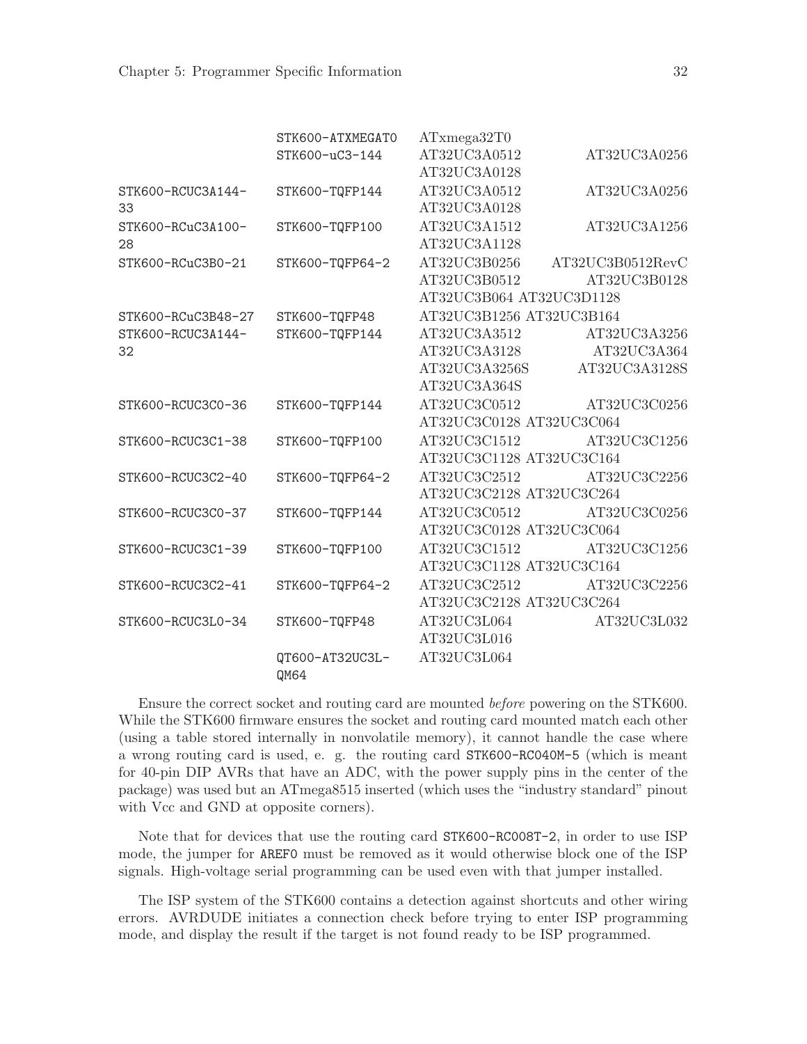| | | |
|---|---|---|
| | STK600-ATXMEGAT0 | ATxmega32T0 |
| | STK600-uC3-144 | AT32UC3A0512 AT32UC3A0256 AT32UC3A0128 |
| STK600-RCUC3A144-33 | STK600-TQFP144 | AT32UC3A0512 AT32UC3A0256 AT32UC3A0128 |
| STK600-RCuC3A100-28 | STK600-TQFP100 | AT32UC3A1512 AT32UC3A1256 AT32UC3A1128 |
| STK600-RCuC3B0-21 | STK600-TQFP64-2 | AT32UC3B0256 AT32UC3B0512RevC AT32UC3B0512 AT32UC3B0128 AT32UC3B064 AT32UC3D1128 |
| STK600-RCuC3B48-27 | STK600-TQFP48 | AT32UC3B1256 AT32UC3B164 |
| STK600-RCUC3A144-32 | STK600-TQFP144 | AT32UC3A3512 AT32UC3A3256 AT32UC3A3128 AT32UC3A364 AT32UC3A3256S AT32UC3A3128S AT32UC3A364S |
| STK600-RCUC3C0-36 | STK600-TQFP144 | AT32UC3C0512 AT32UC3C0256 AT32UC3C0128 AT32UC3C064 |
| STK600-RCUC3C1-38 | STK600-TQFP100 | AT32UC3C1512 AT32UC3C1256 AT32UC3C1128 AT32UC3C164 |
| STK600-RCUC3C2-40 | STK600-TQFP64-2 | AT32UC3C2512 AT32UC3C2256 AT32UC3C2128 AT32UC3C264 |
| STK600-RCUC3C0-37 | STK600-TQFP144 | AT32UC3C0512 AT32UC3C0256 AT32UC3C0128 AT32UC3C064 |
| STK600-RCUC3C1-39 | STK600-TQFP100 | AT32UC3C1512 AT32UC3C1256 AT32UC3C1128 AT32UC3C164 |
| STK600-RCUC3C2-41 | STK600-TQFP64-2 | AT32UC3C2512 AT32UC3C2256 AT32UC3C2128 AT32UC3C264 |
| STK600-RCUC3L0-34 | STK600-TQFP48 | AT32UC3L064 AT32UC3L032 AT32UC3L016 |
| | QT600-AT32UC3L-QM64 | AT32UC3L064 |

Ensure the correct socket and routing card are mounted *before* powering on the STK600. While the STK600 firmware ensures the socket and routing card mounted match each other (using a table stored internally in nonvolatile memory), it cannot handle the case where a wrong routing card is used, e. g. the routing card `STK600-RC040M-5` (which is meant for 40-pin DIP AVRs that have an ADC, with the power supply pins in the center of the package) was used but an ATmega8515 inserted (which uses the "industry standard" pinout with Vcc and GND at opposite corners).

Note that for devices that use the routing card `STK600-RC008T-2`, in order to use ISP mode, the jumper for `AREF0` must be removed as it would otherwise block one of the ISP signals. High-voltage serial programming can be used even with that jumper installed.

The ISP system of the STK600 contains a detection against shortcuts and other wiring errors. AVRDUDE initiates a connection check before trying to enter ISP programming mode, and display the result if the target is not found ready to be ISP programmed.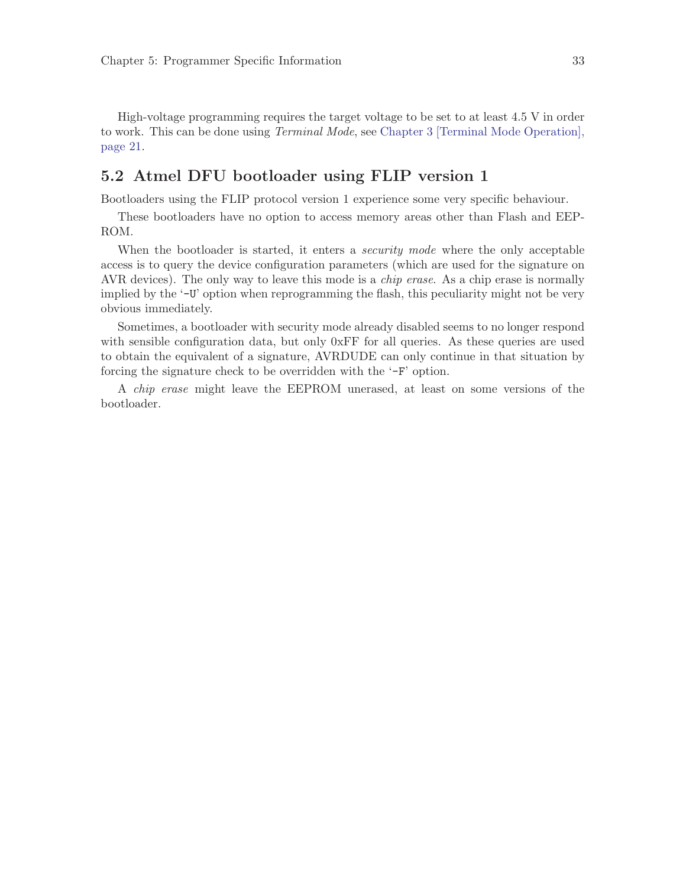High-voltage programming requires the target voltage to be set to at least 4.5 V in order to work. This can be done using *Terminal Mode*, see Chapter 3 [Terminal Mode Operation], page 21.

## 5.2 Atmel DFU bootloader using FLIP version 1

Bootloaders using the FLIP protocol version 1 experience some very specific behaviour.

These bootloaders have no option to access memory areas other than Flash and EEPROM.

When the bootloader is started, it enters a *security mode* where the only acceptable access is to query the device configuration parameters (which are used for the signature on AVR devices). The only way to leave this mode is a *chip erase*. As a chip erase is normally implied by the '`-U`' option when reprogramming the flash, this peculiarity might not be very obvious immediately.

Sometimes, a bootloader with security mode already disabled seems to no longer respond with sensible configuration data, but only 0xFF for all queries. As these queries are used to obtain the equivalent of a signature, AVRDUDE can only continue in that situation by forcing the signature check to be overridden with the '`-F`' option.

A *chip erase* might leave the EEPROM unerased, at least on some versions of the bootloader.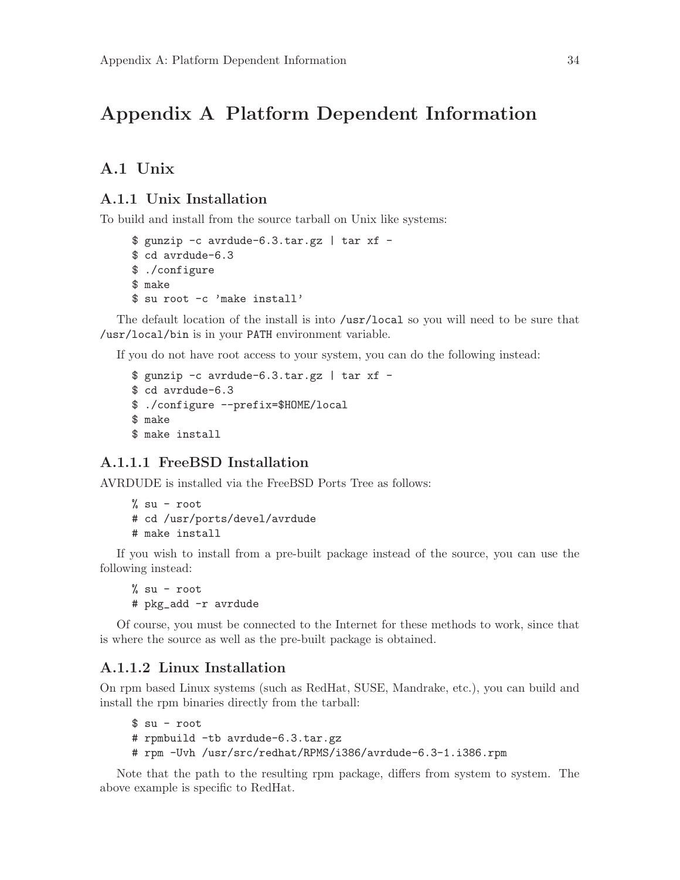# Appendix A Platform Dependent Information

## A.1 Unix

### A.1.1 Unix Installation

To build and install from the source tarball on Unix like systems:

```
$ gunzip -c avrdude-6.3.tar.gz | tar xf -
$ cd avrdude-6.3
$ ./configure
$ make
$ su root -c 'make install'
```

The default location of the install is into `/usr/local` so you will need to be sure that `/usr/local/bin` is in your `PATH` environment variable.

If you do not have root access to your system, you can do the following instead:

```
$ gunzip -c avrdude-6.3.tar.gz | tar xf -
$ cd avrdude-6.3
$ ./configure --prefix=$HOME/local
$ make
$ make install
```

#### A.1.1.1 FreeBSD Installation

AVRDUDE is installed via the FreeBSD Ports Tree as follows:

```
% su - root
# cd /usr/ports/devel/avrdude
# make install
```

If you wish to install from a pre-built package instead of the source, you can use the following instead:

```
% su - root
# pkg_add -r avrdude
```

Of course, you must be connected to the Internet for these methods to work, since that is where the source as well as the pre-built package is obtained.

#### A.1.1.2 Linux Installation

On rpm based Linux systems (such as RedHat, SUSE, Mandrake, etc.), you can build and install the rpm binaries directly from the tarball:

```
$ su - root
# rpmbuild -tb avrdude-6.3.tar.gz
# rpm -Uvh /usr/src/redhat/RPMS/i386/avrdude-6.3-1.i386.rpm
```

Note that the path to the resulting rpm package, differs from system to system. The above example is specific to RedHat.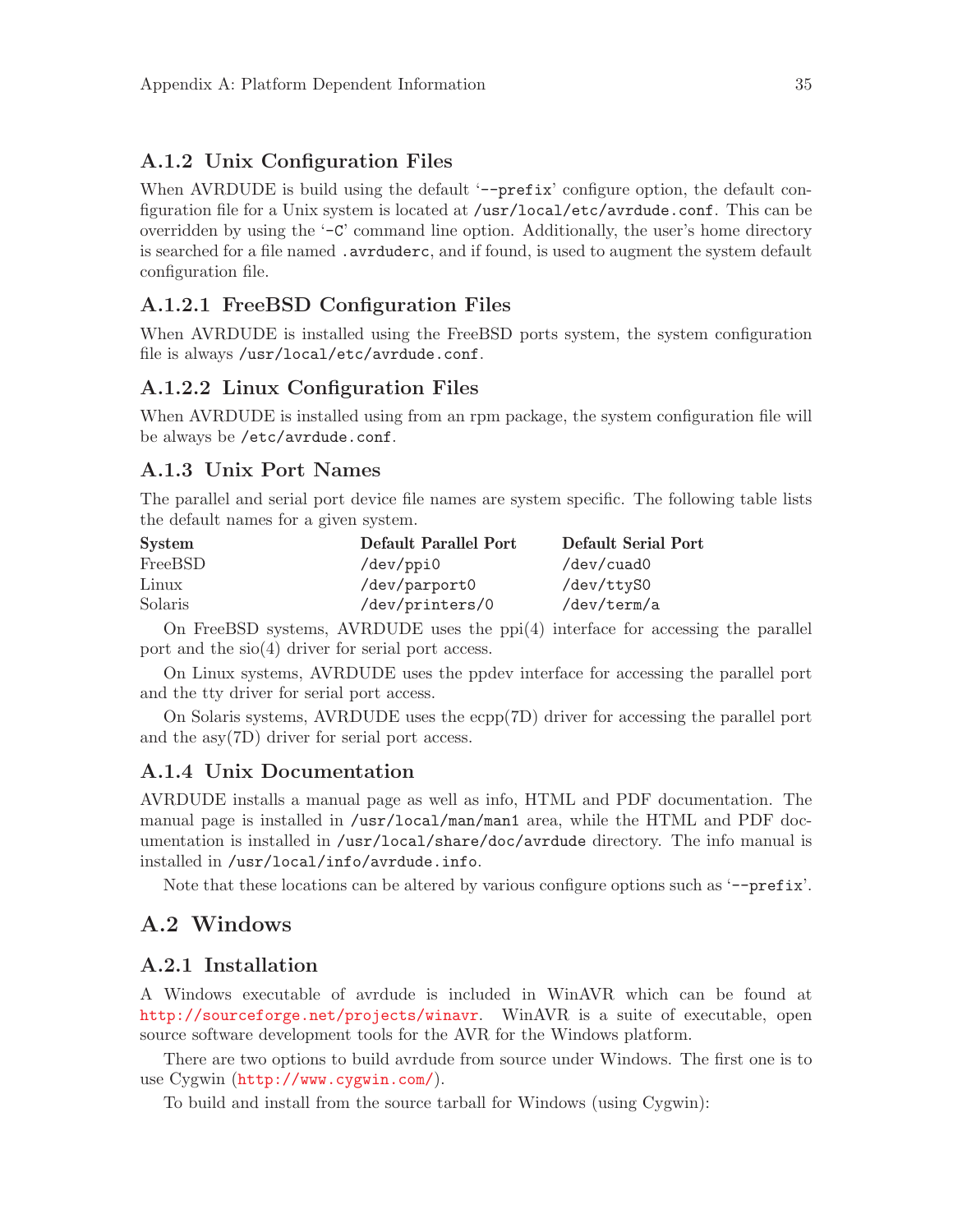### A.1.2 Unix Configuration Files

When AVRDUDE is build using the default '`--prefix`' configure option, the default configuration file for a Unix system is located at `/usr/local/etc/avrdude.conf`. This can be overridden by using the '`-C`' command line option. Additionally, the user's home directory is searched for a file named `.avrduderc`, and if found, is used to augment the system default configuration file.

#### A.1.2.1 FreeBSD Configuration Files

When AVRDUDE is installed using the FreeBSD ports system, the system configuration file is always `/usr/local/etc/avrdude.conf`.

#### A.1.2.2 Linux Configuration Files

When AVRDUDE is installed using from an rpm package, the system configuration file will be always be `/etc/avrdude.conf`.

### A.1.3 Unix Port Names

The parallel and serial port device file names are system specific. The following table lists the default names for a given system.

| System | Default Parallel Port | Default Serial Port |
|---|---|---|
| FreeBSD | `/dev/ppi0` | `/dev/cuad0` |
| Linux | `/dev/parport0` | `/dev/ttyS0` |
| Solaris | `/dev/printers/0` | `/dev/term/a` |

On FreeBSD systems, AVRDUDE uses the ppi(4) interface for accessing the parallel port and the sio(4) driver for serial port access.

On Linux systems, AVRDUDE uses the ppdev interface for accessing the parallel port and the tty driver for serial port access.

On Solaris systems, AVRDUDE uses the ecpp(7D) driver for accessing the parallel port and the asy(7D) driver for serial port access.

### A.1.4 Unix Documentation

AVRDUDE installs a manual page as well as info, HTML and PDF documentation. The manual page is installed in `/usr/local/man/man1` area, while the HTML and PDF documentation is installed in `/usr/local/share/doc/avrdude` directory. The info manual is installed in `/usr/local/info/avrdude.info`.

Note that these locations can be altered by various configure options such as '`--prefix`'.

## A.2 Windows

### A.2.1 Installation

A Windows executable of avrdude is included in WinAVR which can be found at http://sourceforge.net/projects/winavr. WinAVR is a suite of executable, open source software development tools for the AVR for the Windows platform.

There are two options to build avrdude from source under Windows. The first one is to use Cygwin (http://www.cygwin.com/).

To build and install from the source tarball for Windows (using Cygwin):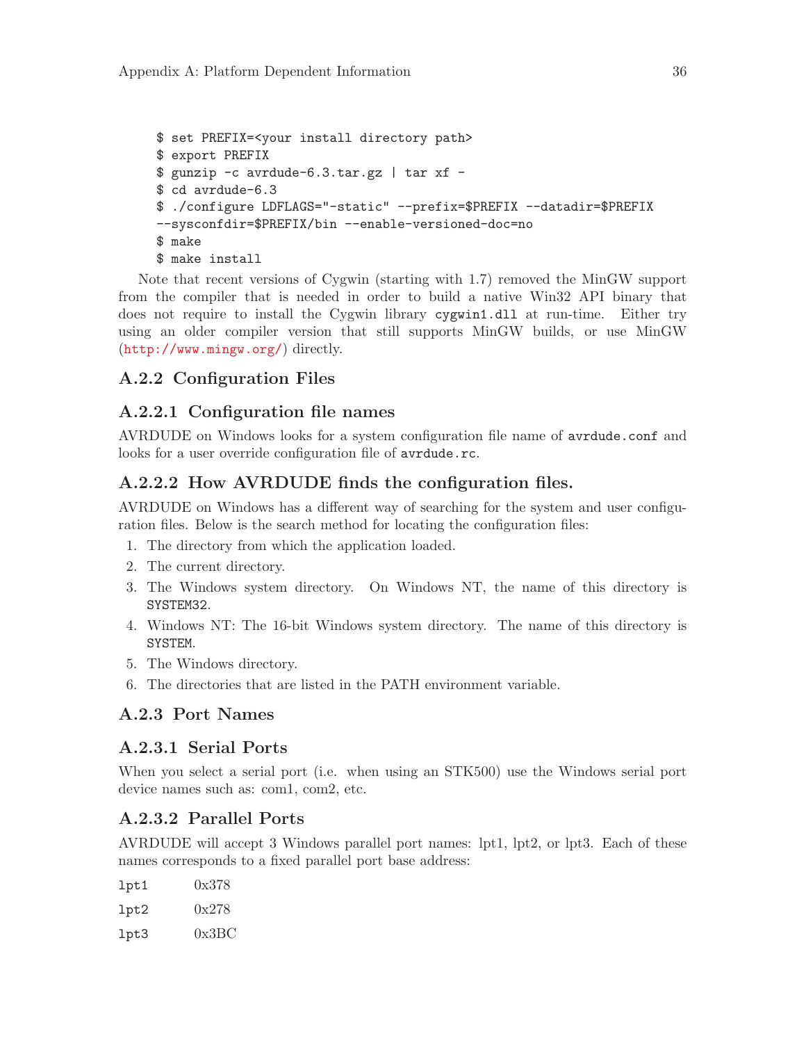```
$ set PREFIX=<your install directory path>
$ export PREFIX
$ gunzip -c avrdude-6.3.tar.gz | tar xf -
$ cd avrdude-6.3
$ ./configure LDFLAGS="-static" --prefix=$PREFIX --datadir=$PREFIX
--sysconfdir=$PREFIX/bin --enable-versioned-doc=no
$ make
$ make install
```

Note that recent versions of Cygwin (starting with 1.7) removed the MinGW support from the compiler that is needed in order to build a native Win32 API binary that does not require to install the Cygwin library `cygwin1.dll` at run-time. Either try using an older compiler version that still supports MinGW builds, or use MinGW (http://www.mingw.org/) directly.

### A.2.2 Configuration Files

#### A.2.2.1 Configuration file names

AVRDUDE on Windows looks for a system configuration file name of `avrdude.conf` and looks for a user override configuration file of `avrdude.rc`.

#### A.2.2.2 How AVRDUDE finds the configuration files.

AVRDUDE on Windows has a different way of searching for the system and user configuration files. Below is the search method for locating the configuration files:

1. The directory from which the application loaded.
2. The current directory.
3. The Windows system directory. On Windows NT, the name of this directory is `SYSTEM32`.
4. Windows NT: The 16-bit Windows system directory. The name of this directory is `SYSTEM`.
5. The Windows directory.
6. The directories that are listed in the PATH environment variable.

### A.2.3 Port Names

#### A.2.3.1 Serial Ports

When you select a serial port (i.e. when using an STK500) use the Windows serial port device names such as: com1, com2, etc.

#### A.2.3.2 Parallel Ports

AVRDUDE will accept 3 Windows parallel port names: lpt1, lpt2, or lpt3. Each of these names corresponds to a fixed parallel port base address:

`lpt1` 0x378

`lpt2` 0x278

`lpt3` 0x3BC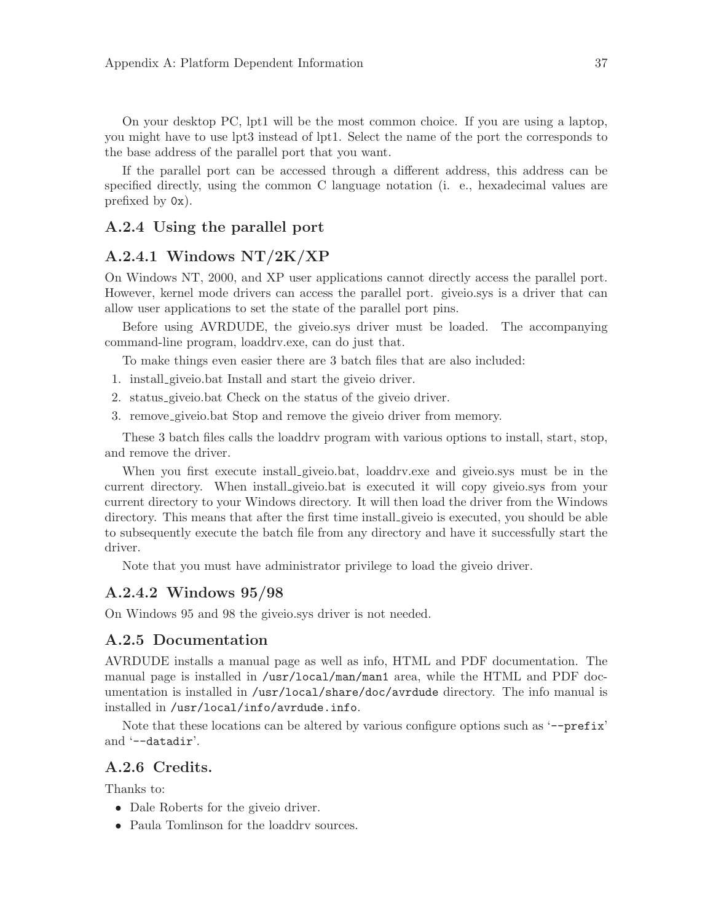On your desktop PC, lpt1 will be the most common choice. If you are using a laptop, you might have to use lpt3 instead of lpt1. Select the name of the port the corresponds to the base address of the parallel port that you want.

If the parallel port can be accessed through a different address, this address can be specified directly, using the common C language notation (i. e., hexadecimal values are prefixed by `0x`).

### A.2.4 Using the parallel port

#### A.2.4.1 Windows NT/2K/XP

On Windows NT, 2000, and XP user applications cannot directly access the parallel port. However, kernel mode drivers can access the parallel port. giveio.sys is a driver that can allow user applications to set the state of the parallel port pins.

Before using AVRDUDE, the giveio.sys driver must be loaded. The accompanying command-line program, loaddrv.exe, can do just that.

To make things even easier there are 3 batch files that are also included:

1. install_giveio.bat Install and start the giveio driver.
2. status_giveio.bat Check on the status of the giveio driver.
3. remove_giveio.bat Stop and remove the giveio driver from memory.

These 3 batch files calls the loaddrv program with various options to install, start, stop, and remove the driver.

When you first execute install_giveio.bat, loaddrv.exe and giveio.sys must be in the current directory. When install_giveio.bat is executed it will copy giveio.sys from your current directory to your Windows directory. It will then load the driver from the Windows directory. This means that after the first time install_giveio is executed, you should be able to subsequently execute the batch file from any directory and have it successfully start the driver.

Note that you must have administrator privilege to load the giveio driver.

#### A.2.4.2 Windows 95/98

On Windows 95 and 98 the giveio.sys driver is not needed.

### A.2.5 Documentation

AVRDUDE installs a manual page as well as info, HTML and PDF documentation. The manual page is installed in `/usr/local/man/man1` area, while the HTML and PDF documentation is installed in `/usr/local/share/doc/avrdude` directory. The info manual is installed in `/usr/local/info/avrdude.info`.

Note that these locations can be altered by various configure options such as '`--prefix`' and '`--datadir`'.

### A.2.6 Credits.

Thanks to:

- Dale Roberts for the giveio driver.
- Paula Tomlinson for the loaddrv sources.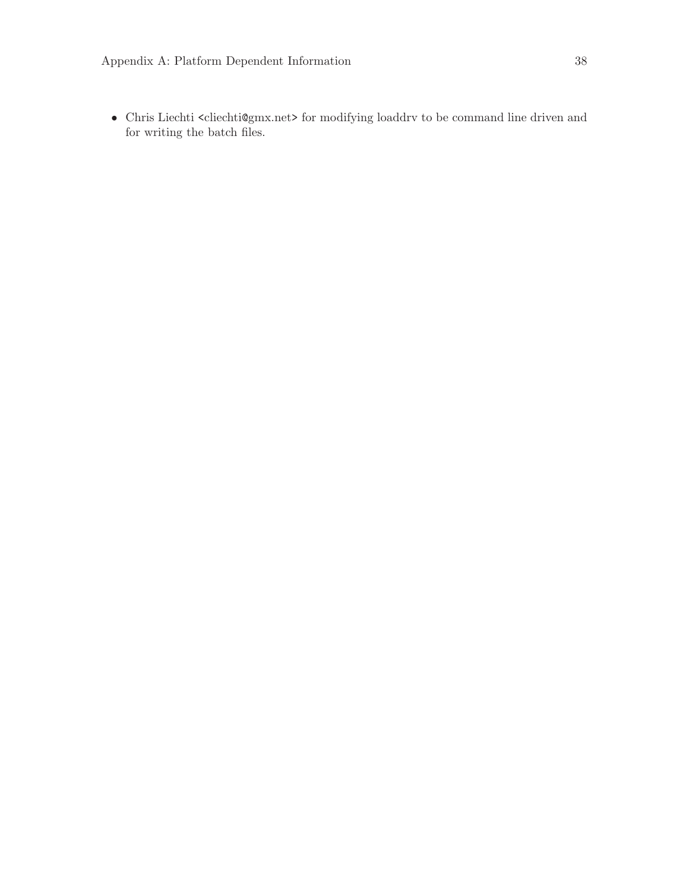- Chris Liechti <cliechti@gmx.net> for modifying loaddrv to be command line driven and for writing the batch files.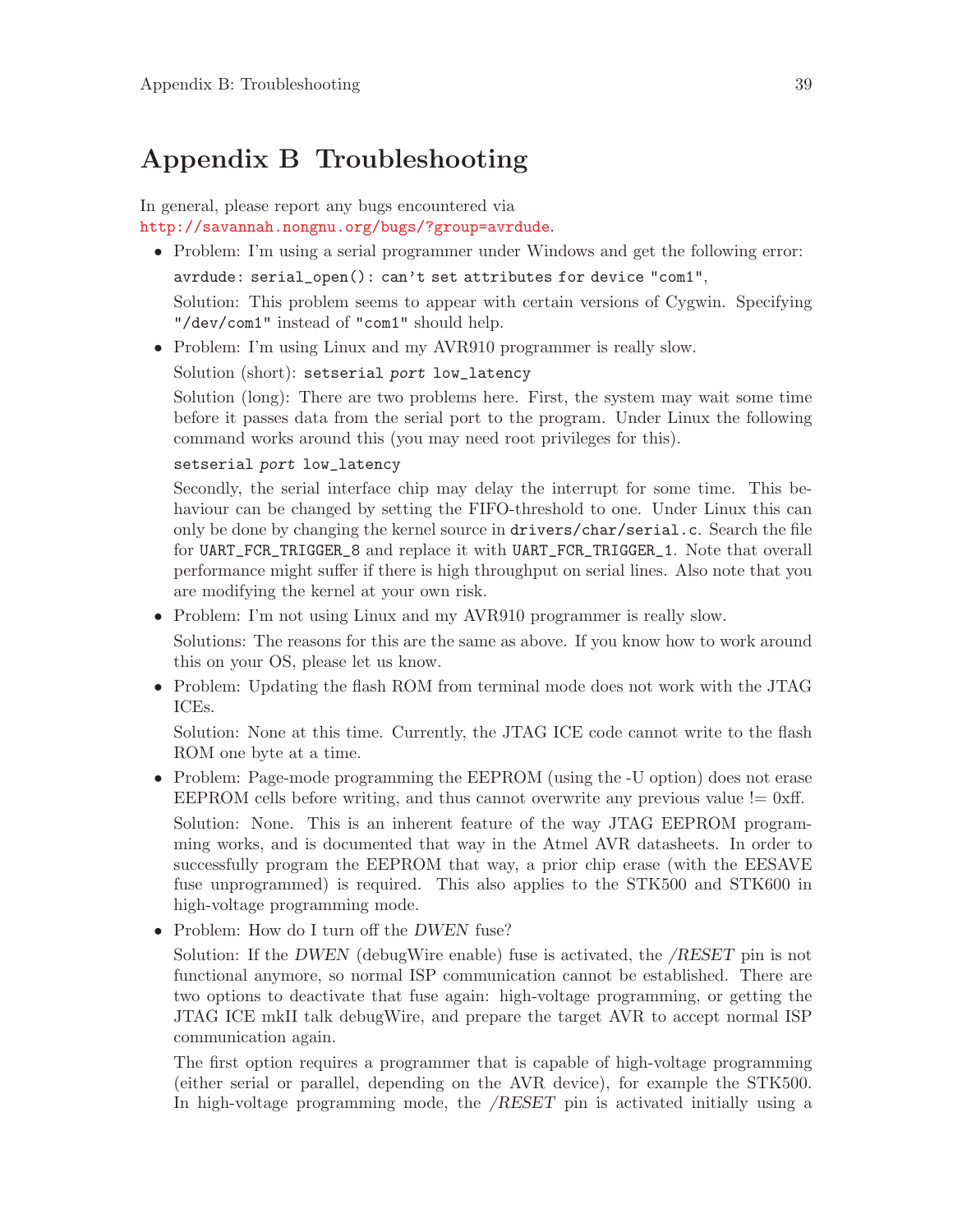# Appendix B Troubleshooting

In general, please report any bugs encountered via
http://savannah.nongnu.org/bugs/?group=avrdude.

- Problem: I'm using a serial programmer under Windows and get the following error:

  `avrdude: serial_open(): can't set attributes for device "com1"`,

  Solution: This problem seems to appear with certain versions of Cygwin. Specifying `"/dev/com1"` instead of `"com1"` should help.

- Problem: I'm using Linux and my AVR910 programmer is really slow.

  Solution (short): `setserial` *port* `low_latency`

  Solution (long): There are two problems here. First, the system may wait some time before it passes data from the serial port to the program. Under Linux the following command works around this (you may need root privileges for this).

  `setserial` *port* `low_latency`

  Secondly, the serial interface chip may delay the interrupt for some time. This behaviour can be changed by setting the FIFO-threshold to one. Under Linux this can only be done by changing the kernel source in `drivers/char/serial.c`. Search the file for `UART_FCR_TRIGGER_8` and replace it with `UART_FCR_TRIGGER_1`. Note that overall performance might suffer if there is high throughput on serial lines. Also note that you are modifying the kernel at your own risk.

- Problem: I'm not using Linux and my AVR910 programmer is really slow.

  Solutions: The reasons for this are the same as above. If you know how to work around this on your OS, please let us know.

- Problem: Updating the flash ROM from terminal mode does not work with the JTAG ICEs.

  Solution: None at this time. Currently, the JTAG ICE code cannot write to the flash ROM one byte at a time.

- Problem: Page-mode programming the EEPROM (using the -U option) does not erase EEPROM cells before writing, and thus cannot overwrite any previous value != 0xff.

  Solution: None. This is an inherent feature of the way JTAG EEPROM programming works, and is documented that way in the Atmel AVR datasheets. In order to successfully program the EEPROM that way, a prior chip erase (with the EESAVE fuse unprogrammed) is required. This also applies to the STK500 and STK600 in high-voltage programming mode.

- Problem: How do I turn off the *DWEN* fuse?

  Solution: If the *DWEN* (debugWire enable) fuse is activated, the */RESET* pin is not functional anymore, so normal ISP communication cannot be established. There are two options to deactivate that fuse again: high-voltage programming, or getting the JTAG ICE mkII talk debugWire, and prepare the target AVR to accept normal ISP communication again.

  The first option requires a programmer that is capable of high-voltage programming (either serial or parallel, depending on the AVR device), for example the STK500. In high-voltage programming mode, the */RESET* pin is activated initially using a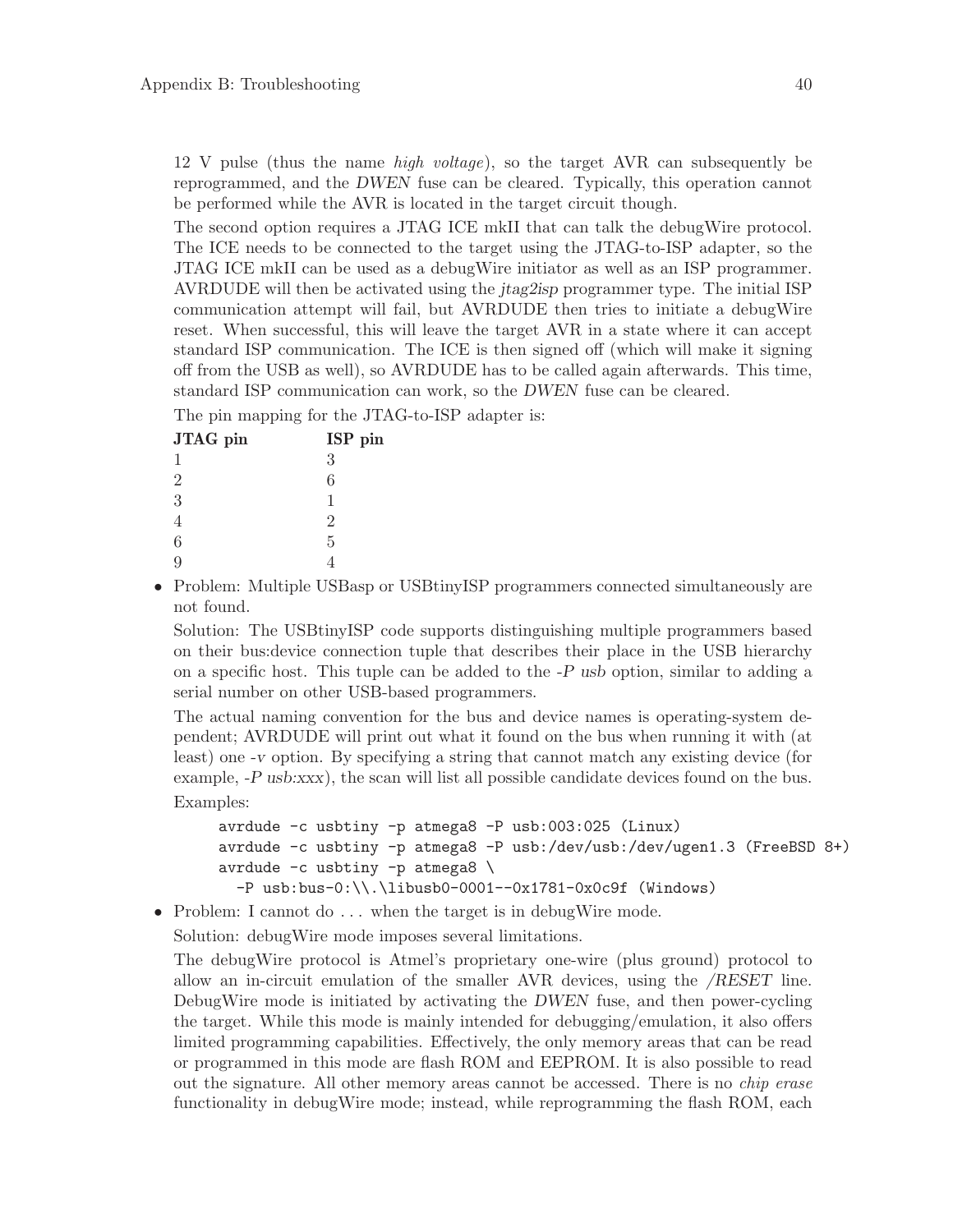12 V pulse (thus the name *high voltage*), so the target AVR can subsequently be reprogrammed, and the *DWEN* fuse can be cleared. Typically, this operation cannot be performed while the AVR is located in the target circuit though.

The second option requires a JTAG ICE mkII that can talk the debugWire protocol. The ICE needs to be connected to the target using the JTAG-to-ISP adapter, so the JTAG ICE mkII can be used as a debugWire initiator as well as an ISP programmer. AVRDUDE will then be activated using the *jtag2isp* programmer type. The initial ISP communication attempt will fail, but AVRDUDE then tries to initiate a debugWire reset. When successful, this will leave the target AVR in a state where it can accept standard ISP communication. The ICE is then signed off (which will make it signing off from the USB as well), so AVRDUDE has to be called again afterwards. This time, standard ISP communication can work, so the *DWEN* fuse can be cleared.

The pin mapping for the JTAG-to-ISP adapter is:

| JTAG pin | ISP pin |
|---|---|
| 1 | 3 |
| 2 | 6 |
| 3 | 1 |
| 4 | 2 |
| 6 | 5 |
| 9 | 4 |

- Problem: Multiple USBasp or USBtinyISP programmers connected simultaneously are not found.

  Solution: The USBtinyISP code supports distinguishing multiple programmers based on their bus:device connection tuple that describes their place in the USB hierarchy on a specific host. This tuple can be added to the *-P usb* option, similar to adding a serial number on other USB-based programmers.

  The actual naming convention for the bus and device names is operating-system dependent; AVRDUDE will print out what it found on the bus when running it with (at least) one *-v* option. By specifying a string that cannot match any existing device (for example, *-P usb:xxx*), the scan will list all possible candidate devices found on the bus.

  Examples:

  ```
  avrdude -c usbtiny -p atmega8 -P usb:003:025 (Linux)
  avrdude -c usbtiny -p atmega8 -P usb:/dev/usb:/dev/ugen1.3 (FreeBSD 8+)
  avrdude -c usbtiny -p atmega8 \
    -P usb:bus-0:\\.\libusb0-0001--0x1781-0x0c9f (Windows)
  ```

- Problem: I cannot do . . . when the target is in debugWire mode.

  Solution: debugWire mode imposes several limitations.

  The debugWire protocol is Atmel's proprietary one-wire (plus ground) protocol to allow an in-circuit emulation of the smaller AVR devices, using the */RESET* line. DebugWire mode is initiated by activating the *DWEN* fuse, and then power-cycling the target. While this mode is mainly intended for debugging/emulation, it also offers limited programming capabilities. Effectively, the only memory areas that can be read or programmed in this mode are flash ROM and EEPROM. It is also possible to read out the signature. All other memory areas cannot be accessed. There is no *chip erase* functionality in debugWire mode; instead, while reprogramming the flash ROM, each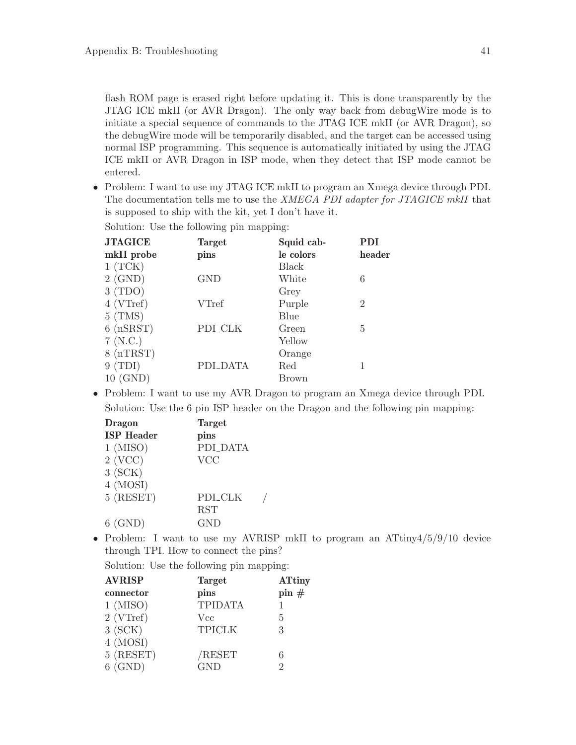flash ROM page is erased right before updating it. This is done transparently by the JTAG ICE mkII (or AVR Dragon). The only way back from debugWire mode is to initiate a special sequence of commands to the JTAG ICE mkII (or AVR Dragon), so the debugWire mode will be temporarily disabled, and the target can be accessed using normal ISP programming. This sequence is automatically initiated by using the JTAG ICE mkII or AVR Dragon in ISP mode, when they detect that ISP mode cannot be entered.

- Problem: I want to use my JTAG ICE mkII to program an Xmega device through PDI. The documentation tells me to use the *XMEGA PDI adapter for JTAGICE mkII* that is supposed to ship with the kit, yet I don't have it.

  Solution: Use the following pin mapping:

| JTAGICE mkII probe | Target pins | Squid cable colors | PDI header |
|---|---|---|---|
| 1 (TCK) | | Black | |
| 2 (GND) | GND | White | 6 |
| 3 (TDO) | | Grey | |
| 4 (VTref) | VTref | Purple | 2 |
| 5 (TMS) | | Blue | |
| 6 (nSRST) | PDI_CLK | Green | 5 |
| 7 (N.C.) | | Yellow | |
| 8 (nTRST) | | Orange | |
| 9 (TDI) | PDI_DATA | Red | 1 |
| 10 (GND) | | Brown | |

- Problem: I want to use my AVR Dragon to program an Xmega device through PDI.

  Solution: Use the 6 pin ISP header on the Dragon and the following pin mapping:

| Dragon ISP Header | Target pins |
|---|---|
| 1 (MISO) | PDI_DATA |
| 2 (VCC) | VCC |
| 3 (SCK) | |
| 4 (MOSI) | |
| 5 (RESET) | PDI_CLK / RST |
| 6 (GND) | GND |

- Problem: I want to use my AVRISP mkII to program an ATtiny4/5/9/10 device through TPI. How to connect the pins?

  Solution: Use the following pin mapping:

| AVRISP connector | Target pins | ATtiny pin # |
|---|---|---|
| 1 (MISO) | TPIDATA | 1 |
| 2 (VTref) | Vcc | 5 |
| 3 (SCK) | TPICLK | 3 |
| 4 (MOSI) | | |
| 5 (RESET) | /RESET | 6 |
| 6 (GND) | GND | 2 |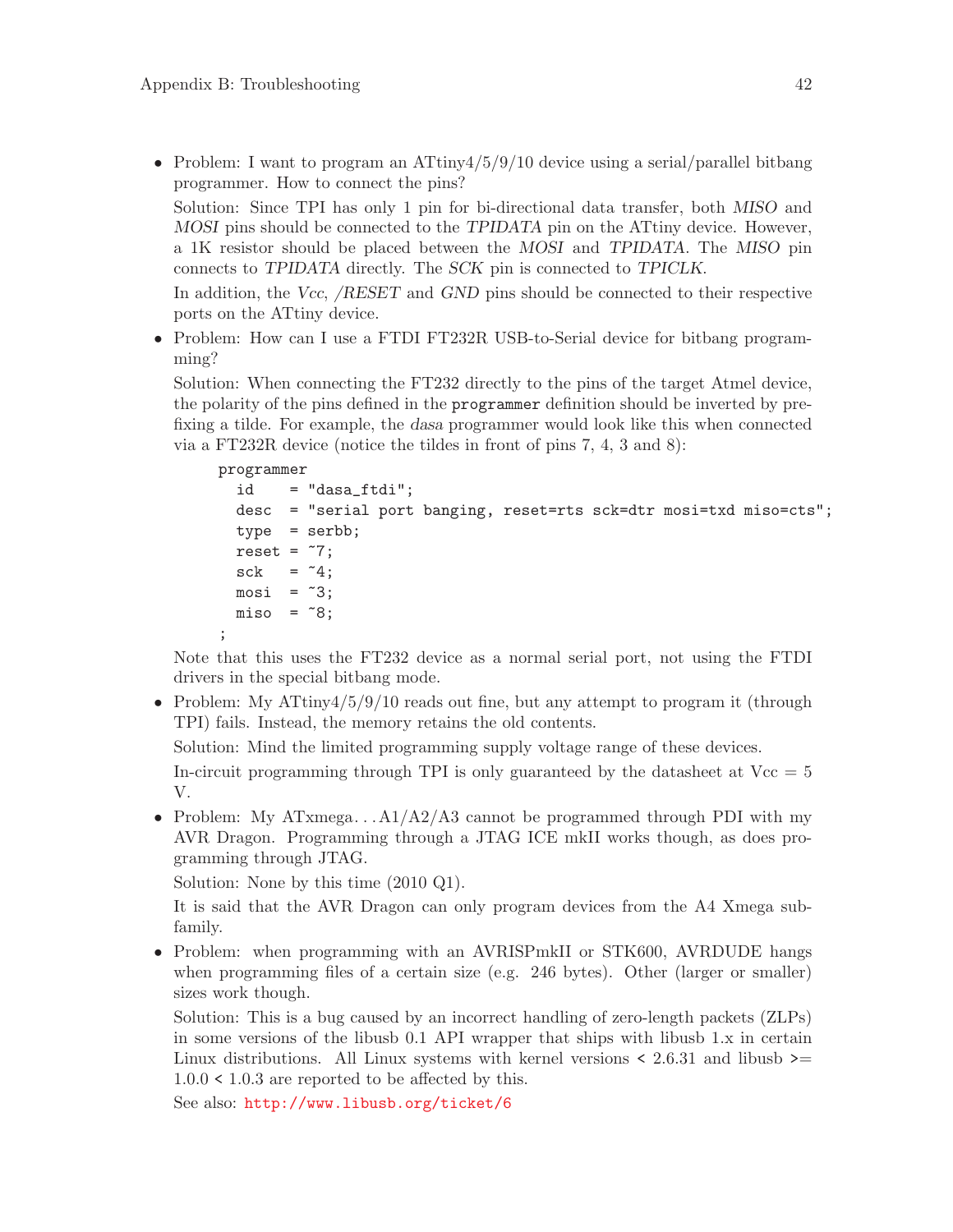- Problem: I want to program an ATtiny4/5/9/10 device using a serial/parallel bitbang programmer. How to connect the pins?

  Solution: Since TPI has only 1 pin for bi-directional data transfer, both *MISO* and *MOSI* pins should be connected to the *TPIDATA* pin on the ATtiny device. However, a 1K resistor should be placed between the *MOSI* and *TPIDATA*. The *MISO* pin connects to *TPIDATA* directly. The *SCK* pin is connected to *TPICLK*.

  In addition, the *Vcc*, */RESET* and *GND* pins should be connected to their respective ports on the ATtiny device.

- Problem: How can I use a FTDI FT232R USB-to-Serial device for bitbang programming?

  Solution: When connecting the FT232 directly to the pins of the target Atmel device, the polarity of the pins defined in the `programmer` definition should be inverted by prefixing a tilde. For example, the *dasa* programmer would look like this when connected via a FT232R device (notice the tildes in front of pins 7, 4, 3 and 8):

  ```
  programmer
    id    = "dasa_ftdi";
    desc  = "serial port banging, reset=rts sck=dtr mosi=txd miso=cts";
    type  = serbb;
    reset = ~7;
    sck   = ~4;
    mosi  = ~3;
    miso  = ~8;
  ;
  ```

  Note that this uses the FT232 device as a normal serial port, not using the FTDI drivers in the special bitbang mode.

- Problem: My ATtiny4/5/9/10 reads out fine, but any attempt to program it (through TPI) fails. Instead, the memory retains the old contents.

  Solution: Mind the limited programming supply voltage range of these devices.

  In-circuit programming through TPI is only guaranteed by the datasheet at Vcc = 5 V.

- Problem: My ATxmega...A1/A2/A3 cannot be programmed through PDI with my AVR Dragon. Programming through a JTAG ICE mkII works though, as does programming through JTAG.

  Solution: None by this time (2010 Q1).

  It is said that the AVR Dragon can only program devices from the A4 Xmega sub-family.

- Problem: when programming with an AVRISPmkII or STK600, AVRDUDE hangs when programming files of a certain size (e.g. 246 bytes). Other (larger or smaller) sizes work though.

  Solution: This is a bug caused by an incorrect handling of zero-length packets (ZLPs) in some versions of the libusb 0.1 API wrapper that ships with libusb 1.x in certain Linux distributions. All Linux systems with kernel versions < 2.6.31 and libusb >= 1.0.0 < 1.0.3 are reported to be affected by this.

  See also: http://www.libusb.org/ticket/6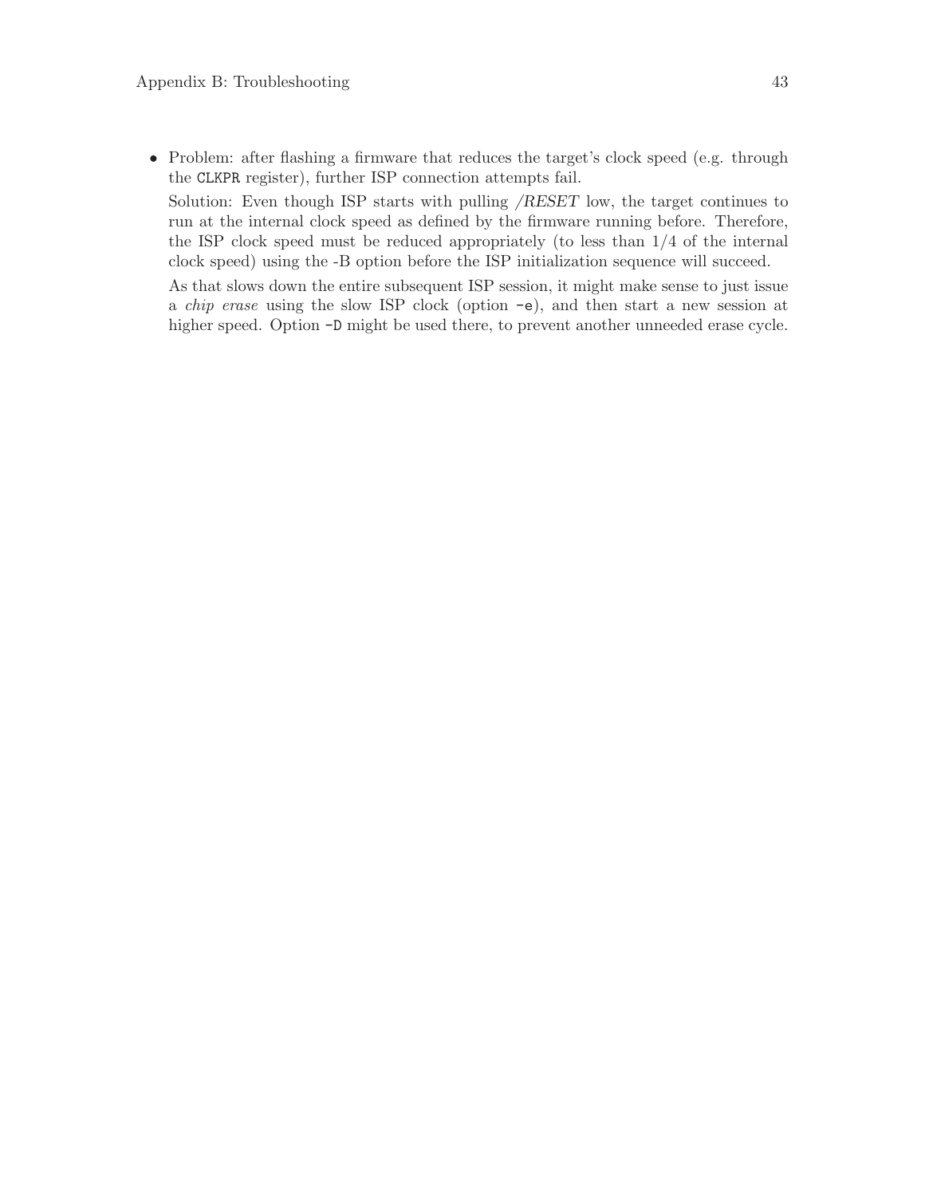- Problem: after flashing a firmware that reduces the target's clock speed (e.g. through the `CLKPR` register), further ISP connection attempts fail.

  Solution: Even though ISP starts with pulling */RESET* low, the target continues to run at the internal clock speed as defined by the firmware running before. Therefore, the ISP clock speed must be reduced appropriately (to less than 1/4 of the internal clock speed) using the -B option before the ISP initialization sequence will succeed.

  As that slows down the entire subsequent ISP session, it might make sense to just issue a *chip erase* using the slow ISP clock (option `-e`), and then start a new session at higher speed. Option `-D` might be used there, to prevent another unneeded erase cycle.